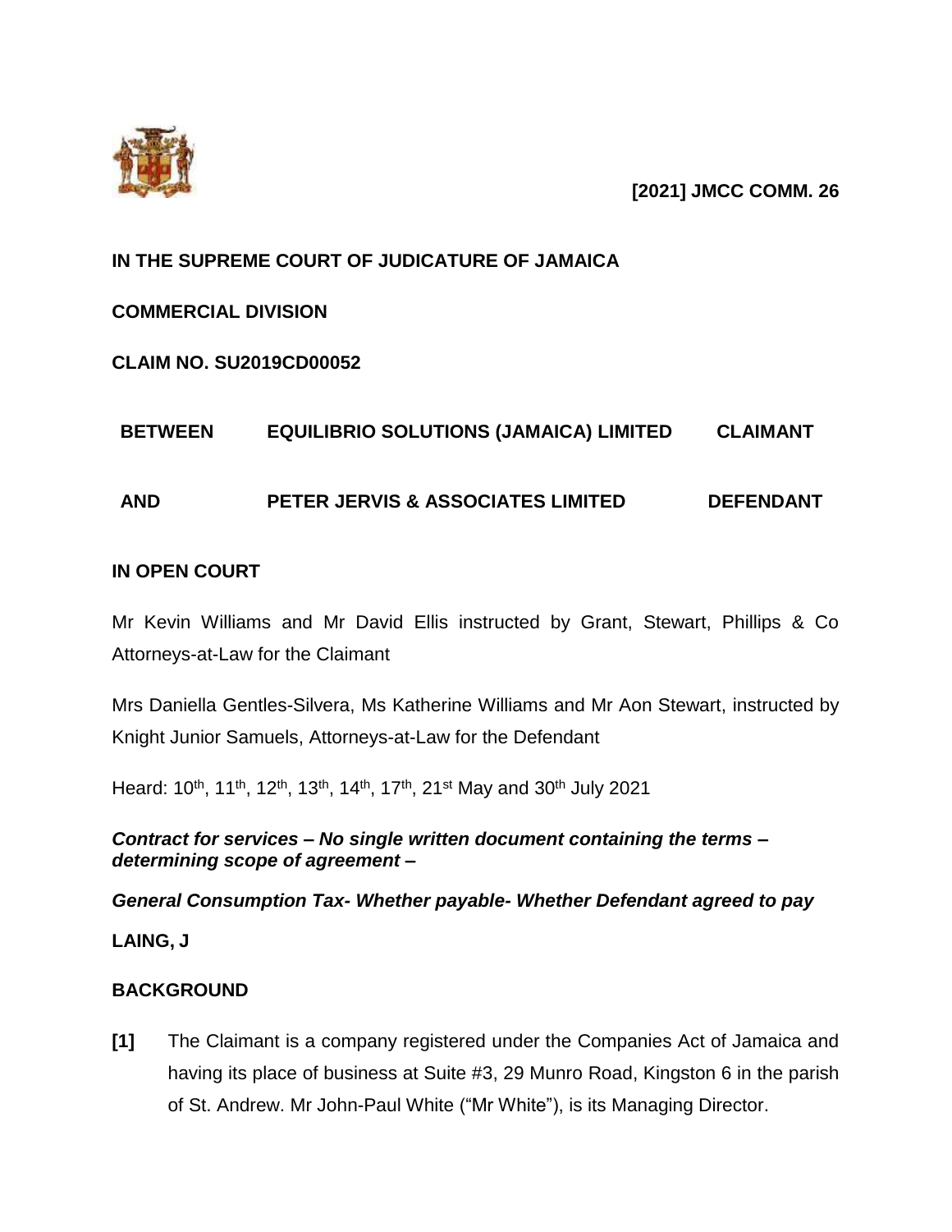**[2021] JMCC COMM. 26**

**IN THE SUPREME COURT OF JUDICATURE OF JAMAICA**

**COMMERCIAL DIVISION**

**CLAIM NO. SU2019CD00052**

| | | |
|---|---|---|
| **BETWEEN** | **EQUILIBRIO SOLUTIONS (JAMAICA) LIMITED** | **CLAIMANT** |
| **AND** | **PETER JERVIS & ASSOCIATES LIMITED** | **DEFENDANT** |

**IN OPEN COURT**

Mr Kevin Williams and Mr David Ellis instructed by Grant, Stewart, Phillips & Co Attorneys-at-Law for the Claimant

Mrs Daniella Gentles-Silvera, Ms Katherine Williams and Mr Aon Stewart, instructed by Knight Junior Samuels, Attorneys-at-Law for the Defendant

Heard: 10th, 11th, 12th, 13th, 14th, 17th, 21st May and 30th July 2021

***Contract for services – No single written document containing the terms – determining scope of agreement –***

***General Consumption Tax- Whether payable- Whether Defendant agreed to pay***

**LAING, J**

**BACKGROUND**

**[1]** The Claimant is a company registered under the Companies Act of Jamaica and having its place of business at Suite #3, 29 Munro Road, Kingston 6 in the parish of St. Andrew. Mr John-Paul White ("Mr White"), is its Managing Director.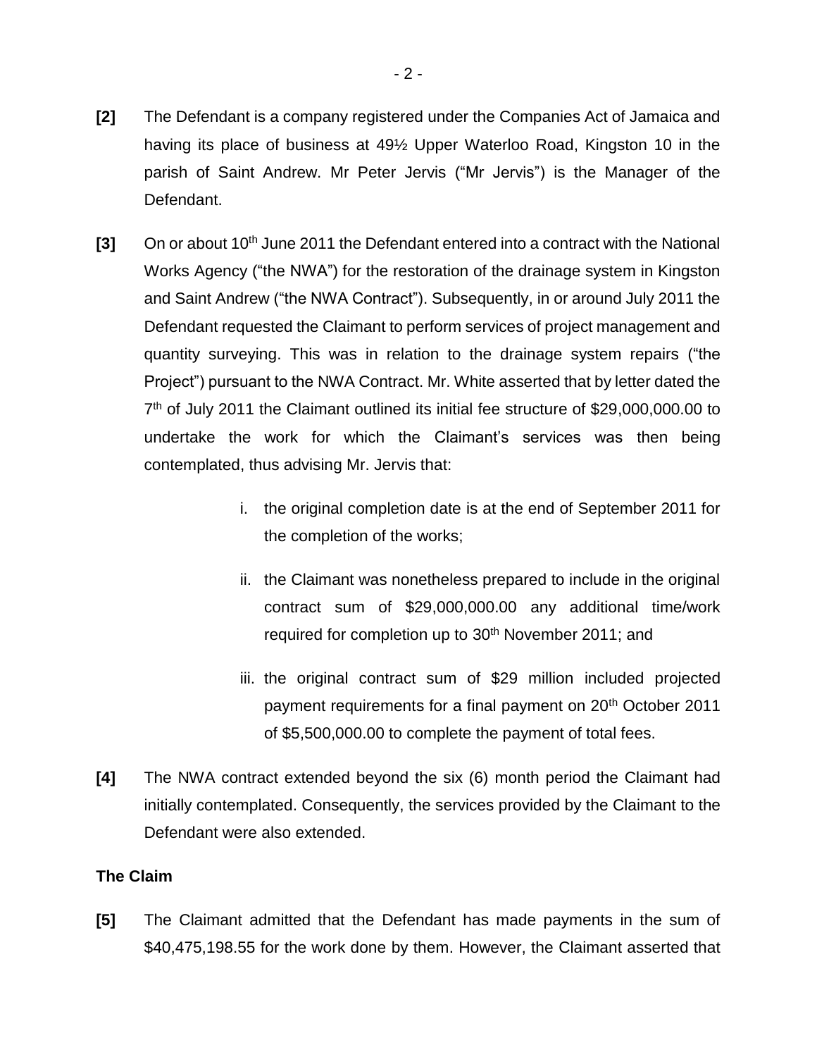**[2]** The Defendant is a company registered under the Companies Act of Jamaica and having its place of business at 49½ Upper Waterloo Road, Kingston 10 in the parish of Saint Andrew. Mr Peter Jervis ("Mr Jervis") is the Manager of the Defendant.

**[3]** On or about 10th June 2011 the Defendant entered into a contract with the National Works Agency ("the NWA") for the restoration of the drainage system in Kingston and Saint Andrew ("the NWA Contract"). Subsequently, in or around July 2011 the Defendant requested the Claimant to perform services of project management and quantity surveying. This was in relation to the drainage system repairs ("the Project") pursuant to the NWA Contract. Mr. White asserted that by letter dated the 7th of July 2011 the Claimant outlined its initial fee structure of $29,000,000.00 to undertake the work for which the Claimant's services was then being contemplated, thus advising Mr. Jervis that:

i. the original completion date is at the end of September 2011 for the completion of the works;

ii. the Claimant was nonetheless prepared to include in the original contract sum of $29,000,000.00 any additional time/work required for completion up to 30th November 2011; and

iii. the original contract sum of $29 million included projected payment requirements for a final payment on 20th October 2011 of $5,500,000.00 to complete the payment of total fees.

**[4]** The NWA contract extended beyond the six (6) month period the Claimant had initially contemplated. Consequently, the services provided by the Claimant to the Defendant were also extended.

**The Claim**

**[5]** The Claimant admitted that the Defendant has made payments in the sum of $40,475,198.55 for the work done by them. However, the Claimant asserted that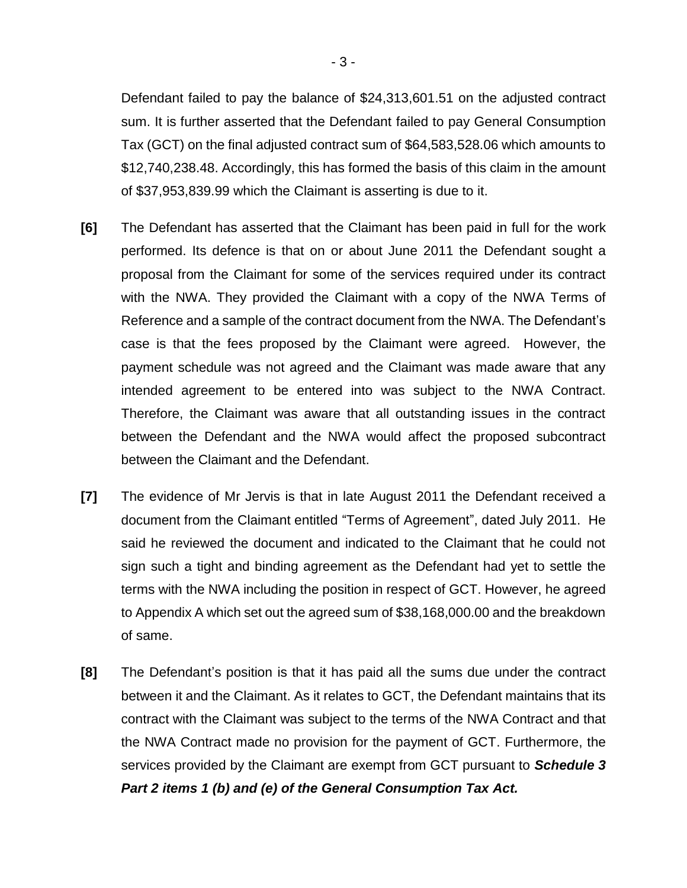Defendant failed to pay the balance of $24,313,601.51 on the adjusted contract sum. It is further asserted that the Defendant failed to pay General Consumption Tax (GCT) on the final adjusted contract sum of $64,583,528.06 which amounts to $12,740,238.48. Accordingly, this has formed the basis of this claim in the amount of $37,953,839.99 which the Claimant is asserting is due to it.

**[6]** The Defendant has asserted that the Claimant has been paid in full for the work performed. Its defence is that on or about June 2011 the Defendant sought a proposal from the Claimant for some of the services required under its contract with the NWA. They provided the Claimant with a copy of the NWA Terms of Reference and a sample of the contract document from the NWA. The Defendant's case is that the fees proposed by the Claimant were agreed. However, the payment schedule was not agreed and the Claimant was made aware that any intended agreement to be entered into was subject to the NWA Contract. Therefore, the Claimant was aware that all outstanding issues in the contract between the Defendant and the NWA would affect the proposed subcontract between the Claimant and the Defendant.

**[7]** The evidence of Mr Jervis is that in late August 2011 the Defendant received a document from the Claimant entitled "Terms of Agreement", dated July 2011. He said he reviewed the document and indicated to the Claimant that he could not sign such a tight and binding agreement as the Defendant had yet to settle the terms with the NWA including the position in respect of GCT. However, he agreed to Appendix A which set out the agreed sum of $38,168,000.00 and the breakdown of same.

**[8]** The Defendant's position is that it has paid all the sums due under the contract between it and the Claimant. As it relates to GCT, the Defendant maintains that its contract with the Claimant was subject to the terms of the NWA Contract and that the NWA Contract made no provision for the payment of GCT. Furthermore, the services provided by the Claimant are exempt from GCT pursuant to ***Schedule 3 Part 2 items 1 (b) and (e) of the General Consumption Tax Act.***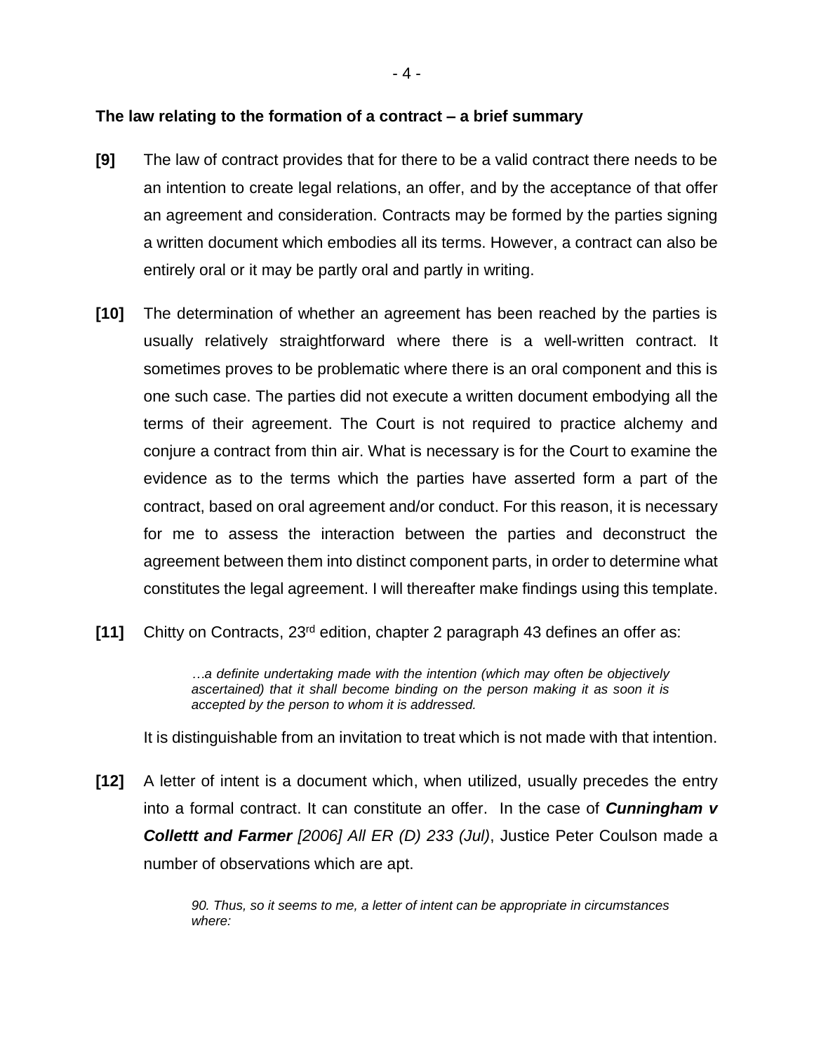**The law relating to the formation of a contract – a brief summary**

**[9]** The law of contract provides that for there to be a valid contract there needs to be an intention to create legal relations, an offer, and by the acceptance of that offer an agreement and consideration. Contracts may be formed by the parties signing a written document which embodies all its terms. However, a contract can also be entirely oral or it may be partly oral and partly in writing.

**[10]** The determination of whether an agreement has been reached by the parties is usually relatively straightforward where there is a well-written contract. It sometimes proves to be problematic where there is an oral component and this is one such case. The parties did not execute a written document embodying all the terms of their agreement. The Court is not required to practice alchemy and conjure a contract from thin air. What is necessary is for the Court to examine the evidence as to the terms which the parties have asserted form a part of the contract, based on oral agreement and/or conduct. For this reason, it is necessary for me to assess the interaction between the parties and deconstruct the agreement between them into distinct component parts, in order to determine what constitutes the legal agreement. I will thereafter make findings using this template.

**[11]** Chitty on Contracts, 23rd edition, chapter 2 paragraph 43 defines an offer as:

> *…a definite undertaking made with the intention (which may often be objectively ascertained) that it shall become binding on the person making it as soon it is accepted by the person to whom it is addressed.*

It is distinguishable from an invitation to treat which is not made with that intention.

**[12]** A letter of intent is a document which, when utilized, usually precedes the entry into a formal contract. It can constitute an offer. In the case of ***Cunningham v Collettt and Farmer*** *[2006] All ER (D) 233 (Jul)*, Justice Peter Coulson made a number of observations which are apt.

> *90. Thus, so it seems to me, a letter of intent can be appropriate in circumstances where:*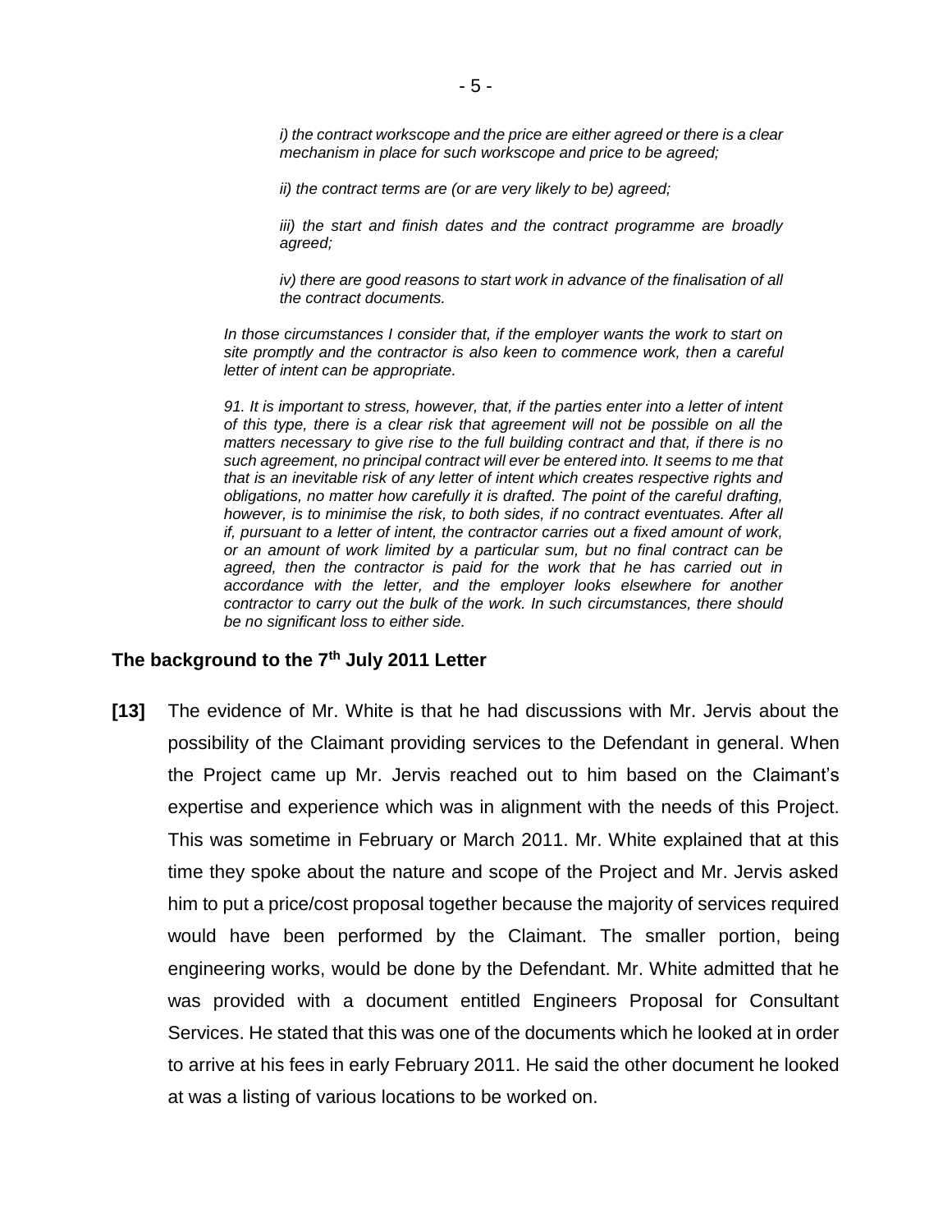> *i) the contract workscope and the price are either agreed or there is a clear mechanism in place for such workscope and price to be agreed;*
>
> *ii) the contract terms are (or are very likely to be) agreed;*
>
> *iii) the start and finish dates and the contract programme are broadly agreed;*
>
> *iv) there are good reasons to start work in advance of the finalisation of all the contract documents.*
>
> *In those circumstances I consider that, if the employer wants the work to start on site promptly and the contractor is also keen to commence work, then a careful letter of intent can be appropriate.*
>
> *91. It is important to stress, however, that, if the parties enter into a letter of intent of this type, there is a clear risk that agreement will not be possible on all the matters necessary to give rise to the full building contract and that, if there is no such agreement, no principal contract will ever be entered into. It seems to me that that is an inevitable risk of any letter of intent which creates respective rights and obligations, no matter how carefully it is drafted. The point of the careful drafting, however, is to minimise the risk, to both sides, if no contract eventuates. After all if, pursuant to a letter of intent, the contractor carries out a fixed amount of work, or an amount of work limited by a particular sum, but no final contract can be agreed, then the contractor is paid for the work that he has carried out in accordance with the letter, and the employer looks elsewhere for another contractor to carry out the bulk of the work. In such circumstances, there should be no significant loss to either side.*

### The background to the 7th July 2011 Letter

**[13]** The evidence of Mr. White is that he had discussions with Mr. Jervis about the possibility of the Claimant providing services to the Defendant in general. When the Project came up Mr. Jervis reached out to him based on the Claimant's expertise and experience which was in alignment with the needs of this Project. This was sometime in February or March 2011. Mr. White explained that at this time they spoke about the nature and scope of the Project and Mr. Jervis asked him to put a price/cost proposal together because the majority of services required would have been performed by the Claimant. The smaller portion, being engineering works, would be done by the Defendant. Mr. White admitted that he was provided with a document entitled Engineers Proposal for Consultant Services. He stated that this was one of the documents which he looked at in order to arrive at his fees in early February 2011. He said the other document he looked at was a listing of various locations to be worked on.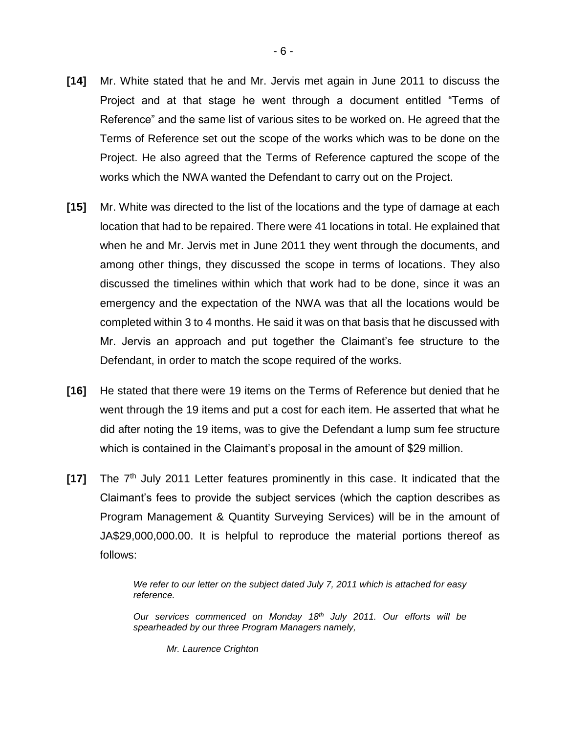**[14]** Mr. White stated that he and Mr. Jervis met again in June 2011 to discuss the Project and at that stage he went through a document entitled "Terms of Reference" and the same list of various sites to be worked on. He agreed that the Terms of Reference set out the scope of the works which was to be done on the Project. He also agreed that the Terms of Reference captured the scope of the works which the NWA wanted the Defendant to carry out on the Project.

**[15]** Mr. White was directed to the list of the locations and the type of damage at each location that had to be repaired. There were 41 locations in total. He explained that when he and Mr. Jervis met in June 2011 they went through the documents, and among other things, they discussed the scope in terms of locations. They also discussed the timelines within which that work had to be done, since it was an emergency and the expectation of the NWA was that all the locations would be completed within 3 to 4 months. He said it was on that basis that he discussed with Mr. Jervis an approach and put together the Claimant's fee structure to the Defendant, in order to match the scope required of the works.

**[16]** He stated that there were 19 items on the Terms of Reference but denied that he went through the 19 items and put a cost for each item. He asserted that what he did after noting the 19 items, was to give the Defendant a lump sum fee structure which is contained in the Claimant's proposal in the amount of $29 million.

**[17]** The 7th July 2011 Letter features prominently in this case. It indicated that the Claimant's fees to provide the subject services (which the caption describes as Program Management & Quantity Surveying Services) will be in the amount of JA$29,000,000.00. It is helpful to reproduce the material portions thereof as follows:

> *We refer to our letter on the subject dated July 7, 2011 which is attached for easy reference.*
>
> *Our services commenced on Monday 18th July 2011. Our efforts will be spearheaded by our three Program Managers namely,*
>
> *Mr. Laurence Crighton*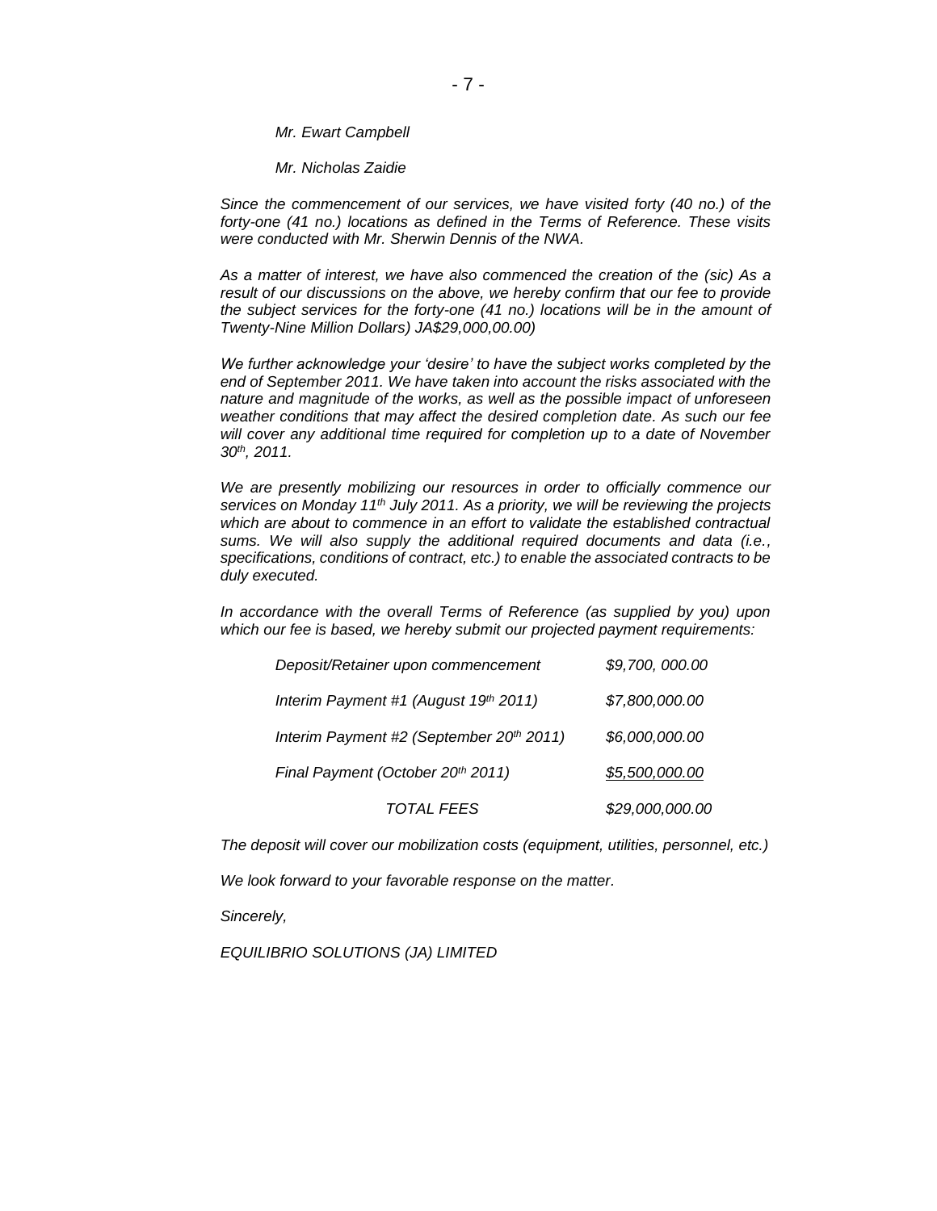*Mr. Ewart Campbell*

*Mr. Nicholas Zaidie*

*Since the commencement of our services, we have visited forty (40 no.) of the forty-one (41 no.) locations as defined in the Terms of Reference. These visits were conducted with Mr. Sherwin Dennis of the NWA.*

*As a matter of interest, we have also commenced the creation of the (sic) As a result of our discussions on the above, we hereby confirm that our fee to provide the subject services for the forty-one (41 no.) locations will be in the amount of Twenty-Nine Million Dollars) JA$29,000,00.00)*

*We further acknowledge your 'desire' to have the subject works completed by the end of September 2011. We have taken into account the risks associated with the nature and magnitude of the works, as well as the possible impact of unforeseen weather conditions that may affect the desired completion date. As such our fee will cover any additional time required for completion up to a date of November 30th, 2011.*

*We are presently mobilizing our resources in order to officially commence our services on Monday 11th July 2011. As a priority, we will be reviewing the projects which are about to commence in an effort to validate the established contractual sums. We will also supply the additional required documents and data (i.e., specifications, conditions of contract, etc.) to enable the associated contracts to be duly executed.*

*In accordance with the overall Terms of Reference (as supplied by you) upon which our fee is based, we hereby submit our projected payment requirements:*

| | |
|---|---|
| *Deposit/Retainer upon commencement* | *$9,700, 000.00* |
| *Interim Payment #1 (August 19th 2011)* | *$7,800,000.00* |
| *Interim Payment #2 (September 20th 2011)* | *$6,000,000.00* |
| *Final Payment (October 20th 2011)* | *$5,500,000.00* |
| *TOTAL FEES* | *$29,000,000.00* |

*The deposit will cover our mobilization costs (equipment, utilities, personnel, etc.)*

*We look forward to your favorable response on the matter.*

*Sincerely,*

*EQUILIBRIO SOLUTIONS (JA) LIMITED*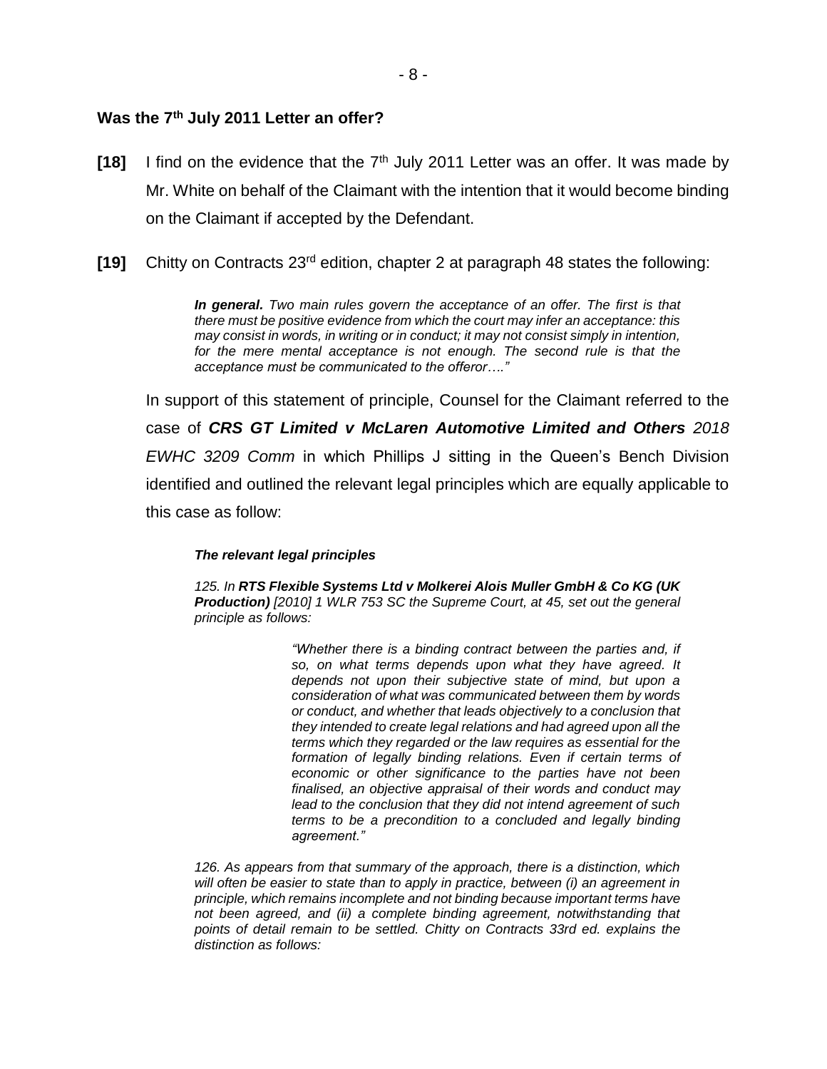**Was the 7th July 2011 Letter an offer?**

**[18]** I find on the evidence that the 7th July 2011 Letter was an offer. It was made by Mr. White on behalf of the Claimant with the intention that it would become binding on the Claimant if accepted by the Defendant.

**[19]** Chitty on Contracts 23rd edition, chapter 2 at paragraph 48 states the following:

> ***In general.*** *Two main rules govern the acceptance of an offer. The first is that there must be positive evidence from which the court may infer an acceptance: this may consist in words, in writing or in conduct; it may not consist simply in intention, for the mere mental acceptance is not enough. The second rule is that the acceptance must be communicated to the offeror…."*

In support of this statement of principle, Counsel for the Claimant referred to the case of ***CRS GT Limited v McLaren Automotive Limited and Others*** *2018 EWHC 3209 Comm* in which Phillips J sitting in the Queen's Bench Division identified and outlined the relevant legal principles which are equally applicable to this case as follow:

> ***The relevant legal principles***
>
> *125. In **RTS Flexible Systems Ltd v Molkerei Alois Muller GmbH & Co KG (UK Production)** [2010] 1 WLR 753 SC the Supreme Court, at 45, set out the general principle as follows:*
>
> > *"Whether there is a binding contract between the parties and, if so, on what terms depends upon what they have agreed. It depends not upon their subjective state of mind, but upon a consideration of what was communicated between them by words or conduct, and whether that leads objectively to a conclusion that they intended to create legal relations and had agreed upon all the terms which they regarded or the law requires as essential for the formation of legally binding relations. Even if certain terms of economic or other significance to the parties have not been finalised, an objective appraisal of their words and conduct may lead to the conclusion that they did not intend agreement of such terms to be a precondition to a concluded and legally binding agreement."*
>
> *126. As appears from that summary of the approach, there is a distinction, which will often be easier to state than to apply in practice, between (i) an agreement in principle, which remains incomplete and not binding because important terms have not been agreed, and (ii) a complete binding agreement, notwithstanding that points of detail remain to be settled. Chitty on Contracts 33rd ed. explains the distinction as follows:*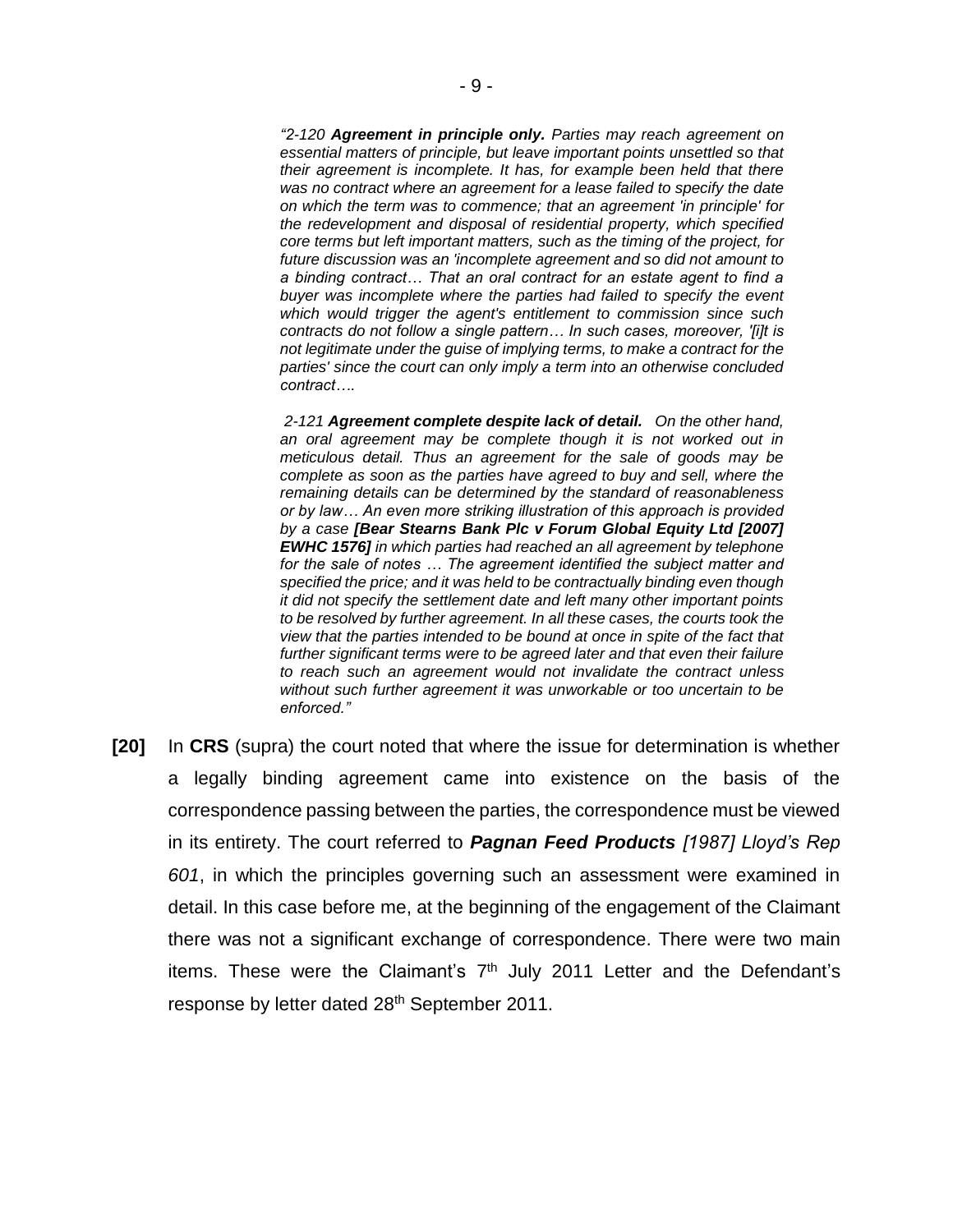*"2-120* ***Agreement in principle only.*** *Parties may reach agreement on essential matters of principle, but leave important points unsettled so that their agreement is incomplete. It has, for example been held that there was no contract where an agreement for a lease failed to specify the date on which the term was to commence; that an agreement 'in principle' for the redevelopment and disposal of residential property, which specified core terms but left important matters, such as the timing of the project, for future discussion was an 'incomplete agreement and so did not amount to a binding contract… That an oral contract for an estate agent to find a buyer was incomplete where the parties had failed to specify the event which would trigger the agent's entitlement to commission since such contracts do not follow a single pattern… In such cases, moreover, '[i]t is not legitimate under the guise of implying terms, to make a contract for the parties' since the court can only imply a term into an otherwise concluded contract….*

*2-121* ***Agreement complete despite lack of detail.*** *On the other hand, an oral agreement may be complete though it is not worked out in meticulous detail. Thus an agreement for the sale of goods may be complete as soon as the parties have agreed to buy and sell, where the remaining details can be determined by the standard of reasonableness or by law… An even more striking illustration of this approach is provided by a case* ***[Bear Stearns Bank Plc v Forum Global Equity Ltd [2007] EWHC 1576]*** *in which parties had reached an all agreement by telephone for the sale of notes … The agreement identified the subject matter and specified the price; and it was held to be contractually binding even though it did not specify the settlement date and left many other important points to be resolved by further agreement. In all these cases, the courts took the view that the parties intended to be bound at once in spite of the fact that further significant terms were to be agreed later and that even their failure to reach such an agreement would not invalidate the contract unless without such further agreement it was unworkable or too uncertain to be enforced."*

**[20]** In **CRS** (supra) the court noted that where the issue for determination is whether a legally binding agreement came into existence on the basis of the correspondence passing between the parties, the correspondence must be viewed in its entirety. The court referred to ***Pagnan Feed Products*** *[1987] Lloyd's Rep 601*, in which the principles governing such an assessment were examined in detail. In this case before me, at the beginning of the engagement of the Claimant there was not a significant exchange of correspondence. There were two main items. These were the Claimant's 7th July 2011 Letter and the Defendant's response by letter dated 28th September 2011.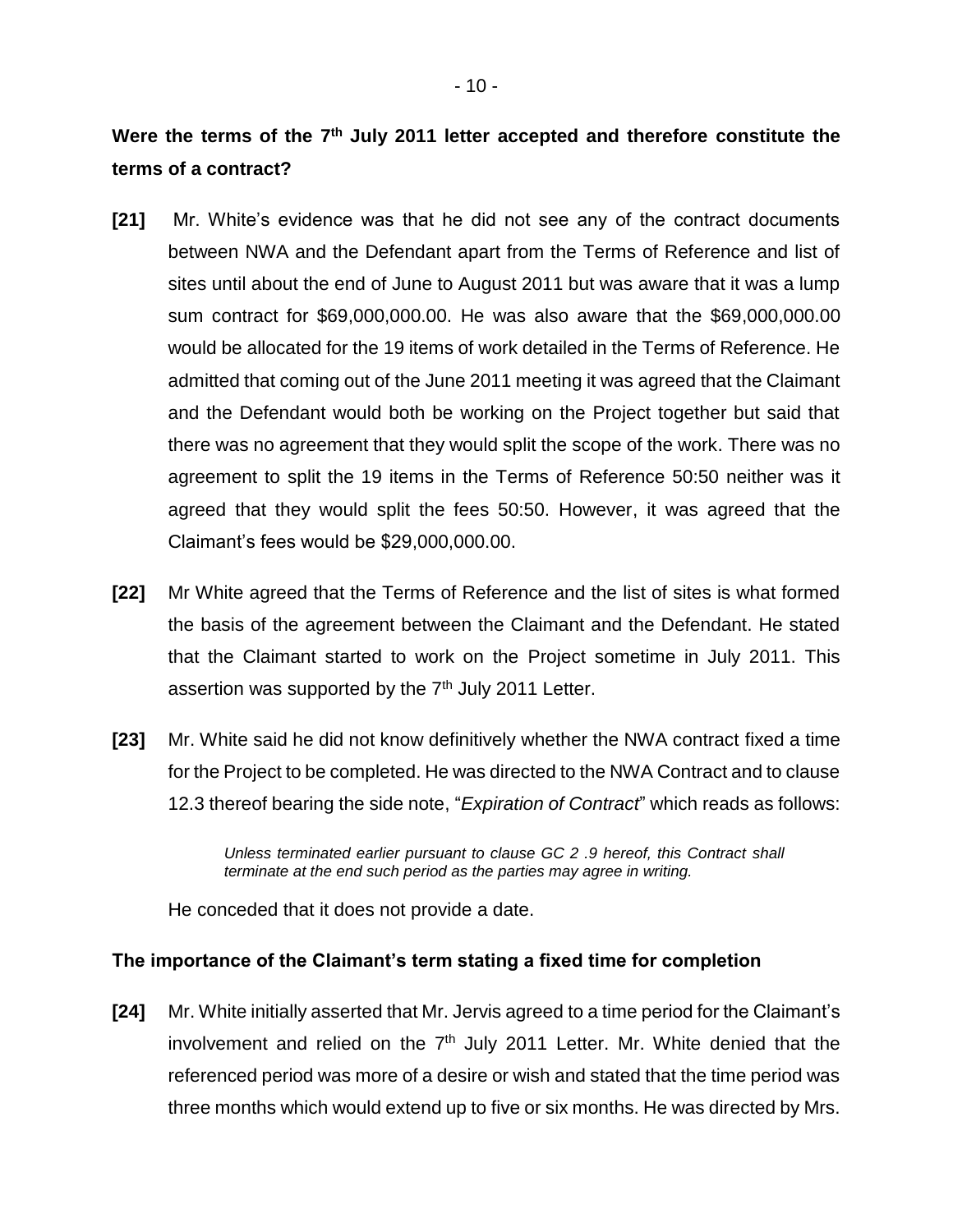**Were the terms of the 7th July 2011 letter accepted and therefore constitute the terms of a contract?**

**[21]** Mr. White's evidence was that he did not see any of the contract documents between NWA and the Defendant apart from the Terms of Reference and list of sites until about the end of June to August 2011 but was aware that it was a lump sum contract for $69,000,000.00. He was also aware that the $69,000,000.00 would be allocated for the 19 items of work detailed in the Terms of Reference. He admitted that coming out of the June 2011 meeting it was agreed that the Claimant and the Defendant would both be working on the Project together but said that there was no agreement that they would split the scope of the work. There was no agreement to split the 19 items in the Terms of Reference 50:50 neither was it agreed that they would split the fees 50:50. However, it was agreed that the Claimant's fees would be $29,000,000.00.

**[22]** Mr White agreed that the Terms of Reference and the list of sites is what formed the basis of the agreement between the Claimant and the Defendant. He stated that the Claimant started to work on the Project sometime in July 2011. This assertion was supported by the 7th July 2011 Letter.

**[23]** Mr. White said he did not know definitively whether the NWA contract fixed a time for the Project to be completed. He was directed to the NWA Contract and to clause 12.3 thereof bearing the side note, "*Expiration of Contract*" which reads as follows:

> *Unless terminated earlier pursuant to clause GC 2 .9 hereof, this Contract shall terminate at the end such period as the parties may agree in writing.*

He conceded that it does not provide a date.

**The importance of the Claimant's term stating a fixed time for completion**

**[24]** Mr. White initially asserted that Mr. Jervis agreed to a time period for the Claimant's involvement and relied on the 7th July 2011 Letter. Mr. White denied that the referenced period was more of a desire or wish and stated that the time period was three months which would extend up to five or six months. He was directed by Mrs.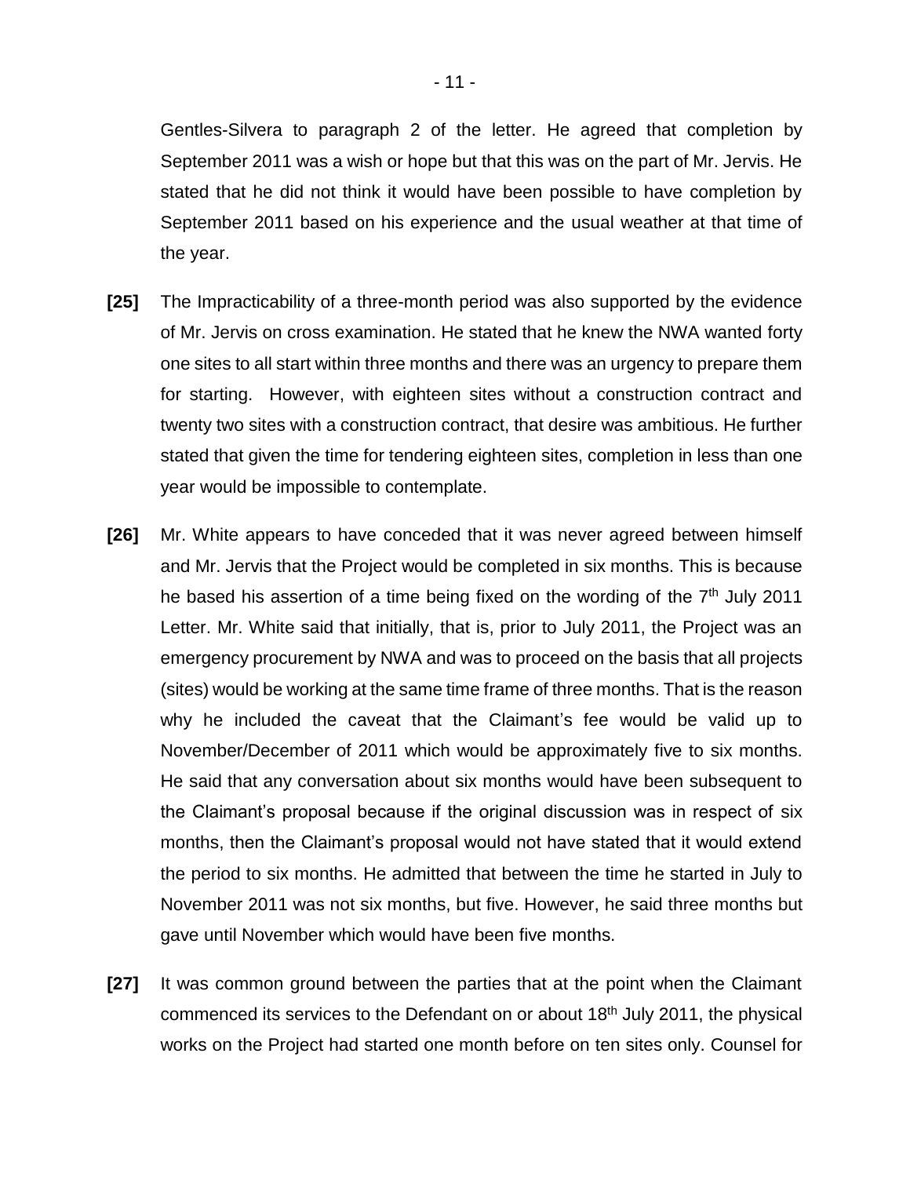Gentles-Silvera to paragraph 2 of the letter. He agreed that completion by September 2011 was a wish or hope but that this was on the part of Mr. Jervis. He stated that he did not think it would have been possible to have completion by September 2011 based on his experience and the usual weather at that time of the year.

**[25]** The Impracticability of a three-month period was also supported by the evidence of Mr. Jervis on cross examination. He stated that he knew the NWA wanted forty one sites to all start within three months and there was an urgency to prepare them for starting. However, with eighteen sites without a construction contract and twenty two sites with a construction contract, that desire was ambitious. He further stated that given the time for tendering eighteen sites, completion in less than one year would be impossible to contemplate.

**[26]** Mr. White appears to have conceded that it was never agreed between himself and Mr. Jervis that the Project would be completed in six months. This is because he based his assertion of a time being fixed on the wording of the 7th July 2011 Letter. Mr. White said that initially, that is, prior to July 2011, the Project was an emergency procurement by NWA and was to proceed on the basis that all projects (sites) would be working at the same time frame of three months. That is the reason why he included the caveat that the Claimant's fee would be valid up to November/December of 2011 which would be approximately five to six months. He said that any conversation about six months would have been subsequent to the Claimant's proposal because if the original discussion was in respect of six months, then the Claimant's proposal would not have stated that it would extend the period to six months. He admitted that between the time he started in July to November 2011 was not six months, but five. However, he said three months but gave until November which would have been five months.

**[27]** It was common ground between the parties that at the point when the Claimant commenced its services to the Defendant on or about 18th July 2011, the physical works on the Project had started one month before on ten sites only. Counsel for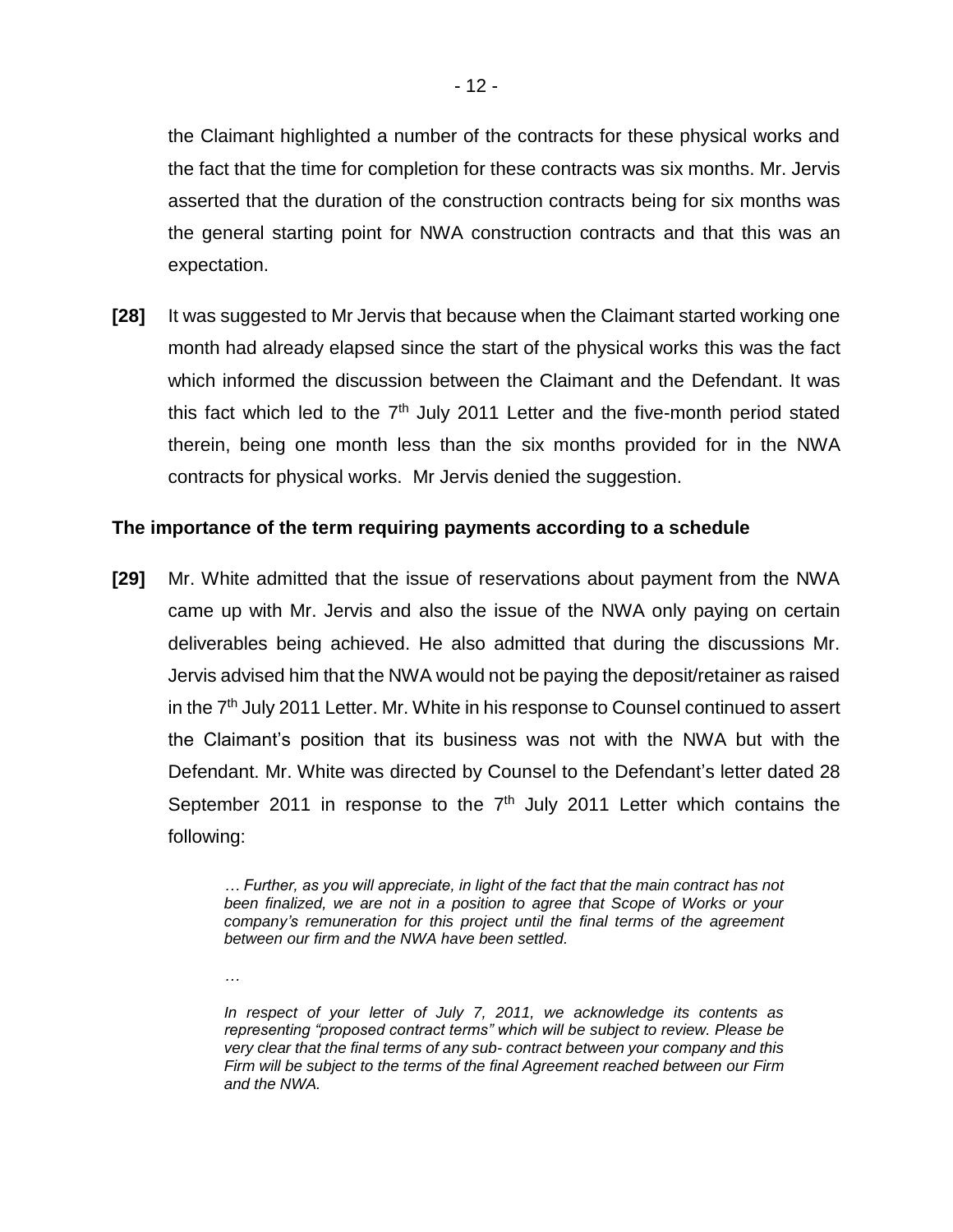the Claimant highlighted a number of the contracts for these physical works and the fact that the time for completion for these contracts was six months. Mr. Jervis asserted that the duration of the construction contracts being for six months was the general starting point for NWA construction contracts and that this was an expectation.

**[28]** It was suggested to Mr Jervis that because when the Claimant started working one month had already elapsed since the start of the physical works this was the fact which informed the discussion between the Claimant and the Defendant. It was this fact which led to the 7th July 2011 Letter and the five-month period stated therein, being one month less than the six months provided for in the NWA contracts for physical works. Mr Jervis denied the suggestion.

**The importance of the term requiring payments according to a schedule**

**[29]** Mr. White admitted that the issue of reservations about payment from the NWA came up with Mr. Jervis and also the issue of the NWA only paying on certain deliverables being achieved. He also admitted that during the discussions Mr. Jervis advised him that the NWA would not be paying the deposit/retainer as raised in the 7th July 2011 Letter. Mr. White in his response to Counsel continued to assert the Claimant's position that its business was not with the NWA but with the Defendant. Mr. White was directed by Counsel to the Defendant's letter dated 28 September 2011 in response to the 7th July 2011 Letter which contains the following:

> *… Further, as you will appreciate, in light of the fact that the main contract has not been finalized, we are not in a position to agree that Scope of Works or your company's remuneration for this project until the final terms of the agreement between our firm and the NWA have been settled.*
>
> *…*
>
> *In respect of your letter of July 7, 2011, we acknowledge its contents as representing "proposed contract terms" which will be subject to review. Please be very clear that the final terms of any sub- contract between your company and this Firm will be subject to the terms of the final Agreement reached between our Firm and the NWA.*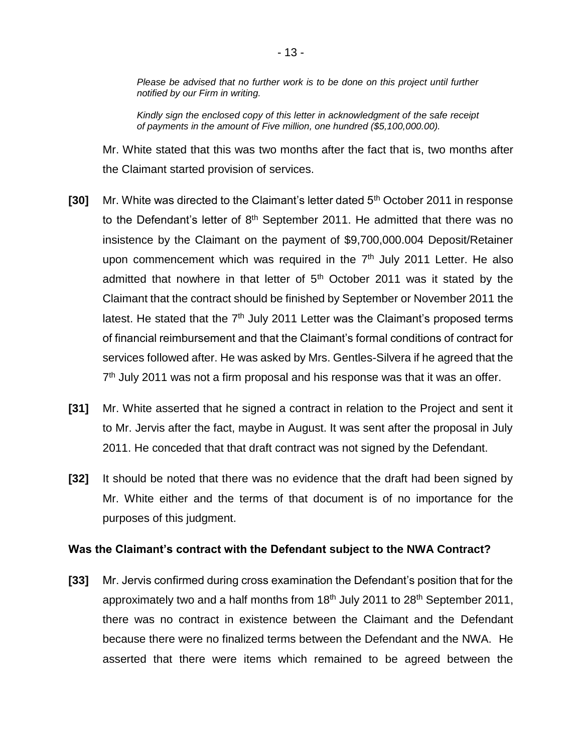*Please be advised that no further work is to be done on this project until further notified by our Firm in writing.*

*Kindly sign the enclosed copy of this letter in acknowledgment of the safe receipt of payments in the amount of Five million, one hundred ($5,100,000.00).*

Mr. White stated that this was two months after the fact that is, two months after the Claimant started provision of services.

**[30]** Mr. White was directed to the Claimant's letter dated 5th October 2011 in response to the Defendant's letter of 8th September 2011. He admitted that there was no insistence by the Claimant on the payment of $9,700,000.004 Deposit/Retainer upon commencement which was required in the 7th July 2011 Letter. He also admitted that nowhere in that letter of 5th October 2011 was it stated by the Claimant that the contract should be finished by September or November 2011 the latest. He stated that the 7th July 2011 Letter was the Claimant's proposed terms of financial reimbursement and that the Claimant's formal conditions of contract for services followed after. He was asked by Mrs. Gentles-Silvera if he agreed that the 7th July 2011 was not a firm proposal and his response was that it was an offer.

**[31]** Mr. White asserted that he signed a contract in relation to the Project and sent it to Mr. Jervis after the fact, maybe in August. It was sent after the proposal in July 2011. He conceded that that draft contract was not signed by the Defendant.

**[32]** It should be noted that there was no evidence that the draft had been signed by Mr. White either and the terms of that document is of no importance for the purposes of this judgment.

**Was the Claimant's contract with the Defendant subject to the NWA Contract?**

**[33]** Mr. Jervis confirmed during cross examination the Defendant's position that for the approximately two and a half months from 18th July 2011 to 28th September 2011, there was no contract in existence between the Claimant and the Defendant because there were no finalized terms between the Defendant and the NWA. He asserted that there were items which remained to be agreed between the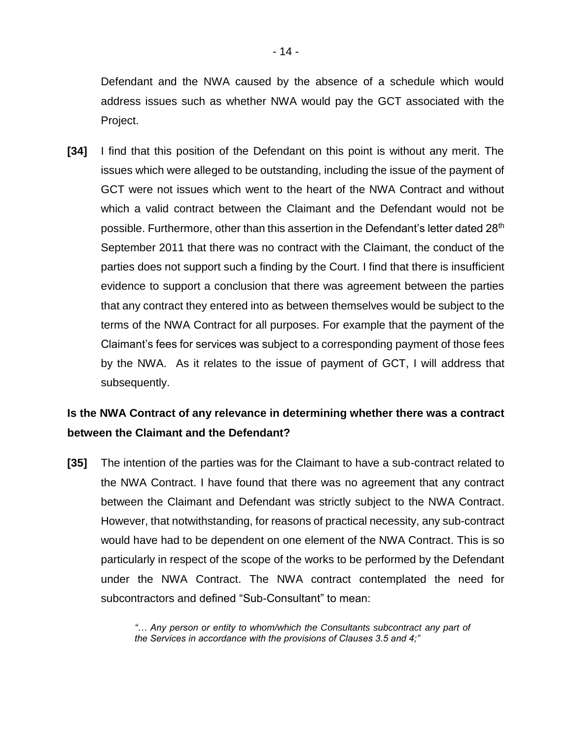Defendant and the NWA caused by the absence of a schedule which would address issues such as whether NWA would pay the GCT associated with the Project.

**[34]** I find that this position of the Defendant on this point is without any merit. The issues which were alleged to be outstanding, including the issue of the payment of GCT were not issues which went to the heart of the NWA Contract and without which a valid contract between the Claimant and the Defendant would not be possible. Furthermore, other than this assertion in the Defendant's letter dated 28th September 2011 that there was no contract with the Claimant, the conduct of the parties does not support such a finding by the Court. I find that there is insufficient evidence to support a conclusion that there was agreement between the parties that any contract they entered into as between themselves would be subject to the terms of the NWA Contract for all purposes. For example that the payment of the Claimant's fees for services was subject to a corresponding payment of those fees by the NWA. As it relates to the issue of payment of GCT, I will address that subsequently.

**Is the NWA Contract of any relevance in determining whether there was a contract between the Claimant and the Defendant?**

**[35]** The intention of the parties was for the Claimant to have a sub-contract related to the NWA Contract. I have found that there was no agreement that any contract between the Claimant and Defendant was strictly subject to the NWA Contract. However, that notwithstanding, for reasons of practical necessity, any sub-contract would have had to be dependent on one element of the NWA Contract. This is so particularly in respect of the scope of the works to be performed by the Defendant under the NWA Contract. The NWA contract contemplated the need for subcontractors and defined "Sub-Consultant" to mean:

> *"… Any person or entity to whom/which the Consultants subcontract any part of the Services in accordance with the provisions of Clauses 3.5 and 4;"*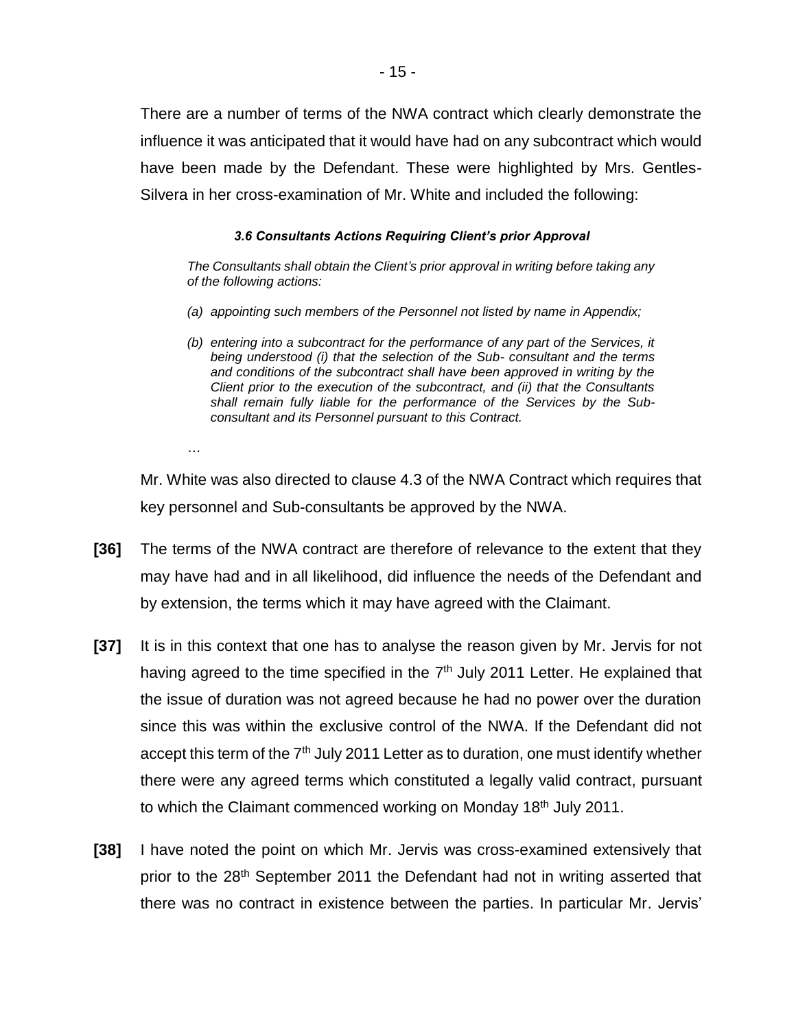There are a number of terms of the NWA contract which clearly demonstrate the influence it was anticipated that it would have had on any subcontract which would have been made by the Defendant. These were highlighted by Mrs. Gentles-Silvera in her cross-examination of Mr. White and included the following:

> ***3.6 Consultants Actions Requiring Client's prior Approval***
>
> *The Consultants shall obtain the Client's prior approval in writing before taking any of the following actions:*
>
> *(a) appointing such members of the Personnel not listed by name in Appendix;*
>
> *(b) entering into a subcontract for the performance of any part of the Services, it being understood (i) that the selection of the Sub- consultant and the terms and conditions of the subcontract shall have been approved in writing by the Client prior to the execution of the subcontract, and (ii) that the Consultants shall remain fully liable for the performance of the Services by the Sub-consultant and its Personnel pursuant to this Contract.*
>
> *…*

Mr. White was also directed to clause 4.3 of the NWA Contract which requires that key personnel and Sub-consultants be approved by the NWA.

**[36]** The terms of the NWA contract are therefore of relevance to the extent that they may have had and in all likelihood, did influence the needs of the Defendant and by extension, the terms which it may have agreed with the Claimant.

**[37]** It is in this context that one has to analyse the reason given by Mr. Jervis for not having agreed to the time specified in the 7th July 2011 Letter. He explained that the issue of duration was not agreed because he had no power over the duration since this was within the exclusive control of the NWA. If the Defendant did not accept this term of the 7th July 2011 Letter as to duration, one must identify whether there were any agreed terms which constituted a legally valid contract, pursuant to which the Claimant commenced working on Monday 18th July 2011.

**[38]** I have noted the point on which Mr. Jervis was cross-examined extensively that prior to the 28th September 2011 the Defendant had not in writing asserted that there was no contract in existence between the parties. In particular Mr. Jervis'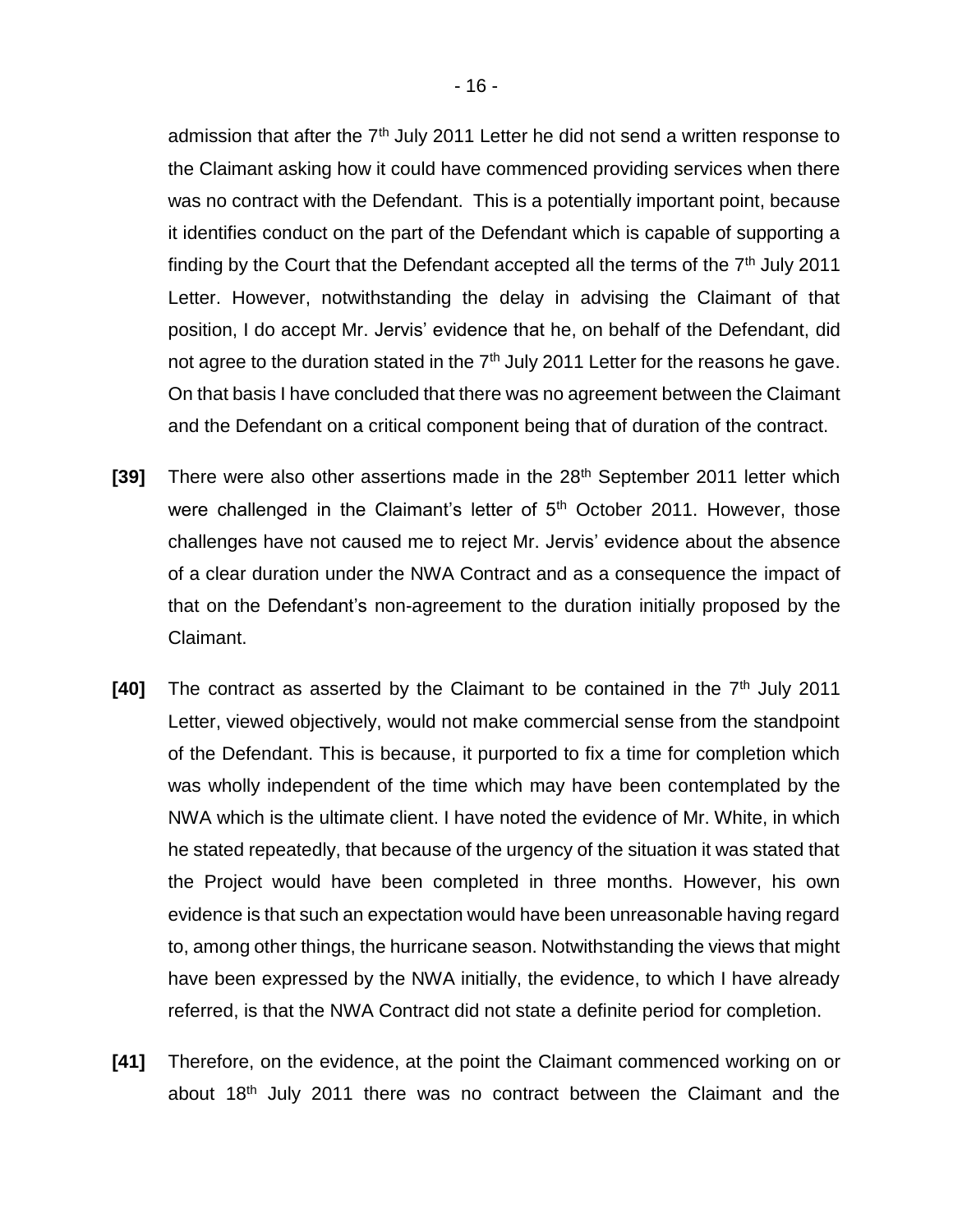admission that after the 7th July 2011 Letter he did not send a written response to the Claimant asking how it could have commenced providing services when there was no contract with the Defendant. This is a potentially important point, because it identifies conduct on the part of the Defendant which is capable of supporting a finding by the Court that the Defendant accepted all the terms of the 7th July 2011 Letter. However, notwithstanding the delay in advising the Claimant of that position, I do accept Mr. Jervis' evidence that he, on behalf of the Defendant, did not agree to the duration stated in the 7th July 2011 Letter for the reasons he gave. On that basis I have concluded that there was no agreement between the Claimant and the Defendant on a critical component being that of duration of the contract.

**[39]** There were also other assertions made in the 28th September 2011 letter which were challenged in the Claimant's letter of 5th October 2011. However, those challenges have not caused me to reject Mr. Jervis' evidence about the absence of a clear duration under the NWA Contract and as a consequence the impact of that on the Defendant's non-agreement to the duration initially proposed by the Claimant.

**[40]** The contract as asserted by the Claimant to be contained in the 7th July 2011 Letter, viewed objectively, would not make commercial sense from the standpoint of the Defendant. This is because, it purported to fix a time for completion which was wholly independent of the time which may have been contemplated by the NWA which is the ultimate client. I have noted the evidence of Mr. White, in which he stated repeatedly, that because of the urgency of the situation it was stated that the Project would have been completed in three months. However, his own evidence is that such an expectation would have been unreasonable having regard to, among other things, the hurricane season. Notwithstanding the views that might have been expressed by the NWA initially, the evidence, to which I have already referred, is that the NWA Contract did not state a definite period for completion.

**[41]** Therefore, on the evidence, at the point the Claimant commenced working on or about 18th July 2011 there was no contract between the Claimant and the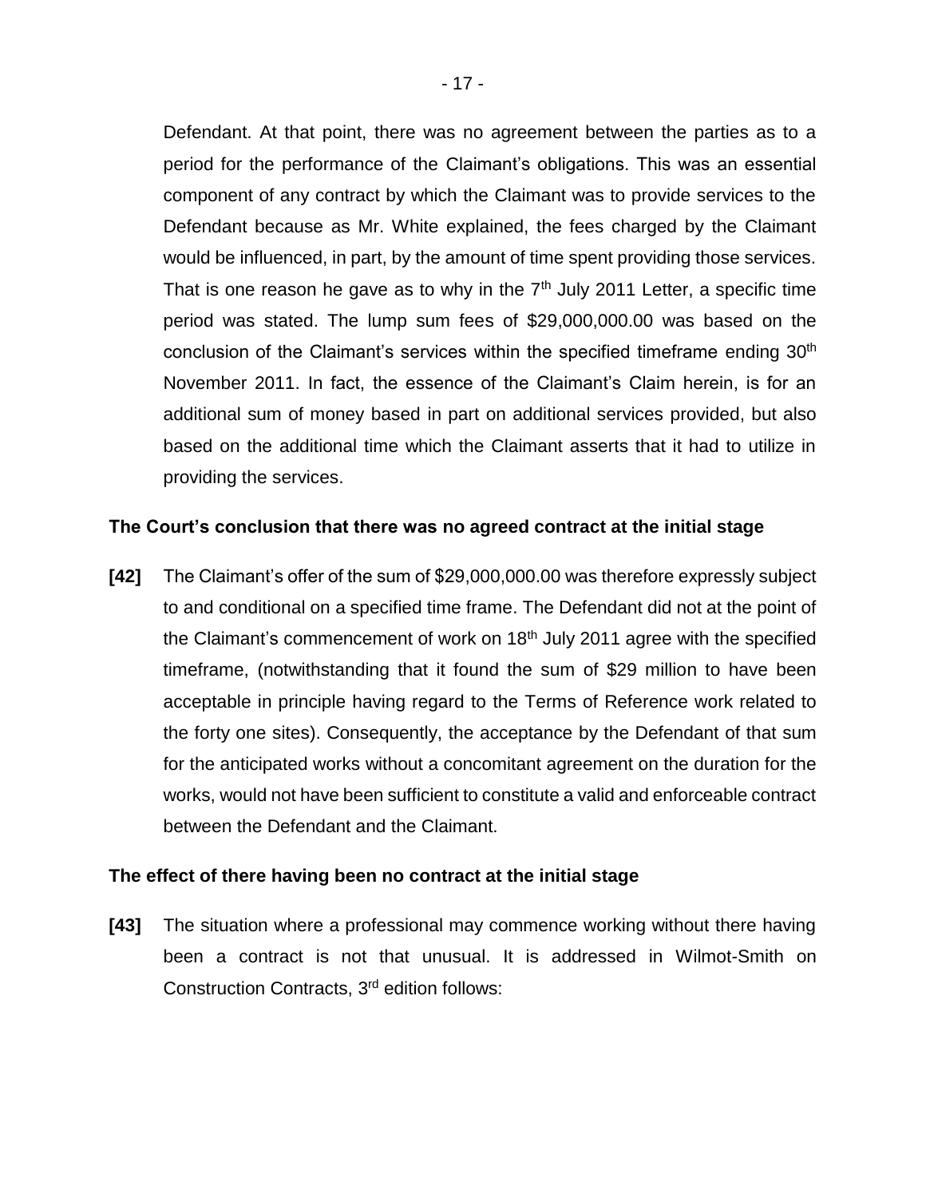Defendant. At that point, there was no agreement between the parties as to a period for the performance of the Claimant's obligations. This was an essential component of any contract by which the Claimant was to provide services to the Defendant because as Mr. White explained, the fees charged by the Claimant would be influenced, in part, by the amount of time spent providing those services. That is one reason he gave as to why in the 7th July 2011 Letter, a specific time period was stated. The lump sum fees of $29,000,000.00 was based on the conclusion of the Claimant's services within the specified timeframe ending 30th November 2011. In fact, the essence of the Claimant's Claim herein, is for an additional sum of money based in part on additional services provided, but also based on the additional time which the Claimant asserts that it had to utilize in providing the services.

**The Court's conclusion that there was no agreed contract at the initial stage**

**[42]** The Claimant's offer of the sum of $29,000,000.00 was therefore expressly subject to and conditional on a specified time frame. The Defendant did not at the point of the Claimant's commencement of work on 18th July 2011 agree with the specified timeframe, (notwithstanding that it found the sum of $29 million to have been acceptable in principle having regard to the Terms of Reference work related to the forty one sites). Consequently, the acceptance by the Defendant of that sum for the anticipated works without a concomitant agreement on the duration for the works, would not have been sufficient to constitute a valid and enforceable contract between the Defendant and the Claimant.

**The effect of there having been no contract at the initial stage**

**[43]** The situation where a professional may commence working without there having been a contract is not that unusual. It is addressed in Wilmot-Smith on Construction Contracts, 3rd edition follows: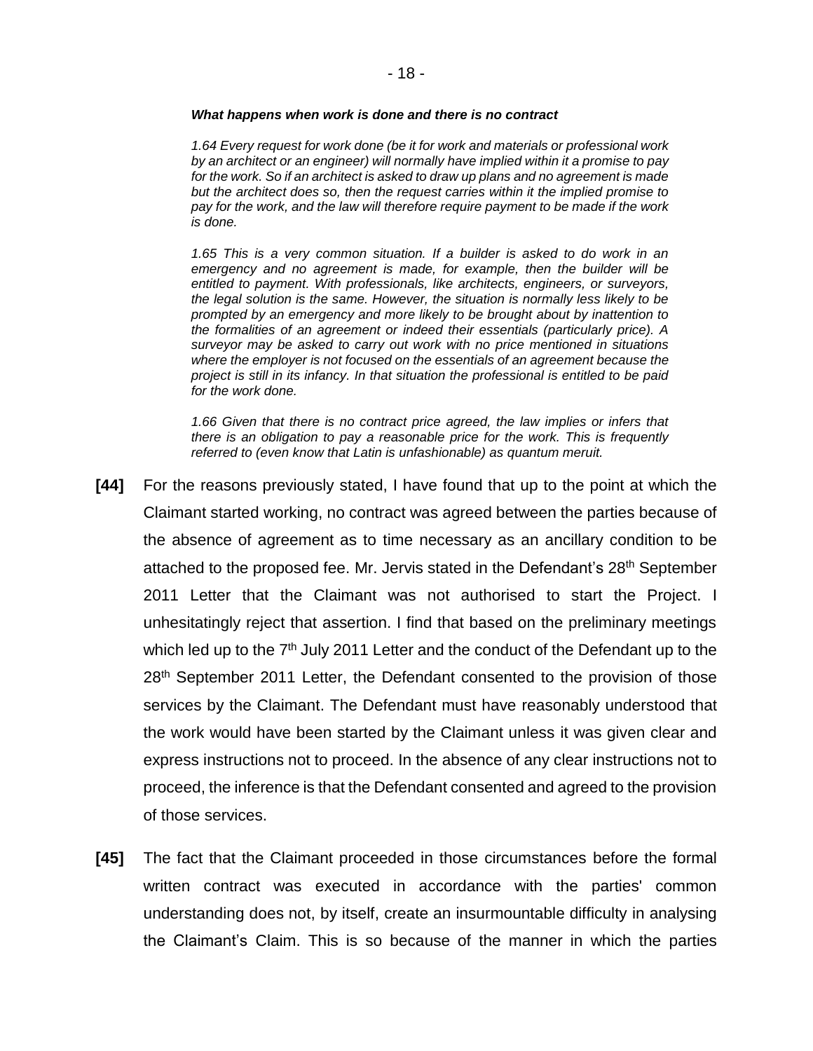***What happens when work is done and there is no contract***

> *1.64 Every request for work done (be it for work and materials or professional work by an architect or an engineer) will normally have implied within it a promise to pay for the work. So if an architect is asked to draw up plans and no agreement is made but the architect does so, then the request carries within it the implied promise to pay for the work, and the law will therefore require payment to be made if the work is done.*
>
> *1.65 This is a very common situation. If a builder is asked to do work in an emergency and no agreement is made, for example, then the builder will be entitled to payment. With professionals, like architects, engineers, or surveyors, the legal solution is the same. However, the situation is normally less likely to be prompted by an emergency and more likely to be brought about by inattention to the formalities of an agreement or indeed their essentials (particularly price). A surveyor may be asked to carry out work with no price mentioned in situations where the employer is not focused on the essentials of an agreement because the project is still in its infancy. In that situation the professional is entitled to be paid for the work done.*
>
> *1.66 Given that there is no contract price agreed, the law implies or infers that there is an obligation to pay a reasonable price for the work. This is frequently referred to (even know that Latin is unfashionable) as quantum meruit.*

**[44]** For the reasons previously stated, I have found that up to the point at which the Claimant started working, no contract was agreed between the parties because of the absence of agreement as to time necessary as an ancillary condition to be attached to the proposed fee. Mr. Jervis stated in the Defendant's 28th September 2011 Letter that the Claimant was not authorised to start the Project. I unhesitatingly reject that assertion. I find that based on the preliminary meetings which led up to the 7th July 2011 Letter and the conduct of the Defendant up to the 28th September 2011 Letter, the Defendant consented to the provision of those services by the Claimant. The Defendant must have reasonably understood that the work would have been started by the Claimant unless it was given clear and express instructions not to proceed. In the absence of any clear instructions not to proceed, the inference is that the Defendant consented and agreed to the provision of those services.

**[45]** The fact that the Claimant proceeded in those circumstances before the formal written contract was executed in accordance with the parties' common understanding does not, by itself, create an insurmountable difficulty in analysing the Claimant's Claim. This is so because of the manner in which the parties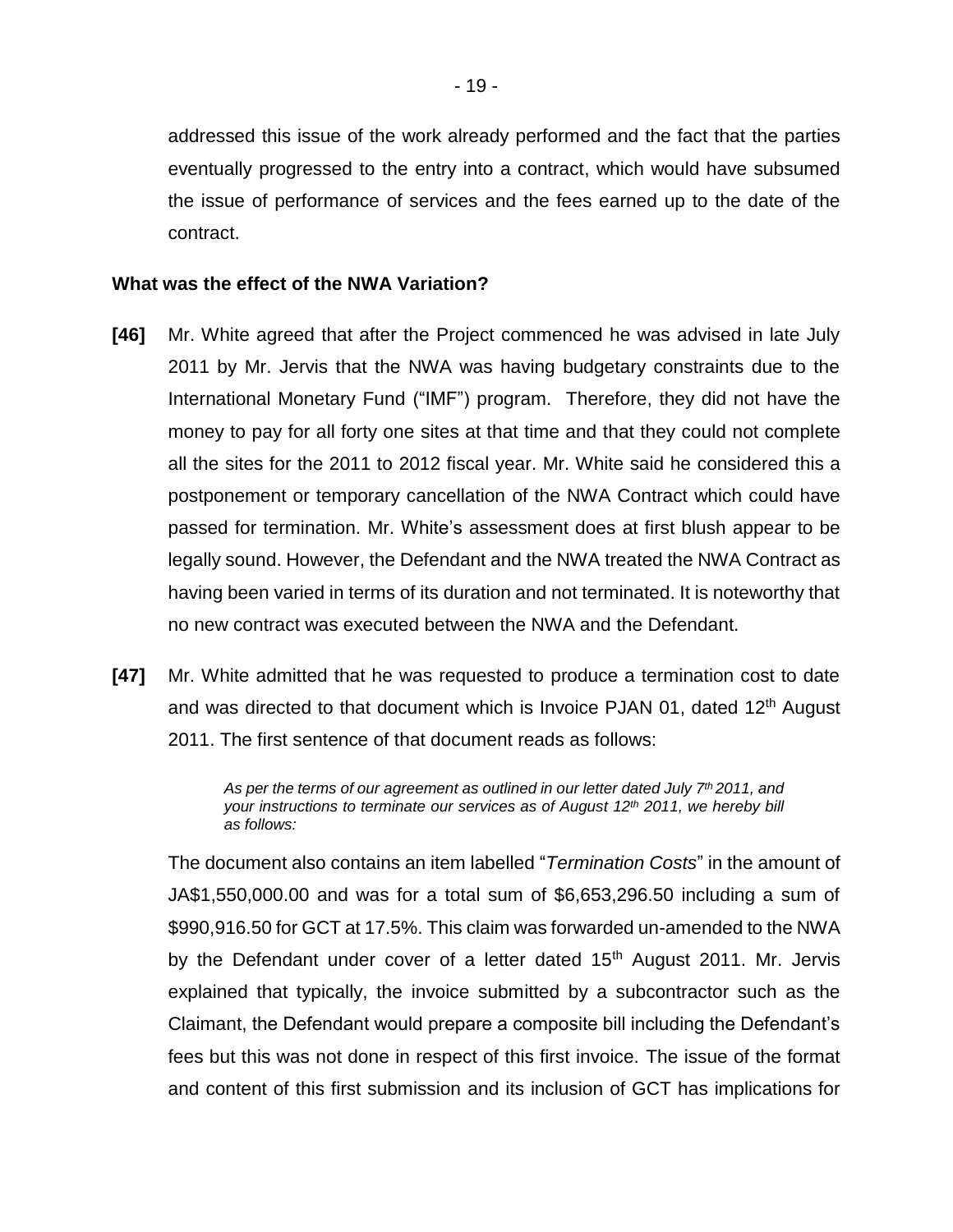addressed this issue of the work already performed and the fact that the parties eventually progressed to the entry into a contract, which would have subsumed the issue of performance of services and the fees earned up to the date of the contract.

**What was the effect of the NWA Variation?**

**[46]** Mr. White agreed that after the Project commenced he was advised in late July 2011 by Mr. Jervis that the NWA was having budgetary constraints due to the International Monetary Fund ("IMF") program. Therefore, they did not have the money to pay for all forty one sites at that time and that they could not complete all the sites for the 2011 to 2012 fiscal year. Mr. White said he considered this a postponement or temporary cancellation of the NWA Contract which could have passed for termination. Mr. White's assessment does at first blush appear to be legally sound. However, the Defendant and the NWA treated the NWA Contract as having been varied in terms of its duration and not terminated. It is noteworthy that no new contract was executed between the NWA and the Defendant.

**[47]** Mr. White admitted that he was requested to produce a termination cost to date and was directed to that document which is Invoice PJAN 01, dated 12th August 2011. The first sentence of that document reads as follows:

> *As per the terms of our agreement as outlined in our letter dated July 7th 2011, and your instructions to terminate our services as of August 12th 2011, we hereby bill as follows:*

The document also contains an item labelled "*Termination Costs*" in the amount of JA$1,550,000.00 and was for a total sum of $6,653,296.50 including a sum of $990,916.50 for GCT at 17.5%. This claim was forwarded un-amended to the NWA by the Defendant under cover of a letter dated 15th August 2011. Mr. Jervis explained that typically, the invoice submitted by a subcontractor such as the Claimant, the Defendant would prepare a composite bill including the Defendant's fees but this was not done in respect of this first invoice. The issue of the format and content of this first submission and its inclusion of GCT has implications for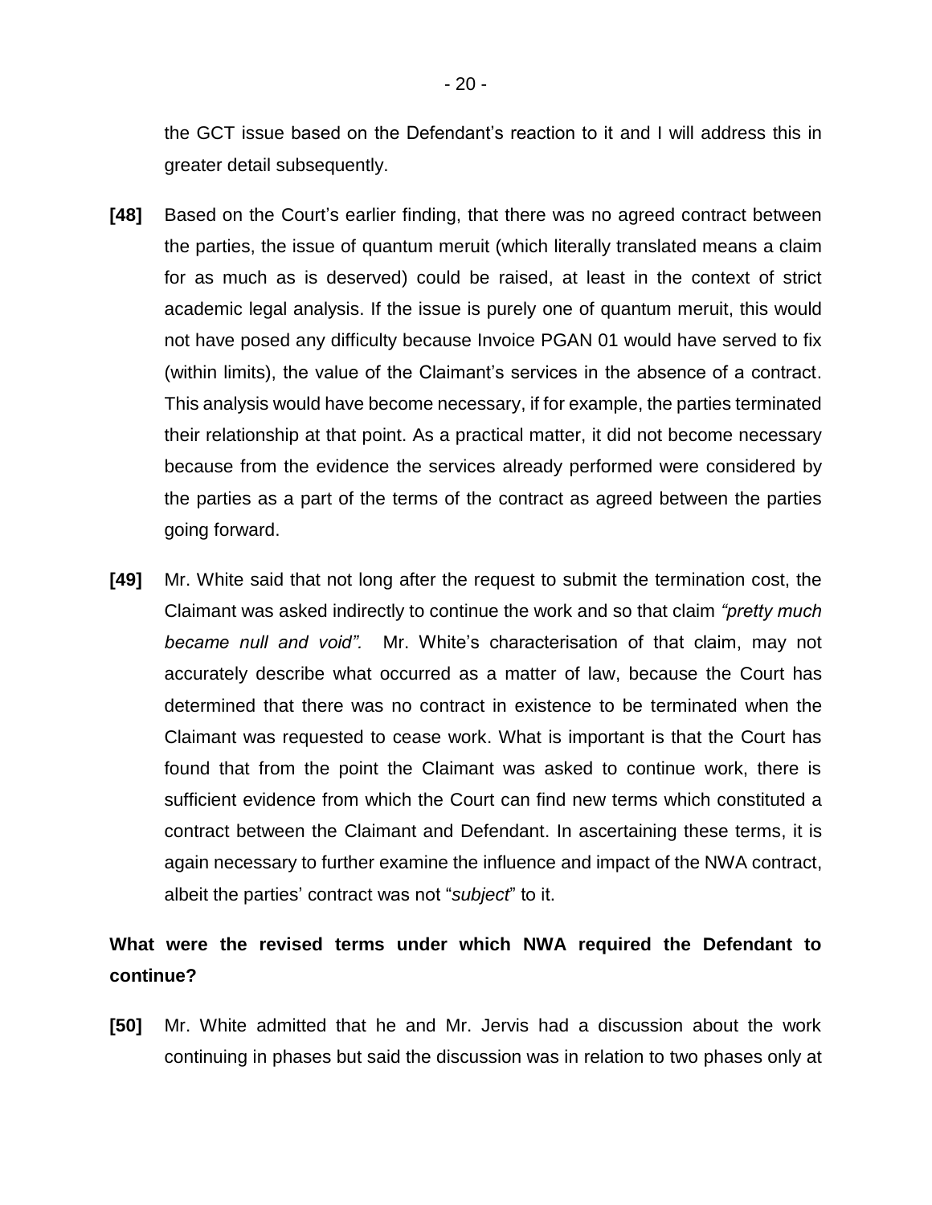the GCT issue based on the Defendant's reaction to it and I will address this in greater detail subsequently.

**[48]** Based on the Court's earlier finding, that there was no agreed contract between the parties, the issue of quantum meruit (which literally translated means a claim for as much as is deserved) could be raised, at least in the context of strict academic legal analysis. If the issue is purely one of quantum meruit, this would not have posed any difficulty because Invoice PGAN 01 would have served to fix (within limits), the value of the Claimant's services in the absence of a contract. This analysis would have become necessary, if for example, the parties terminated their relationship at that point. As a practical matter, it did not become necessary because from the evidence the services already performed were considered by the parties as a part of the terms of the contract as agreed between the parties going forward.

**[49]** Mr. White said that not long after the request to submit the termination cost, the Claimant was asked indirectly to continue the work and so that claim *"pretty much became null and void".* Mr. White's characterisation of that claim, may not accurately describe what occurred as a matter of law, because the Court has determined that there was no contract in existence to be terminated when the Claimant was requested to cease work. What is important is that the Court has found that from the point the Claimant was asked to continue work, there is sufficient evidence from which the Court can find new terms which constituted a contract between the Claimant and Defendant. In ascertaining these terms, it is again necessary to further examine the influence and impact of the NWA contract, albeit the parties' contract was not "*subject*" to it.

**What were the revised terms under which NWA required the Defendant to continue?**

**[50]** Mr. White admitted that he and Mr. Jervis had a discussion about the work continuing in phases but said the discussion was in relation to two phases only at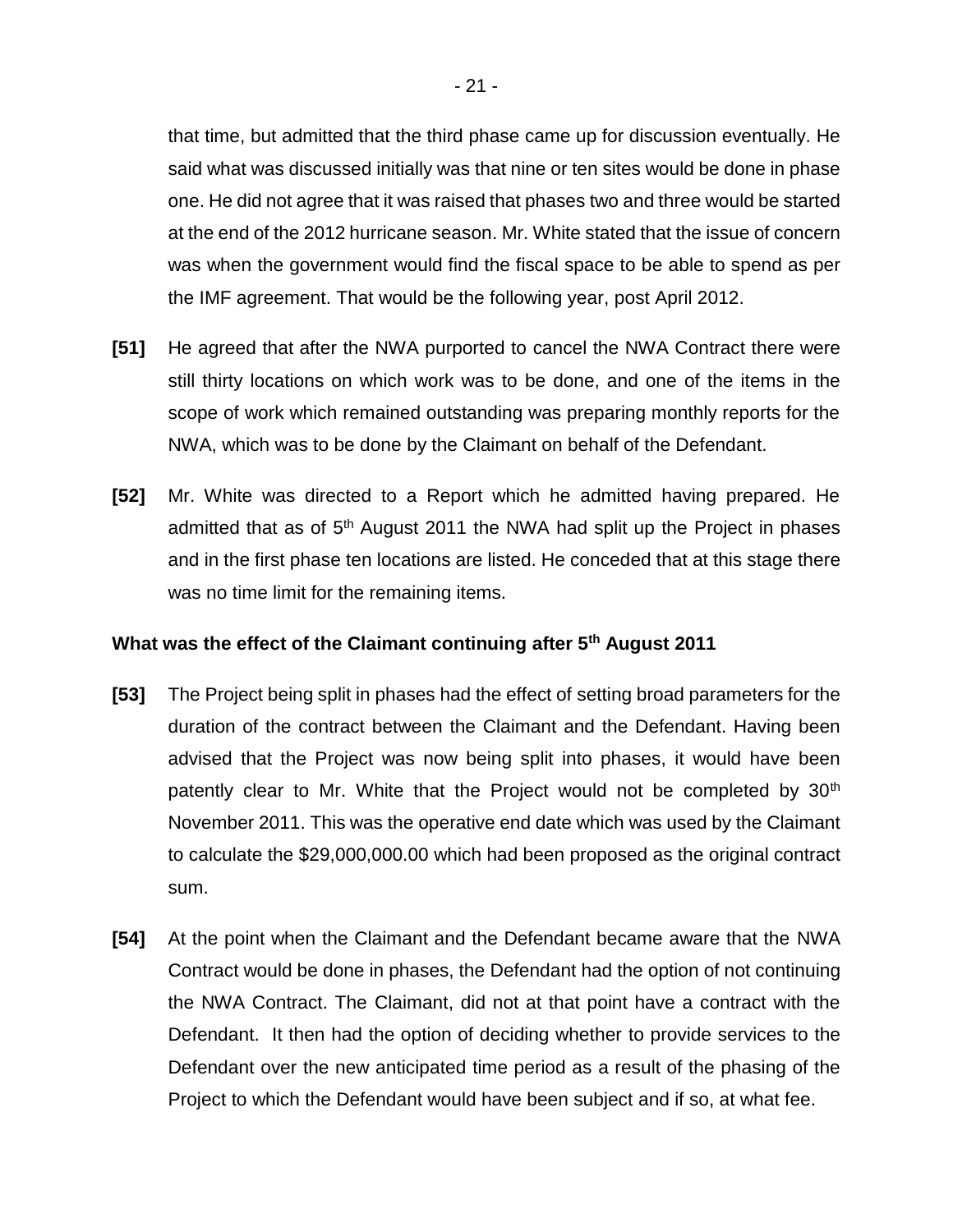that time, but admitted that the third phase came up for discussion eventually. He said what was discussed initially was that nine or ten sites would be done in phase one. He did not agree that it was raised that phases two and three would be started at the end of the 2012 hurricane season. Mr. White stated that the issue of concern was when the government would find the fiscal space to be able to spend as per the IMF agreement. That would be the following year, post April 2012.

**[51]** He agreed that after the NWA purported to cancel the NWA Contract there were still thirty locations on which work was to be done, and one of the items in the scope of work which remained outstanding was preparing monthly reports for the NWA, which was to be done by the Claimant on behalf of the Defendant.

**[52]** Mr. White was directed to a Report which he admitted having prepared. He admitted that as of 5th August 2011 the NWA had split up the Project in phases and in the first phase ten locations are listed. He conceded that at this stage there was no time limit for the remaining items.

**What was the effect of the Claimant continuing after 5th August 2011**

**[53]** The Project being split in phases had the effect of setting broad parameters for the duration of the contract between the Claimant and the Defendant. Having been advised that the Project was now being split into phases, it would have been patently clear to Mr. White that the Project would not be completed by 30th November 2011. This was the operative end date which was used by the Claimant to calculate the $29,000,000.00 which had been proposed as the original contract sum.

**[54]** At the point when the Claimant and the Defendant became aware that the NWA Contract would be done in phases, the Defendant had the option of not continuing the NWA Contract. The Claimant, did not at that point have a contract with the Defendant. It then had the option of deciding whether to provide services to the Defendant over the new anticipated time period as a result of the phasing of the Project to which the Defendant would have been subject and if so, at what fee.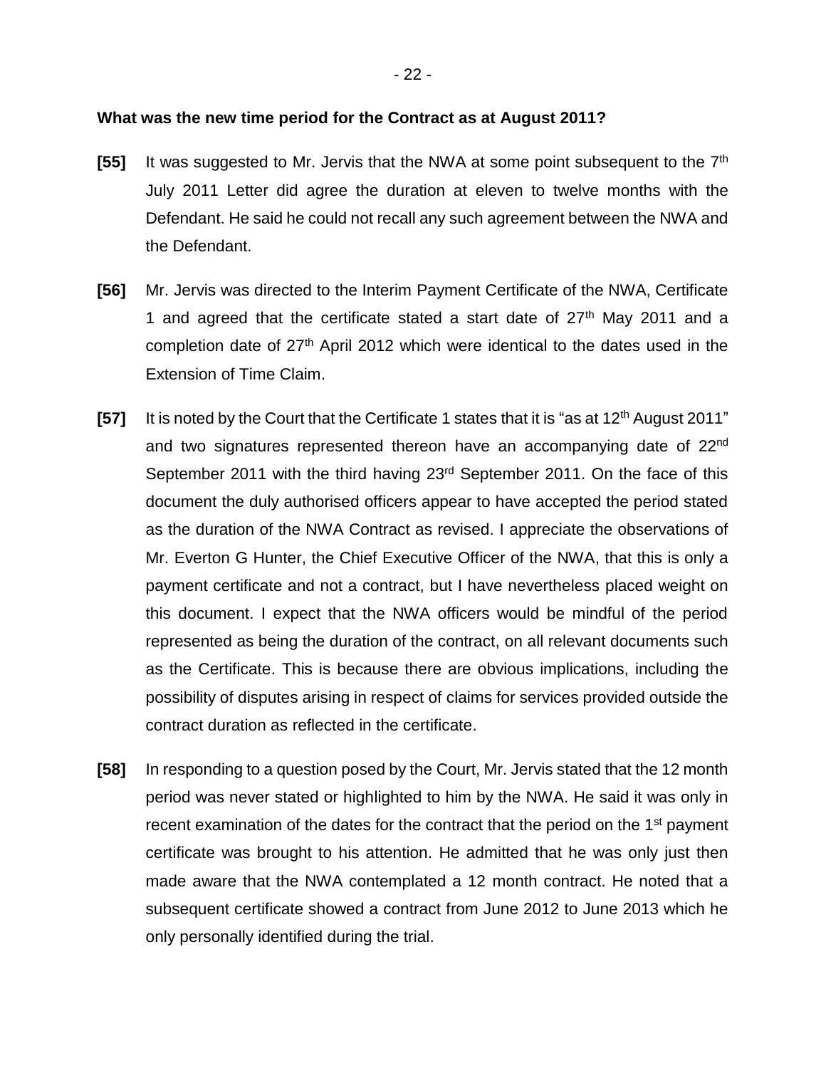**What was the new time period for the Contract as at August 2011?**

**[55]** It was suggested to Mr. Jervis that the NWA at some point subsequent to the 7th July 2011 Letter did agree the duration at eleven to twelve months with the Defendant. He said he could not recall any such agreement between the NWA and the Defendant.

**[56]** Mr. Jervis was directed to the Interim Payment Certificate of the NWA, Certificate 1 and agreed that the certificate stated a start date of 27th May 2011 and a completion date of 27th April 2012 which were identical to the dates used in the Extension of Time Claim.

**[57]** It is noted by the Court that the Certificate 1 states that it is "as at 12th August 2011" and two signatures represented thereon have an accompanying date of 22nd September 2011 with the third having 23rd September 2011. On the face of this document the duly authorised officers appear to have accepted the period stated as the duration of the NWA Contract as revised. I appreciate the observations of Mr. Everton G Hunter, the Chief Executive Officer of the NWA, that this is only a payment certificate and not a contract, but I have nevertheless placed weight on this document. I expect that the NWA officers would be mindful of the period represented as being the duration of the contract, on all relevant documents such as the Certificate. This is because there are obvious implications, including the possibility of disputes arising in respect of claims for services provided outside the contract duration as reflected in the certificate.

**[58]** In responding to a question posed by the Court, Mr. Jervis stated that the 12 month period was never stated or highlighted to him by the NWA. He said it was only in recent examination of the dates for the contract that the period on the 1st payment certificate was brought to his attention. He admitted that he was only just then made aware that the NWA contemplated a 12 month contract. He noted that a subsequent certificate showed a contract from June 2012 to June 2013 which he only personally identified during the trial.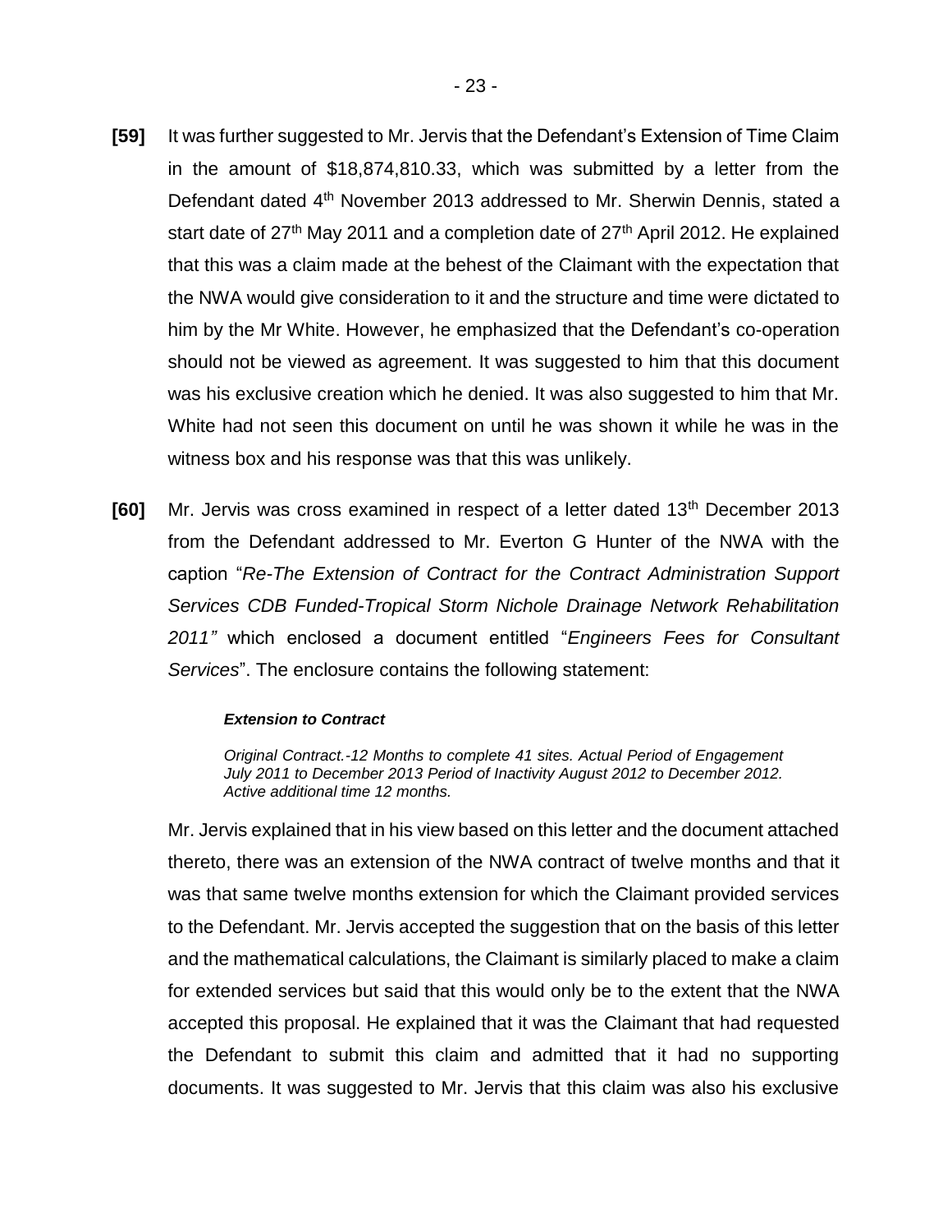**[59]** It was further suggested to Mr. Jervis that the Defendant's Extension of Time Claim in the amount of $18,874,810.33, which was submitted by a letter from the Defendant dated 4th November 2013 addressed to Mr. Sherwin Dennis, stated a start date of 27th May 2011 and a completion date of 27th April 2012. He explained that this was a claim made at the behest of the Claimant with the expectation that the NWA would give consideration to it and the structure and time were dictated to him by the Mr White. However, he emphasized that the Defendant's co-operation should not be viewed as agreement. It was suggested to him that this document was his exclusive creation which he denied. It was also suggested to him that Mr. White had not seen this document on until he was shown it while he was in the witness box and his response was that this was unlikely.

**[60]** Mr. Jervis was cross examined in respect of a letter dated 13th December 2013 from the Defendant addressed to Mr. Everton G Hunter of the NWA with the caption "*Re-The Extension of Contract for the Contract Administration Support Services CDB Funded-Tropical Storm Nichole Drainage Network Rehabilitation 2011"* which enclosed a document entitled "*Engineers Fees for Consultant Services*". The enclosure contains the following statement:

> ***Extension to Contract***
>
> *Original Contract.-12 Months to complete 41 sites. Actual Period of Engagement July 2011 to December 2013 Period of Inactivity August 2012 to December 2012. Active additional time 12 months.*

Mr. Jervis explained that in his view based on this letter and the document attached thereto, there was an extension of the NWA contract of twelve months and that it was that same twelve months extension for which the Claimant provided services to the Defendant. Mr. Jervis accepted the suggestion that on the basis of this letter and the mathematical calculations, the Claimant is similarly placed to make a claim for extended services but said that this would only be to the extent that the NWA accepted this proposal. He explained that it was the Claimant that had requested the Defendant to submit this claim and admitted that it had no supporting documents. It was suggested to Mr. Jervis that this claim was also his exclusive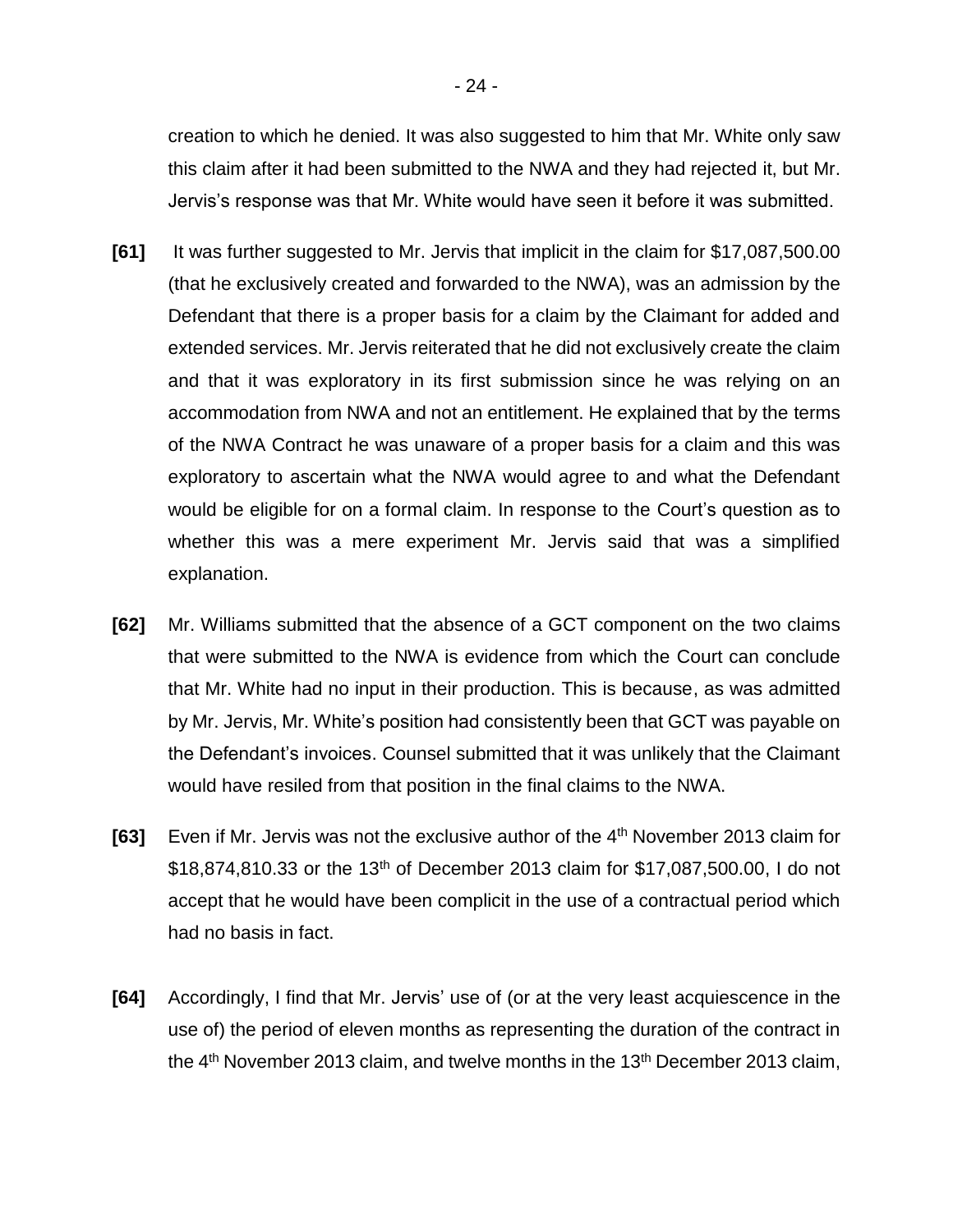creation to which he denied. It was also suggested to him that Mr. White only saw this claim after it had been submitted to the NWA and they had rejected it, but Mr. Jervis's response was that Mr. White would have seen it before it was submitted.

**[61]** It was further suggested to Mr. Jervis that implicit in the claim for $17,087,500.00 (that he exclusively created and forwarded to the NWA), was an admission by the Defendant that there is a proper basis for a claim by the Claimant for added and extended services. Mr. Jervis reiterated that he did not exclusively create the claim and that it was exploratory in its first submission since he was relying on an accommodation from NWA and not an entitlement. He explained that by the terms of the NWA Contract he was unaware of a proper basis for a claim and this was exploratory to ascertain what the NWA would agree to and what the Defendant would be eligible for on a formal claim. In response to the Court's question as to whether this was a mere experiment Mr. Jervis said that was a simplified explanation.

**[62]** Mr. Williams submitted that the absence of a GCT component on the two claims that were submitted to the NWA is evidence from which the Court can conclude that Mr. White had no input in their production. This is because, as was admitted by Mr. Jervis, Mr. White's position had consistently been that GCT was payable on the Defendant's invoices. Counsel submitted that it was unlikely that the Claimant would have resiled from that position in the final claims to the NWA.

**[63]** Even if Mr. Jervis was not the exclusive author of the 4th November 2013 claim for $18,874,810.33 or the 13th of December 2013 claim for $17,087,500.00, I do not accept that he would have been complicit in the use of a contractual period which had no basis in fact.

**[64]** Accordingly, I find that Mr. Jervis' use of (or at the very least acquiescence in the use of) the period of eleven months as representing the duration of the contract in the 4th November 2013 claim, and twelve months in the 13th December 2013 claim,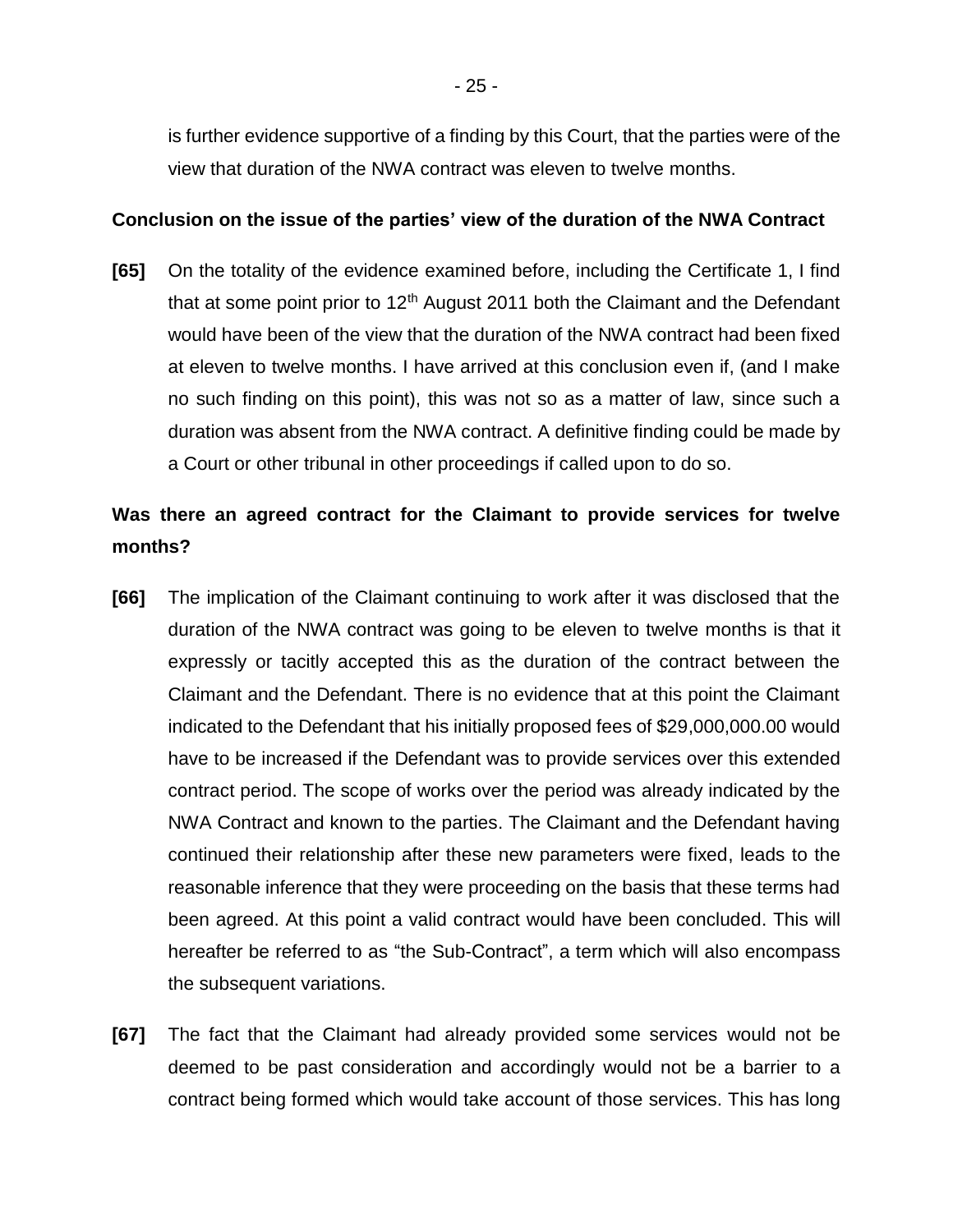is further evidence supportive of a finding by this Court, that the parties were of the view that duration of the NWA contract was eleven to twelve months.

**Conclusion on the issue of the parties' view of the duration of the NWA Contract**

**[65]** On the totality of the evidence examined before, including the Certificate 1, I find that at some point prior to 12th August 2011 both the Claimant and the Defendant would have been of the view that the duration of the NWA contract had been fixed at eleven to twelve months. I have arrived at this conclusion even if, (and I make no such finding on this point), this was not so as a matter of law, since such a duration was absent from the NWA contract. A definitive finding could be made by a Court or other tribunal in other proceedings if called upon to do so.

**Was there an agreed contract for the Claimant to provide services for twelve months?**

**[66]** The implication of the Claimant continuing to work after it was disclosed that the duration of the NWA contract was going to be eleven to twelve months is that it expressly or tacitly accepted this as the duration of the contract between the Claimant and the Defendant. There is no evidence that at this point the Claimant indicated to the Defendant that his initially proposed fees of $29,000,000.00 would have to be increased if the Defendant was to provide services over this extended contract period. The scope of works over the period was already indicated by the NWA Contract and known to the parties. The Claimant and the Defendant having continued their relationship after these new parameters were fixed, leads to the reasonable inference that they were proceeding on the basis that these terms had been agreed. At this point a valid contract would have been concluded. This will hereafter be referred to as "the Sub-Contract", a term which will also encompass the subsequent variations.

**[67]** The fact that the Claimant had already provided some services would not be deemed to be past consideration and accordingly would not be a barrier to a contract being formed which would take account of those services. This has long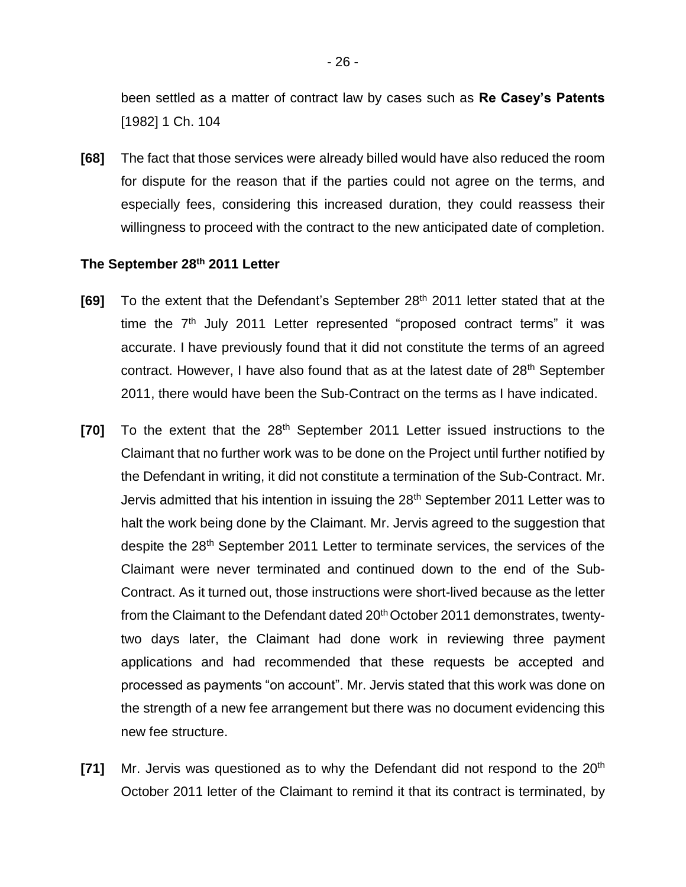been settled as a matter of contract law by cases such as **Re Casey's Patents** [1982] 1 Ch. 104

**[68]** The fact that those services were already billed would have also reduced the room for dispute for the reason that if the parties could not agree on the terms, and especially fees, considering this increased duration, they could reassess their willingness to proceed with the contract to the new anticipated date of completion.

**The September 28th 2011 Letter**

**[69]** To the extent that the Defendant's September 28th 2011 letter stated that at the time the 7th July 2011 Letter represented "proposed contract terms" it was accurate. I have previously found that it did not constitute the terms of an agreed contract. However, I have also found that as at the latest date of 28th September 2011, there would have been the Sub-Contract on the terms as I have indicated.

**[70]** To the extent that the 28th September 2011 Letter issued instructions to the Claimant that no further work was to be done on the Project until further notified by the Defendant in writing, it did not constitute a termination of the Sub-Contract. Mr. Jervis admitted that his intention in issuing the 28th September 2011 Letter was to halt the work being done by the Claimant. Mr. Jervis agreed to the suggestion that despite the 28th September 2011 Letter to terminate services, the services of the Claimant were never terminated and continued down to the end of the Sub-Contract. As it turned out, those instructions were short-lived because as the letter from the Claimant to the Defendant dated 20th October 2011 demonstrates, twenty-two days later, the Claimant had done work in reviewing three payment applications and had recommended that these requests be accepted and processed as payments "on account". Mr. Jervis stated that this work was done on the strength of a new fee arrangement but there was no document evidencing this new fee structure.

**[71]** Mr. Jervis was questioned as to why the Defendant did not respond to the 20th October 2011 letter of the Claimant to remind it that its contract is terminated, by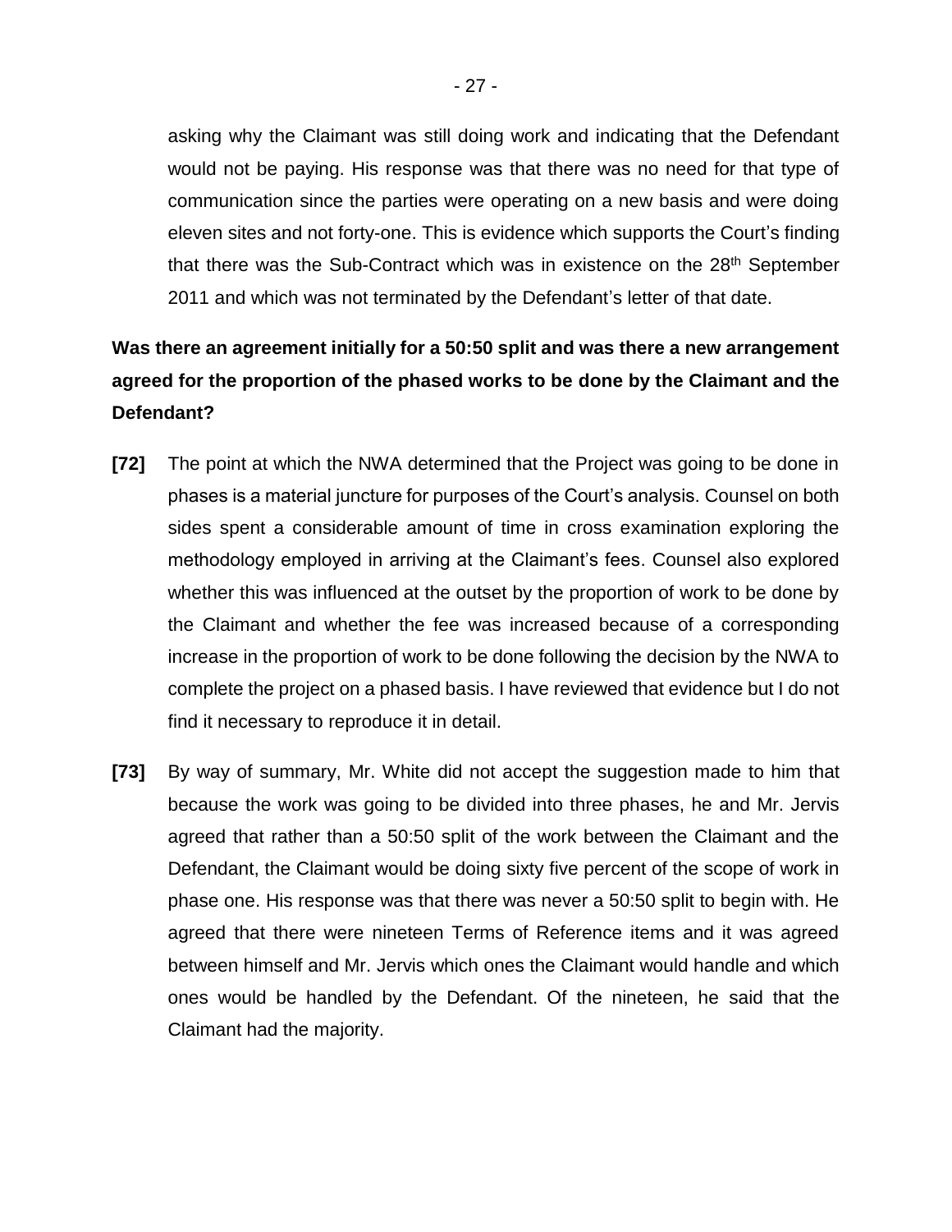asking why the Claimant was still doing work and indicating that the Defendant would not be paying. His response was that there was no need for that type of communication since the parties were operating on a new basis and were doing eleven sites and not forty-one. This is evidence which supports the Court's finding that there was the Sub-Contract which was in existence on the 28th September 2011 and which was not terminated by the Defendant's letter of that date.

**Was there an agreement initially for a 50:50 split and was there a new arrangement agreed for the proportion of the phased works to be done by the Claimant and the Defendant?**

**[72]** The point at which the NWA determined that the Project was going to be done in phases is a material juncture for purposes of the Court's analysis. Counsel on both sides spent a considerable amount of time in cross examination exploring the methodology employed in arriving at the Claimant's fees. Counsel also explored whether this was influenced at the outset by the proportion of work to be done by the Claimant and whether the fee was increased because of a corresponding increase in the proportion of work to be done following the decision by the NWA to complete the project on a phased basis. I have reviewed that evidence but I do not find it necessary to reproduce it in detail.

**[73]** By way of summary, Mr. White did not accept the suggestion made to him that because the work was going to be divided into three phases, he and Mr. Jervis agreed that rather than a 50:50 split of the work between the Claimant and the Defendant, the Claimant would be doing sixty five percent of the scope of work in phase one. His response was that there was never a 50:50 split to begin with. He agreed that there were nineteen Terms of Reference items and it was agreed between himself and Mr. Jervis which ones the Claimant would handle and which ones would be handled by the Defendant. Of the nineteen, he said that the Claimant had the majority.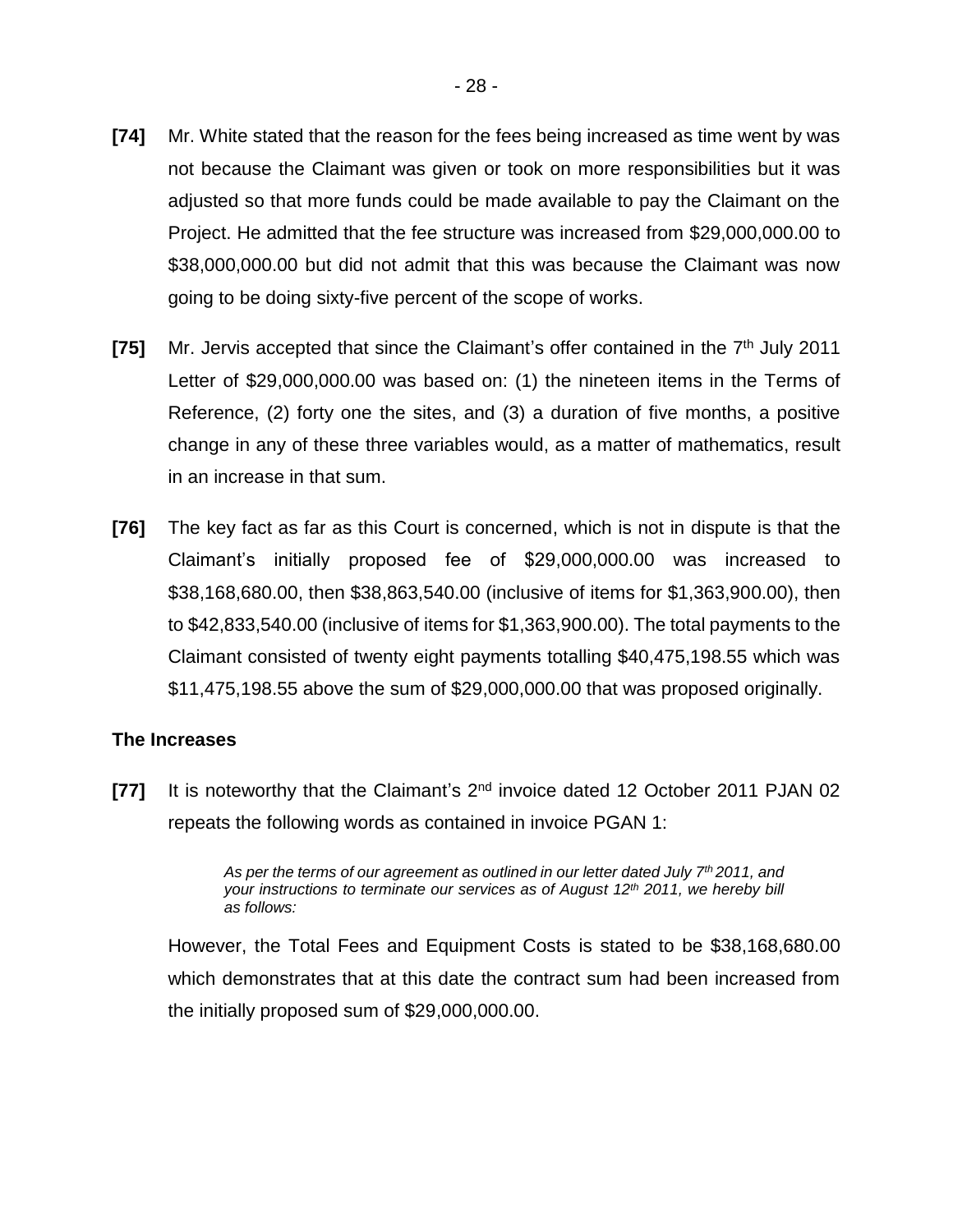**[74]** Mr. White stated that the reason for the fees being increased as time went by was not because the Claimant was given or took on more responsibilities but it was adjusted so that more funds could be made available to pay the Claimant on the Project. He admitted that the fee structure was increased from $29,000,000.00 to $38,000,000.00 but did not admit that this was because the Claimant was now going to be doing sixty-five percent of the scope of works.

**[75]** Mr. Jervis accepted that since the Claimant's offer contained in the 7th July 2011 Letter of $29,000,000.00 was based on: (1) the nineteen items in the Terms of Reference, (2) forty one the sites, and (3) a duration of five months, a positive change in any of these three variables would, as a matter of mathematics, result in an increase in that sum.

**[76]** The key fact as far as this Court is concerned, which is not in dispute is that the Claimant's initially proposed fee of $29,000,000.00 was increased to $38,168,680.00, then $38,863,540.00 (inclusive of items for $1,363,900.00), then to $42,833,540.00 (inclusive of items for $1,363,900.00). The total payments to the Claimant consisted of twenty eight payments totalling $40,475,198.55 which was $11,475,198.55 above the sum of $29,000,000.00 that was proposed originally.

**The Increases**

**[77]** It is noteworthy that the Claimant's 2nd invoice dated 12 October 2011 PJAN 02 repeats the following words as contained in invoice PGAN 1:

> *As per the terms of our agreement as outlined in our letter dated July 7th 2011, and your instructions to terminate our services as of August 12th 2011, we hereby bill as follows:*

However, the Total Fees and Equipment Costs is stated to be $38,168,680.00 which demonstrates that at this date the contract sum had been increased from the initially proposed sum of $29,000,000.00.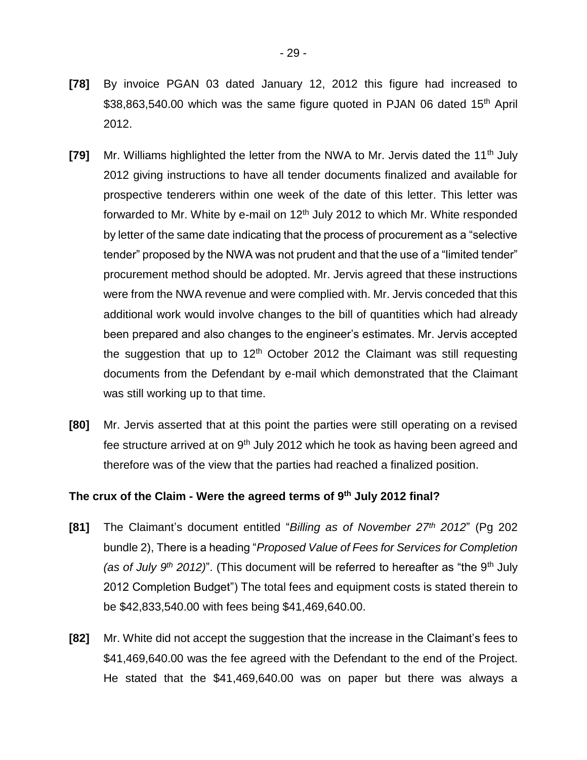**[78]** By invoice PGAN 03 dated January 12, 2012 this figure had increased to \$38,863,540.00 which was the same figure quoted in PJAN 06 dated 15th April 2012.

**[79]** Mr. Williams highlighted the letter from the NWA to Mr. Jervis dated the 11th July 2012 giving instructions to have all tender documents finalized and available for prospective tenderers within one week of the date of this letter. This letter was forwarded to Mr. White by e-mail on 12th July 2012 to which Mr. White responded by letter of the same date indicating that the process of procurement as a "selective tender" proposed by the NWA was not prudent and that the use of a "limited tender" procurement method should be adopted. Mr. Jervis agreed that these instructions were from the NWA revenue and were complied with. Mr. Jervis conceded that this additional work would involve changes to the bill of quantities which had already been prepared and also changes to the engineer's estimates. Mr. Jervis accepted the suggestion that up to 12th October 2012 the Claimant was still requesting documents from the Defendant by e-mail which demonstrated that the Claimant was still working up to that time.

**[80]** Mr. Jervis asserted that at this point the parties were still operating on a revised fee structure arrived at on 9th July 2012 which he took as having been agreed and therefore was of the view that the parties had reached a finalized position.

### The crux of the Claim - Were the agreed terms of 9th July 2012 final?

**[81]** The Claimant's document entitled "*Billing as of November 27th 2012*" (Pg 202 bundle 2), There is a heading "*Proposed Value of Fees for Services for Completion (as of July 9th 2012)*". (This document will be referred to hereafter as "the 9th July 2012 Completion Budget") The total fees and equipment costs is stated therein to be \$42,833,540.00 with fees being \$41,469,640.00.

**[82]** Mr. White did not accept the suggestion that the increase in the Claimant's fees to \$41,469,640.00 was the fee agreed with the Defendant to the end of the Project. He stated that the \$41,469,640.00 was on paper but there was always a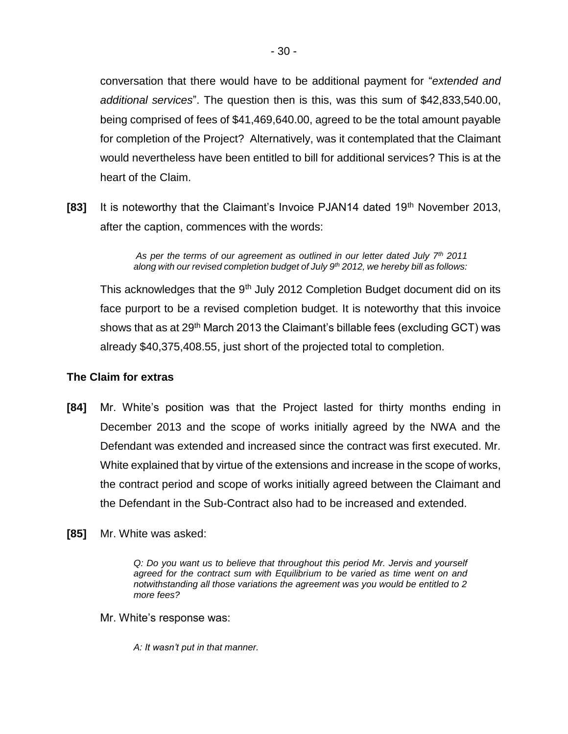conversation that there would have to be additional payment for "*extended and additional services*". The question then is this, was this sum of $42,833,540.00, being comprised of fees of $41,469,640.00, agreed to be the total amount payable for completion of the Project? Alternatively, was it contemplated that the Claimant would nevertheless have been entitled to bill for additional services? This is at the heart of the Claim.

**[83]** It is noteworthy that the Claimant's Invoice PJAN14 dated 19th November 2013, after the caption, commences with the words:

> *As per the terms of our agreement as outlined in our letter dated July 7th 2011 along with our revised completion budget of July 9th 2012, we hereby bill as follows:*

This acknowledges that the 9th July 2012 Completion Budget document did on its face purport to be a revised completion budget. It is noteworthy that this invoice shows that as at 29th March 2013 the Claimant's billable fees (excluding GCT) was already $40,375,408.55, just short of the projected total to completion.

### The Claim for extras

**[84]** Mr. White's position was that the Project lasted for thirty months ending in December 2013 and the scope of works initially agreed by the NWA and the Defendant was extended and increased since the contract was first executed. Mr. White explained that by virtue of the extensions and increase in the scope of works, the contract period and scope of works initially agreed between the Claimant and the Defendant in the Sub-Contract also had to be increased and extended.

**[85]** Mr. White was asked:

> *Q: Do you want us to believe that throughout this period Mr. Jervis and yourself agreed for the contract sum with Equilibrium to be varied as time went on and notwithstanding all those variations the agreement was you would be entitled to 2 more fees?*

Mr. White's response was:

> *A: It wasn't put in that manner.*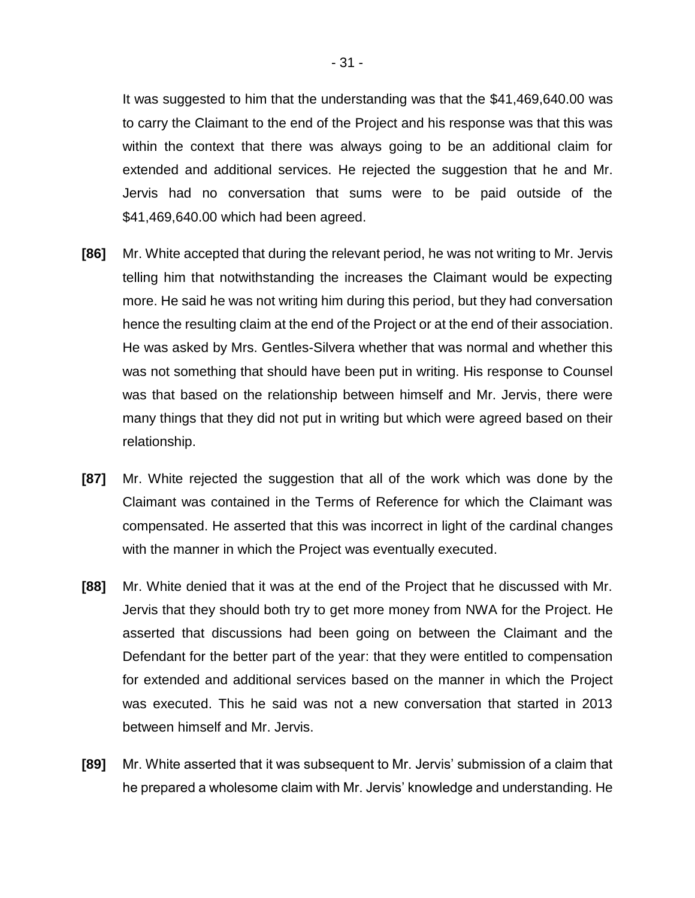It was suggested to him that the understanding was that the $41,469,640.00 was to carry the Claimant to the end of the Project and his response was that this was within the context that there was always going to be an additional claim for extended and additional services. He rejected the suggestion that he and Mr. Jervis had no conversation that sums were to be paid outside of the $41,469,640.00 which had been agreed.

**[86]** Mr. White accepted that during the relevant period, he was not writing to Mr. Jervis telling him that notwithstanding the increases the Claimant would be expecting more. He said he was not writing him during this period, but they had conversation hence the resulting claim at the end of the Project or at the end of their association. He was asked by Mrs. Gentles-Silvera whether that was normal and whether this was not something that should have been put in writing. His response to Counsel was that based on the relationship between himself and Mr. Jervis, there were many things that they did not put in writing but which were agreed based on their relationship.

**[87]** Mr. White rejected the suggestion that all of the work which was done by the Claimant was contained in the Terms of Reference for which the Claimant was compensated. He asserted that this was incorrect in light of the cardinal changes with the manner in which the Project was eventually executed.

**[88]** Mr. White denied that it was at the end of the Project that he discussed with Mr. Jervis that they should both try to get more money from NWA for the Project. He asserted that discussions had been going on between the Claimant and the Defendant for the better part of the year: that they were entitled to compensation for extended and additional services based on the manner in which the Project was executed. This he said was not a new conversation that started in 2013 between himself and Mr. Jervis.

**[89]** Mr. White asserted that it was subsequent to Mr. Jervis' submission of a claim that he prepared a wholesome claim with Mr. Jervis' knowledge and understanding. He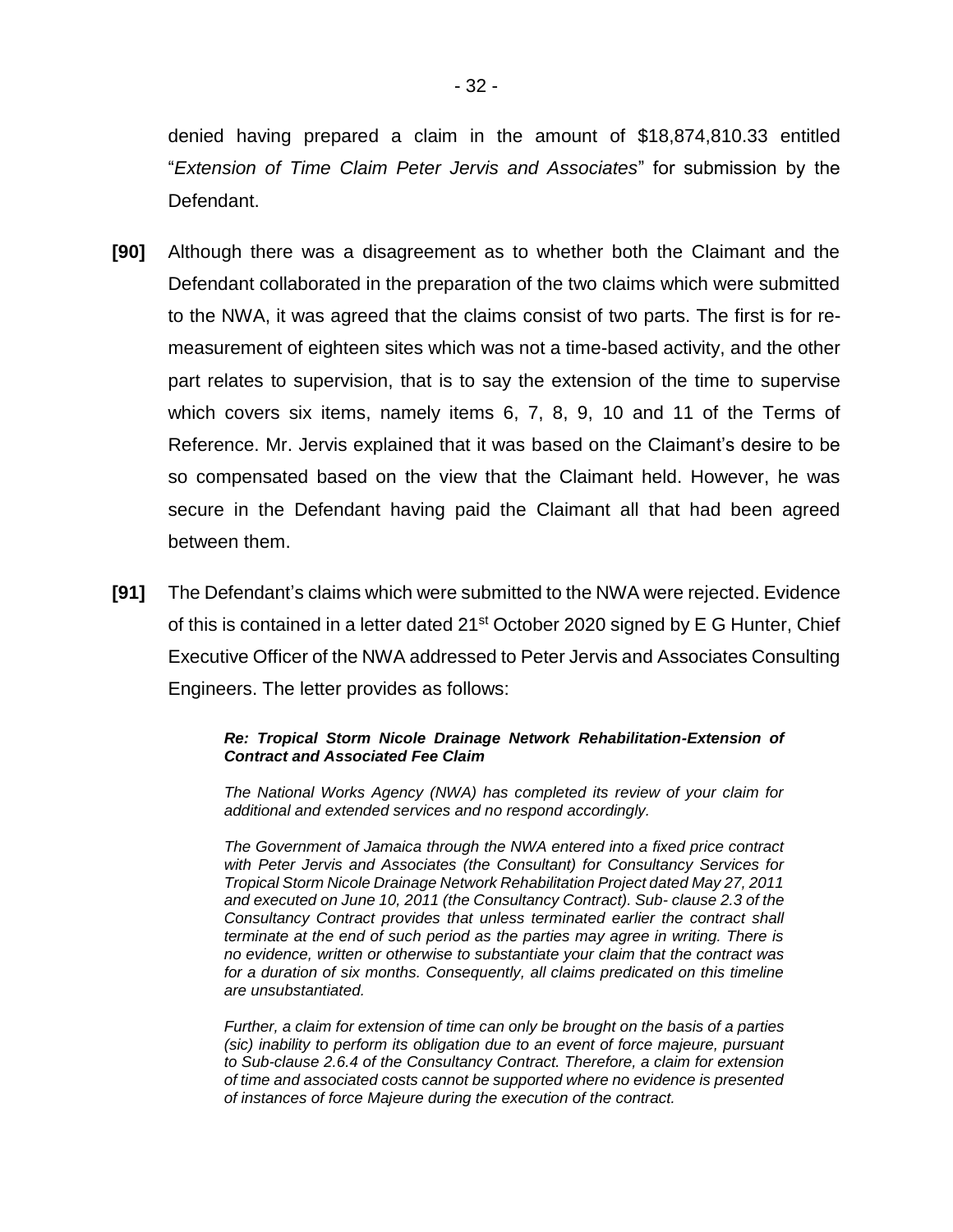denied having prepared a claim in the amount of $18,874,810.33 entitled "*Extension of Time Claim Peter Jervis and Associates*" for submission by the Defendant.

**[90]** Although there was a disagreement as to whether both the Claimant and the Defendant collaborated in the preparation of the two claims which were submitted to the NWA, it was agreed that the claims consist of two parts. The first is for re-measurement of eighteen sites which was not a time-based activity, and the other part relates to supervision, that is to say the extension of the time to supervise which covers six items, namely items 6, 7, 8, 9, 10 and 11 of the Terms of Reference. Mr. Jervis explained that it was based on the Claimant's desire to be so compensated based on the view that the Claimant held. However, he was secure in the Defendant having paid the Claimant all that had been agreed between them.

**[91]** The Defendant's claims which were submitted to the NWA were rejected. Evidence of this is contained in a letter dated 21st October 2020 signed by E G Hunter, Chief Executive Officer of the NWA addressed to Peter Jervis and Associates Consulting Engineers. The letter provides as follows:

> ***Re: Tropical Storm Nicole Drainage Network Rehabilitation-Extension of Contract and Associated Fee Claim***
>
> *The National Works Agency (NWA) has completed its review of your claim for additional and extended services and no respond accordingly.*
>
> *The Government of Jamaica through the NWA entered into a fixed price contract with Peter Jervis and Associates (the Consultant) for Consultancy Services for Tropical Storm Nicole Drainage Network Rehabilitation Project dated May 27, 2011 and executed on June 10, 2011 (the Consultancy Contract). Sub- clause 2.3 of the Consultancy Contract provides that unless terminated earlier the contract shall terminate at the end of such period as the parties may agree in writing. There is no evidence, written or otherwise to substantiate your claim that the contract was for a duration of six months. Consequently, all claims predicated on this timeline are unsubstantiated.*
>
> *Further, a claim for extension of time can only be brought on the basis of a parties (sic) inability to perform its obligation due to an event of force majeure, pursuant to Sub-clause 2.6.4 of the Consultancy Contract. Therefore, a claim for extension of time and associated costs cannot be supported where no evidence is presented of instances of force Majeure during the execution of the contract.*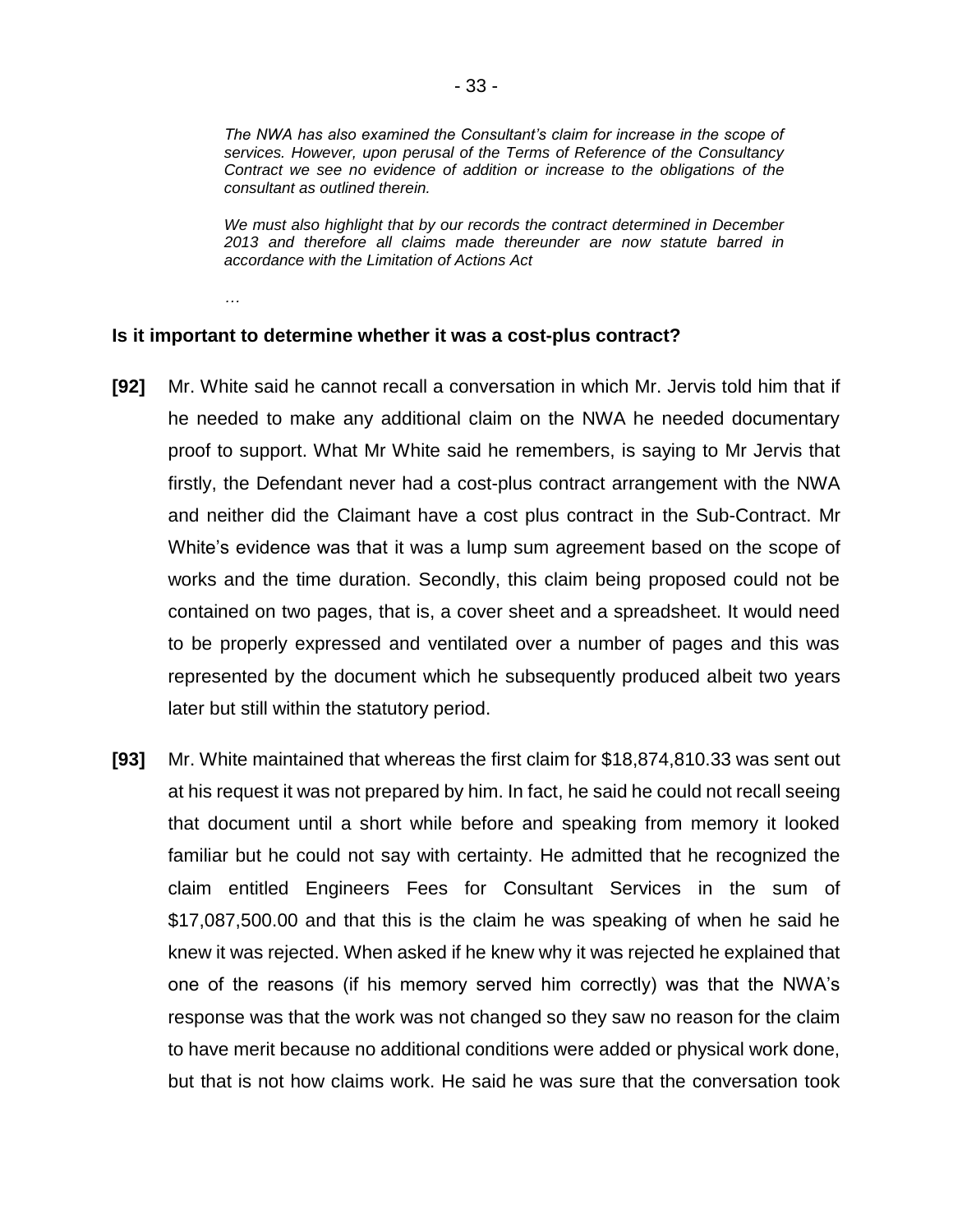> *The NWA has also examined the Consultant's claim for increase in the scope of services. However, upon perusal of the Terms of Reference of the Consultancy Contract we see no evidence of addition or increase to the obligations of the consultant as outlined therein.*
>
> *We must also highlight that by our records the contract determined in December 2013 and therefore all claims made thereunder are now statute barred in accordance with the Limitation of Actions Act*
>
> *…*

**Is it important to determine whether it was a cost-plus contract?**

**[92]** Mr. White said he cannot recall a conversation in which Mr. Jervis told him that if he needed to make any additional claim on the NWA he needed documentary proof to support. What Mr White said he remembers, is saying to Mr Jervis that firstly, the Defendant never had a cost-plus contract arrangement with the NWA and neither did the Claimant have a cost plus contract in the Sub-Contract. Mr White's evidence was that it was a lump sum agreement based on the scope of works and the time duration. Secondly, this claim being proposed could not be contained on two pages, that is, a cover sheet and a spreadsheet. It would need to be properly expressed and ventilated over a number of pages and this was represented by the document which he subsequently produced albeit two years later but still within the statutory period.

**[93]** Mr. White maintained that whereas the first claim for $18,874,810.33 was sent out at his request it was not prepared by him. In fact, he said he could not recall seeing that document until a short while before and speaking from memory it looked familiar but he could not say with certainty. He admitted that he recognized the claim entitled Engineers Fees for Consultant Services in the sum of $17,087,500.00 and that this is the claim he was speaking of when he said he knew it was rejected. When asked if he knew why it was rejected he explained that one of the reasons (if his memory served him correctly) was that the NWA's response was that the work was not changed so they saw no reason for the claim to have merit because no additional conditions were added or physical work done, but that is not how claims work. He said he was sure that the conversation took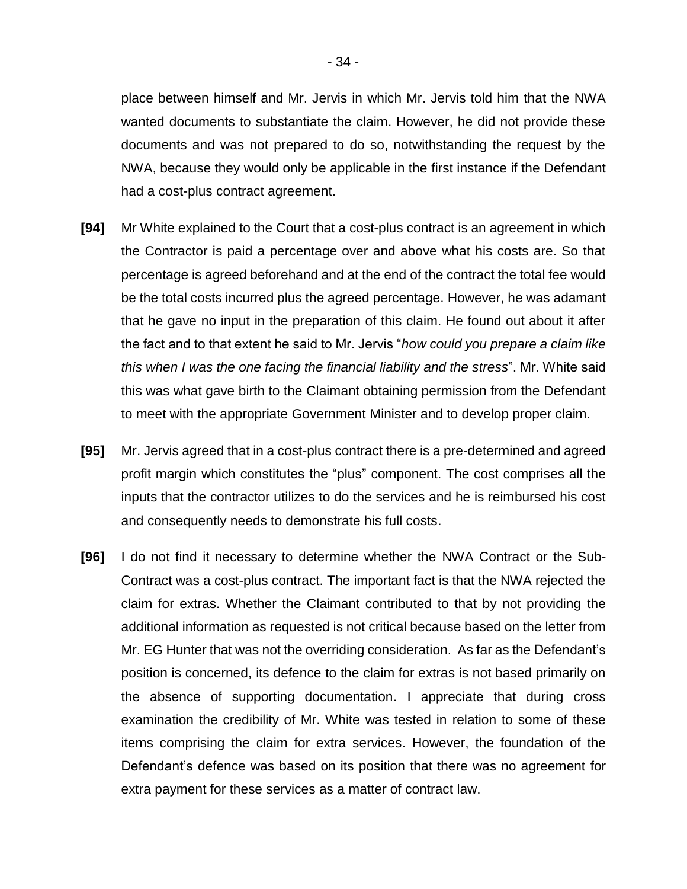place between himself and Mr. Jervis in which Mr. Jervis told him that the NWA wanted documents to substantiate the claim. However, he did not provide these documents and was not prepared to do so, notwithstanding the request by the NWA, because they would only be applicable in the first instance if the Defendant had a cost-plus contract agreement.

**[94]** Mr White explained to the Court that a cost-plus contract is an agreement in which the Contractor is paid a percentage over and above what his costs are. So that percentage is agreed beforehand and at the end of the contract the total fee would be the total costs incurred plus the agreed percentage. However, he was adamant that he gave no input in the preparation of this claim. He found out about it after the fact and to that extent he said to Mr. Jervis "*how could you prepare a claim like this when I was the one facing the financial liability and the stress*". Mr. White said this was what gave birth to the Claimant obtaining permission from the Defendant to meet with the appropriate Government Minister and to develop proper claim.

**[95]** Mr. Jervis agreed that in a cost-plus contract there is a pre-determined and agreed profit margin which constitutes the "plus" component. The cost comprises all the inputs that the contractor utilizes to do the services and he is reimbursed his cost and consequently needs to demonstrate his full costs.

**[96]** I do not find it necessary to determine whether the NWA Contract or the Sub-Contract was a cost-plus contract. The important fact is that the NWA rejected the claim for extras. Whether the Claimant contributed to that by not providing the additional information as requested is not critical because based on the letter from Mr. EG Hunter that was not the overriding consideration. As far as the Defendant's position is concerned, its defence to the claim for extras is not based primarily on the absence of supporting documentation. I appreciate that during cross examination the credibility of Mr. White was tested in relation to some of these items comprising the claim for extra services. However, the foundation of the Defendant's defence was based on its position that there was no agreement for extra payment for these services as a matter of contract law.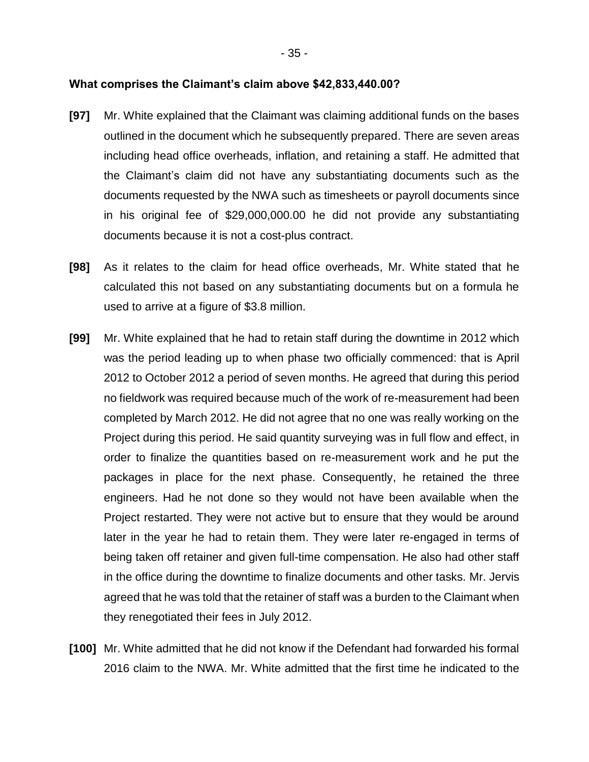**What comprises the Claimant's claim above $42,833,440.00?**

**[97]** Mr. White explained that the Claimant was claiming additional funds on the bases outlined in the document which he subsequently prepared. There are seven areas including head office overheads, inflation, and retaining a staff. He admitted that the Claimant's claim did not have any substantiating documents such as the documents requested by the NWA such as timesheets or payroll documents since in his original fee of $29,000,000.00 he did not provide any substantiating documents because it is not a cost-plus contract.

**[98]** As it relates to the claim for head office overheads, Mr. White stated that he calculated this not based on any substantiating documents but on a formula he used to arrive at a figure of $3.8 million.

**[99]** Mr. White explained that he had to retain staff during the downtime in 2012 which was the period leading up to when phase two officially commenced: that is April 2012 to October 2012 a period of seven months. He agreed that during this period no fieldwork was required because much of the work of re-measurement had been completed by March 2012. He did not agree that no one was really working on the Project during this period. He said quantity surveying was in full flow and effect, in order to finalize the quantities based on re-measurement work and he put the packages in place for the next phase. Consequently, he retained the three engineers. Had he not done so they would not have been available when the Project restarted. They were not active but to ensure that they would be around later in the year he had to retain them. They were later re-engaged in terms of being taken off retainer and given full-time compensation. He also had other staff in the office during the downtime to finalize documents and other tasks. Mr. Jervis agreed that he was told that the retainer of staff was a burden to the Claimant when they renegotiated their fees in July 2012.

**[100]** Mr. White admitted that he did not know if the Defendant had forwarded his formal 2016 claim to the NWA. Mr. White admitted that the first time he indicated to the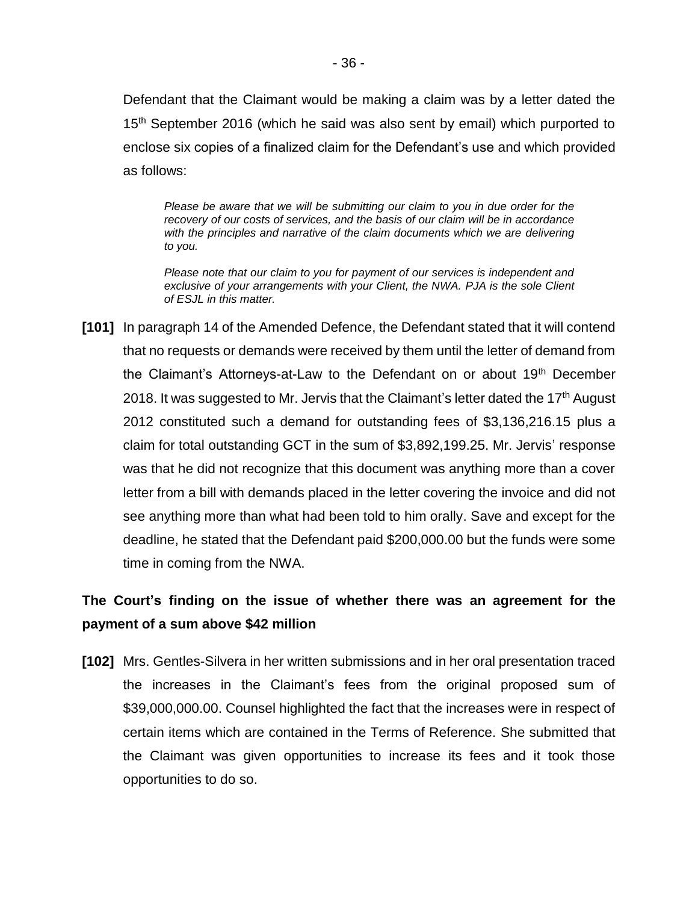Defendant that the Claimant would be making a claim was by a letter dated the 15th September 2016 (which he said was also sent by email) which purported to enclose six copies of a finalized claim for the Defendant's use and which provided as follows:

> *Please be aware that we will be submitting our claim to you in due order for the recovery of our costs of services, and the basis of our claim will be in accordance with the principles and narrative of the claim documents which we are delivering to you.*
>
> *Please note that our claim to you for payment of our services is independent and exclusive of your arrangements with your Client, the NWA. PJA is the sole Client of ESJL in this matter.*

**[101]** In paragraph 14 of the Amended Defence, the Defendant stated that it will contend that no requests or demands were received by them until the letter of demand from the Claimant's Attorneys-at-Law to the Defendant on or about 19th December 2018. It was suggested to Mr. Jervis that the Claimant's letter dated the 17th August 2012 constituted such a demand for outstanding fees of $3,136,216.15 plus a claim for total outstanding GCT in the sum of $3,892,199.25. Mr. Jervis' response was that he did not recognize that this document was anything more than a cover letter from a bill with demands placed in the letter covering the invoice and did not see anything more than what had been told to him orally. Save and except for the deadline, he stated that the Defendant paid $200,000.00 but the funds were some time in coming from the NWA.

**The Court's finding on the issue of whether there was an agreement for the payment of a sum above $42 million**

**[102]** Mrs. Gentles-Silvera in her written submissions and in her oral presentation traced the increases in the Claimant's fees from the original proposed sum of $39,000,000.00. Counsel highlighted the fact that the increases were in respect of certain items which are contained in the Terms of Reference. She submitted that the Claimant was given opportunities to increase its fees and it took those opportunities to do so.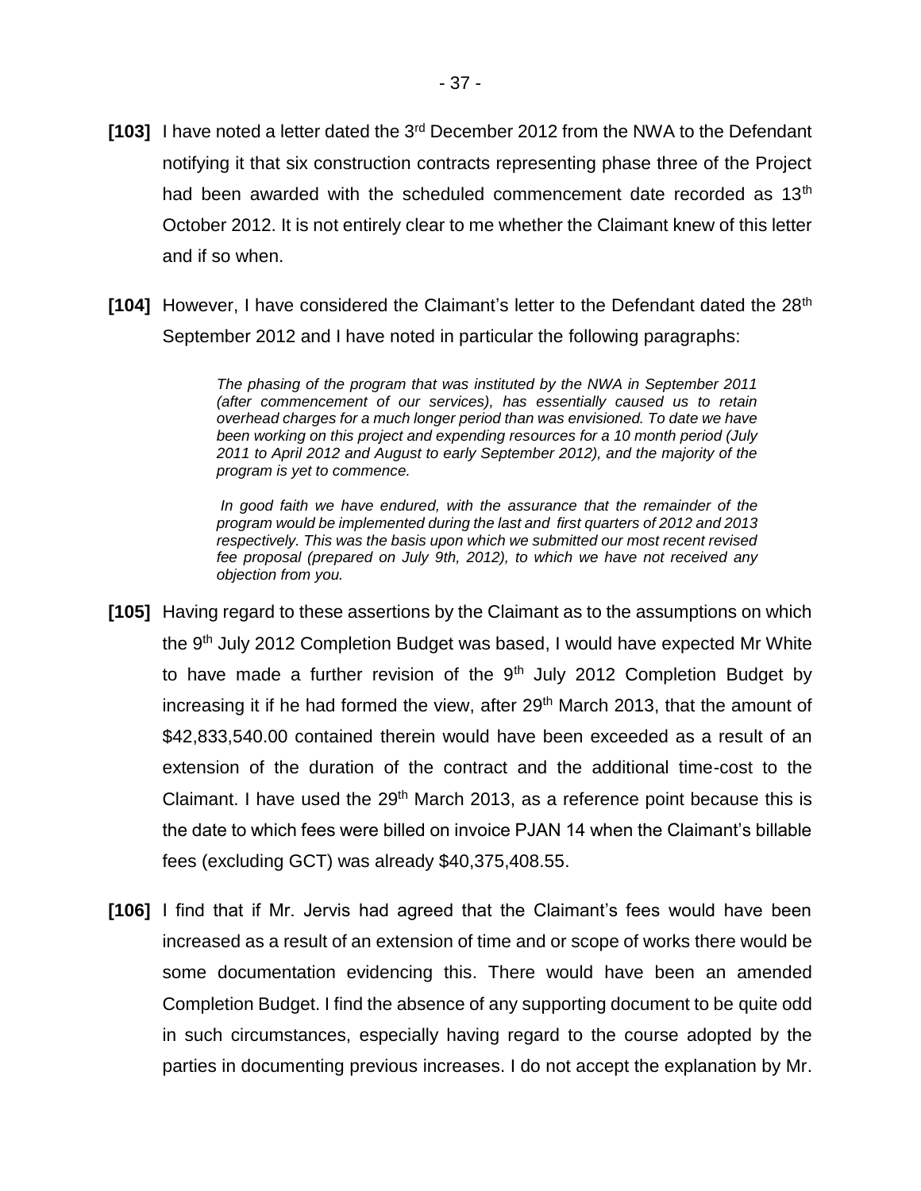**[103]** I have noted a letter dated the 3rd December 2012 from the NWA to the Defendant notifying it that six construction contracts representing phase three of the Project had been awarded with the scheduled commencement date recorded as 13th October 2012. It is not entirely clear to me whether the Claimant knew of this letter and if so when.

**[104]** However, I have considered the Claimant's letter to the Defendant dated the 28th September 2012 and I have noted in particular the following paragraphs:

> *The phasing of the program that was instituted by the NWA in September 2011 (after commencement of our services), has essentially caused us to retain overhead charges for a much longer period than was envisioned. To date we have been working on this project and expending resources for a 10 month period (July 2011 to April 2012 and August to early September 2012), and the majority of the program is yet to commence.*
>
> *In good faith we have endured, with the assurance that the remainder of the program would be implemented during the last and first quarters of 2012 and 2013 respectively. This was the basis upon which we submitted our most recent revised fee proposal (prepared on July 9th, 2012), to which we have not received any objection from you.*

**[105]** Having regard to these assertions by the Claimant as to the assumptions on which the 9th July 2012 Completion Budget was based, I would have expected Mr White to have made a further revision of the 9th July 2012 Completion Budget by increasing it if he had formed the view, after 29th March 2013, that the amount of $42,833,540.00 contained therein would have been exceeded as a result of an extension of the duration of the contract and the additional time-cost to the Claimant. I have used the 29th March 2013, as a reference point because this is the date to which fees were billed on invoice PJAN 14 when the Claimant's billable fees (excluding GCT) was already $40,375,408.55.

**[106]** I find that if Mr. Jervis had agreed that the Claimant's fees would have been increased as a result of an extension of time and or scope of works there would be some documentation evidencing this. There would have been an amended Completion Budget. I find the absence of any supporting document to be quite odd in such circumstances, especially having regard to the course adopted by the parties in documenting previous increases. I do not accept the explanation by Mr.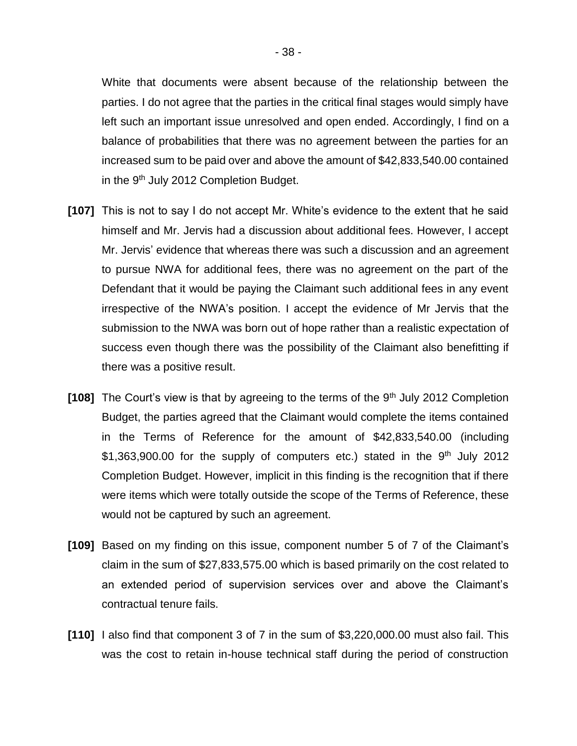White that documents were absent because of the relationship between the parties. I do not agree that the parties in the critical final stages would simply have left such an important issue unresolved and open ended. Accordingly, I find on a balance of probabilities that there was no agreement between the parties for an increased sum to be paid over and above the amount of $42,833,540.00 contained in the 9th July 2012 Completion Budget.

**[107]** This is not to say I do not accept Mr. White's evidence to the extent that he said himself and Mr. Jervis had a discussion about additional fees. However, I accept Mr. Jervis' evidence that whereas there was such a discussion and an agreement to pursue NWA for additional fees, there was no agreement on the part of the Defendant that it would be paying the Claimant such additional fees in any event irrespective of the NWA's position. I accept the evidence of Mr Jervis that the submission to the NWA was born out of hope rather than a realistic expectation of success even though there was the possibility of the Claimant also benefitting if there was a positive result.

**[108]** The Court's view is that by agreeing to the terms of the 9th July 2012 Completion Budget, the parties agreed that the Claimant would complete the items contained in the Terms of Reference for the amount of $42,833,540.00 (including $1,363,900.00 for the supply of computers etc.) stated in the 9th July 2012 Completion Budget. However, implicit in this finding is the recognition that if there were items which were totally outside the scope of the Terms of Reference, these would not be captured by such an agreement.

**[109]** Based on my finding on this issue, component number 5 of 7 of the Claimant's claim in the sum of $27,833,575.00 which is based primarily on the cost related to an extended period of supervision services over and above the Claimant's contractual tenure fails.

**[110]** I also find that component 3 of 7 in the sum of $3,220,000.00 must also fail. This was the cost to retain in-house technical staff during the period of construction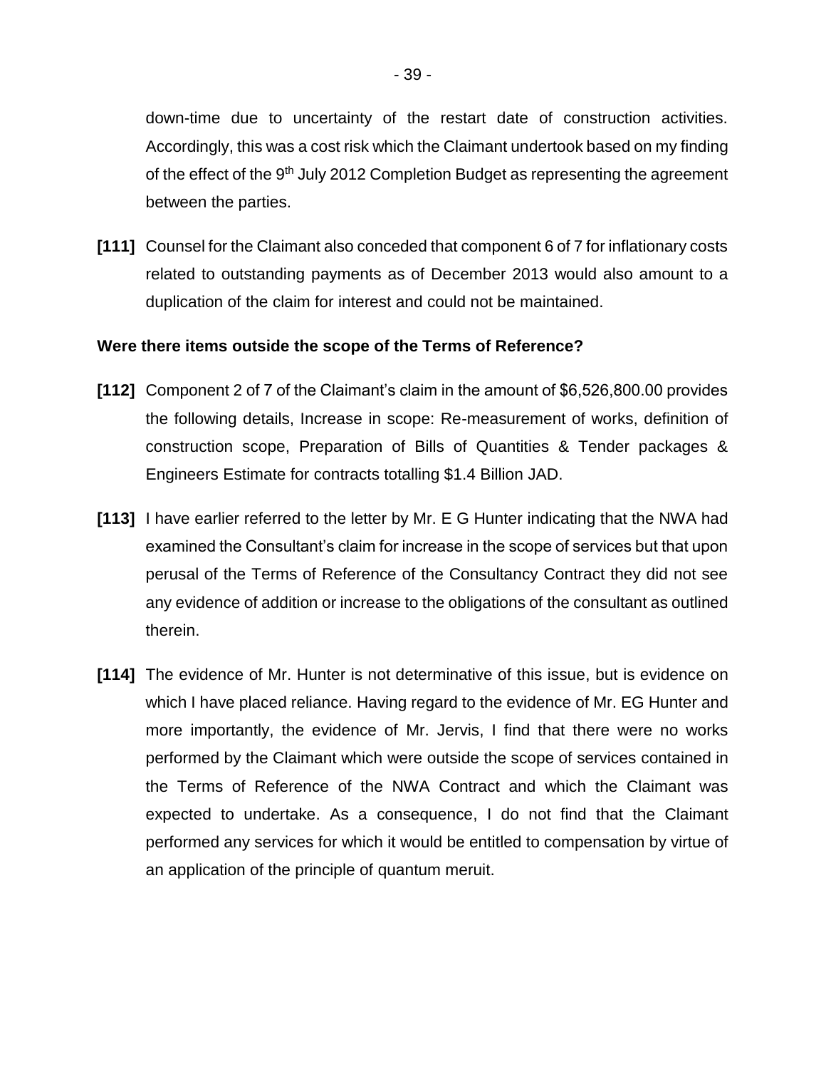down-time due to uncertainty of the restart date of construction activities. Accordingly, this was a cost risk which the Claimant undertook based on my finding of the effect of the 9th July 2012 Completion Budget as representing the agreement between the parties.

**[111]** Counsel for the Claimant also conceded that component 6 of 7 for inflationary costs related to outstanding payments as of December 2013 would also amount to a duplication of the claim for interest and could not be maintained.

**Were there items outside the scope of the Terms of Reference?**

**[112]** Component 2 of 7 of the Claimant's claim in the amount of $6,526,800.00 provides the following details, Increase in scope: Re-measurement of works, definition of construction scope, Preparation of Bills of Quantities & Tender packages & Engineers Estimate for contracts totalling $1.4 Billion JAD.

**[113]** I have earlier referred to the letter by Mr. E G Hunter indicating that the NWA had examined the Consultant's claim for increase in the scope of services but that upon perusal of the Terms of Reference of the Consultancy Contract they did not see any evidence of addition or increase to the obligations of the consultant as outlined therein.

**[114]** The evidence of Mr. Hunter is not determinative of this issue, but is evidence on which I have placed reliance. Having regard to the evidence of Mr. EG Hunter and more importantly, the evidence of Mr. Jervis, I find that there were no works performed by the Claimant which were outside the scope of services contained in the Terms of Reference of the NWA Contract and which the Claimant was expected to undertake. As a consequence, I do not find that the Claimant performed any services for which it would be entitled to compensation by virtue of an application of the principle of quantum meruit.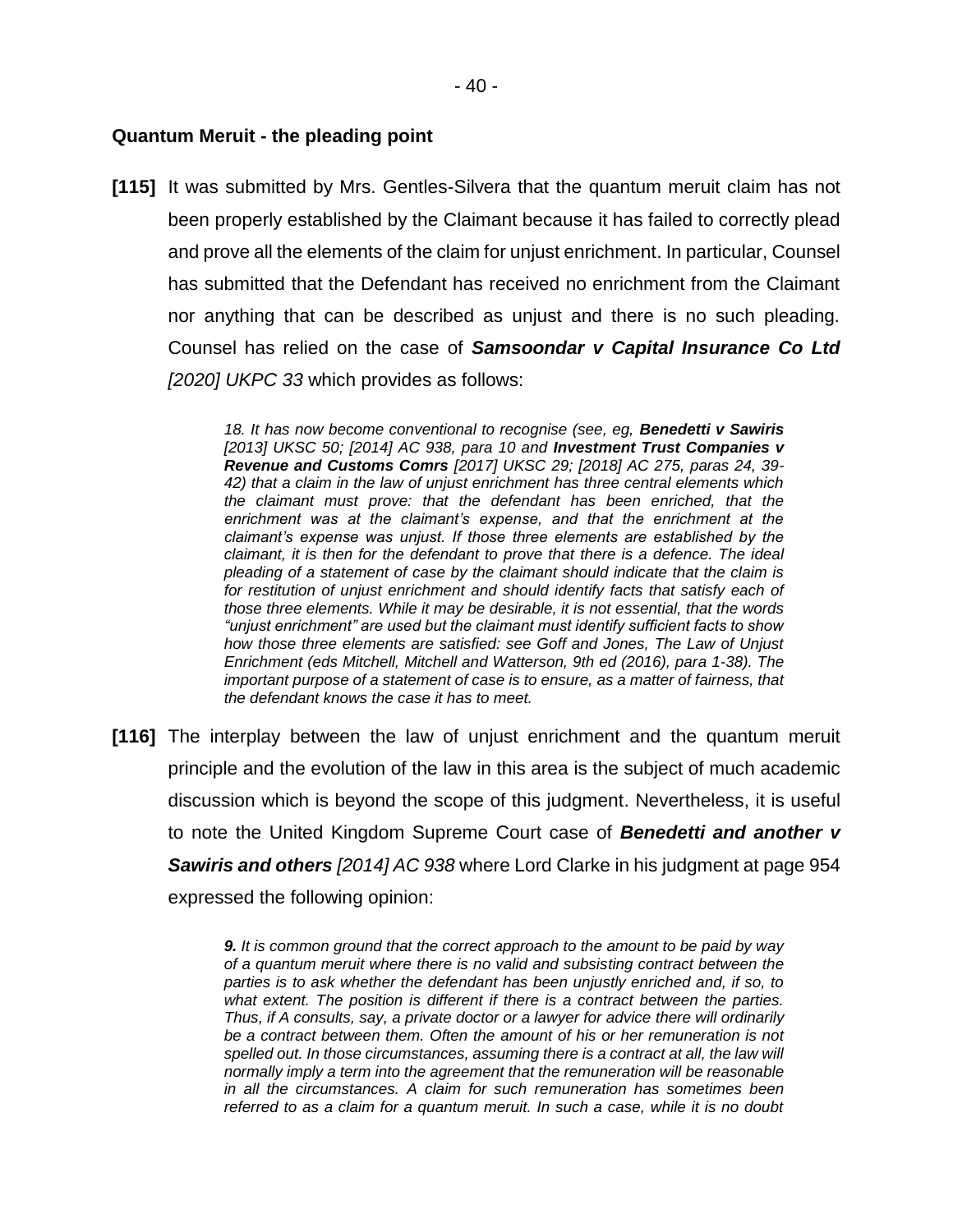**Quantum Meruit - the pleading point**

**[115]** It was submitted by Mrs. Gentles-Silvera that the quantum meruit claim has not been properly established by the Claimant because it has failed to correctly plead and prove all the elements of the claim for unjust enrichment. In particular, Counsel has submitted that the Defendant has received no enrichment from the Claimant nor anything that can be described as unjust and there is no such pleading. Counsel has relied on the case of ***Samsoondar v Capital Insurance Co Ltd*** *[2020] UKPC 33* which provides as follows:

> *18. It has now become conventional to recognise (see, eg,* ***Benedetti v Sawiris*** *[2013] UKSC 50; [2014] AC 938, para 10 and* ***Investment Trust Companies v Revenue and Customs Comrs*** *[2017] UKSC 29; [2018] AC 275, paras 24, 39-42) that a claim in the law of unjust enrichment has three central elements which the claimant must prove: that the defendant has been enriched, that the enrichment was at the claimant's expense, and that the enrichment at the claimant's expense was unjust. If those three elements are established by the claimant, it is then for the defendant to prove that there is a defence. The ideal pleading of a statement of case by the claimant should indicate that the claim is for restitution of unjust enrichment and should identify facts that satisfy each of those three elements. While it may be desirable, it is not essential, that the words "unjust enrichment" are used but the claimant must identify sufficient facts to show how those three elements are satisfied: see Goff and Jones, The Law of Unjust Enrichment (eds Mitchell, Mitchell and Watterson, 9th ed (2016), para 1-38). The important purpose of a statement of case is to ensure, as a matter of fairness, that the defendant knows the case it has to meet.*

**[116]** The interplay between the law of unjust enrichment and the quantum meruit principle and the evolution of the law in this area is the subject of much academic discussion which is beyond the scope of this judgment. Nevertheless, it is useful to note the United Kingdom Supreme Court case of ***Benedetti and another v Sawiris and others*** *[2014] AC 938* where Lord Clarke in his judgment at page 954 expressed the following opinion:

> ***9.*** *It is common ground that the correct approach to the amount to be paid by way of a quantum meruit where there is no valid and subsisting contract between the parties is to ask whether the defendant has been unjustly enriched and, if so, to what extent. The position is different if there is a contract between the parties. Thus, if A consults, say, a private doctor or a lawyer for advice there will ordinarily be a contract between them. Often the amount of his or her remuneration is not spelled out. In those circumstances, assuming there is a contract at all, the law will normally imply a term into the agreement that the remuneration will be reasonable in all the circumstances. A claim for such remuneration has sometimes been referred to as a claim for a quantum meruit. In such a case, while it is no doubt*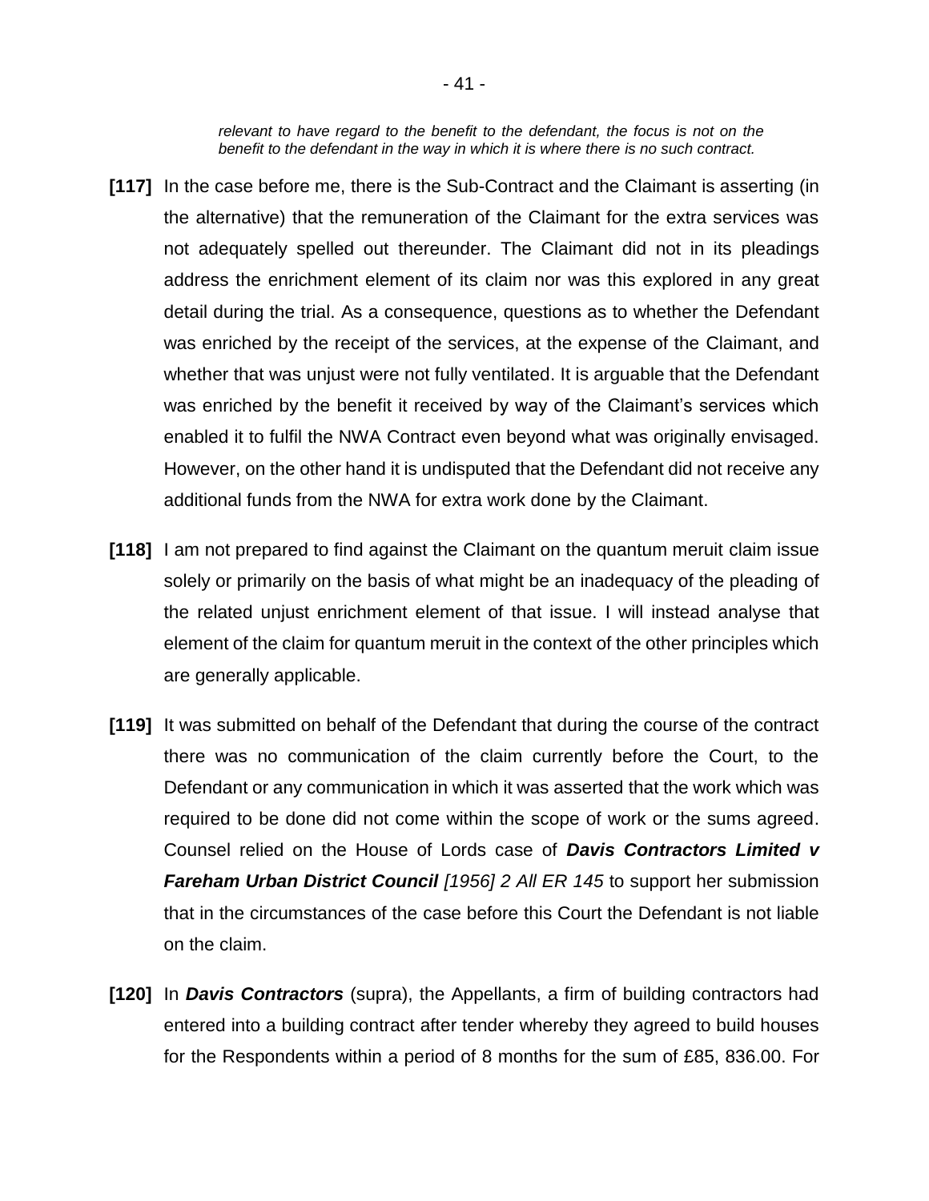*relevant to have regard to the benefit to the defendant, the focus is not on the benefit to the defendant in the way in which it is where there is no such contract.*

**[117]** In the case before me, there is the Sub-Contract and the Claimant is asserting (in the alternative) that the remuneration of the Claimant for the extra services was not adequately spelled out thereunder. The Claimant did not in its pleadings address the enrichment element of its claim nor was this explored in any great detail during the trial. As a consequence, questions as to whether the Defendant was enriched by the receipt of the services, at the expense of the Claimant, and whether that was unjust were not fully ventilated. It is arguable that the Defendant was enriched by the benefit it received by way of the Claimant's services which enabled it to fulfil the NWA Contract even beyond what was originally envisaged. However, on the other hand it is undisputed that the Defendant did not receive any additional funds from the NWA for extra work done by the Claimant.

**[118]** I am not prepared to find against the Claimant on the quantum meruit claim issue solely or primarily on the basis of what might be an inadequacy of the pleading of the related unjust enrichment element of that issue. I will instead analyse that element of the claim for quantum meruit in the context of the other principles which are generally applicable.

**[119]** It was submitted on behalf of the Defendant that during the course of the contract there was no communication of the claim currently before the Court, to the Defendant or any communication in which it was asserted that the work which was required to be done did not come within the scope of work or the sums agreed. Counsel relied on the House of Lords case of ***Davis Contractors Limited v Fareham Urban District Council*** *[1956] 2 All ER 145* to support her submission that in the circumstances of the case before this Court the Defendant is not liable on the claim.

**[120]** In ***Davis Contractors*** (supra), the Appellants, a firm of building contractors had entered into a building contract after tender whereby they agreed to build houses for the Respondents within a period of 8 months for the sum of £85, 836.00. For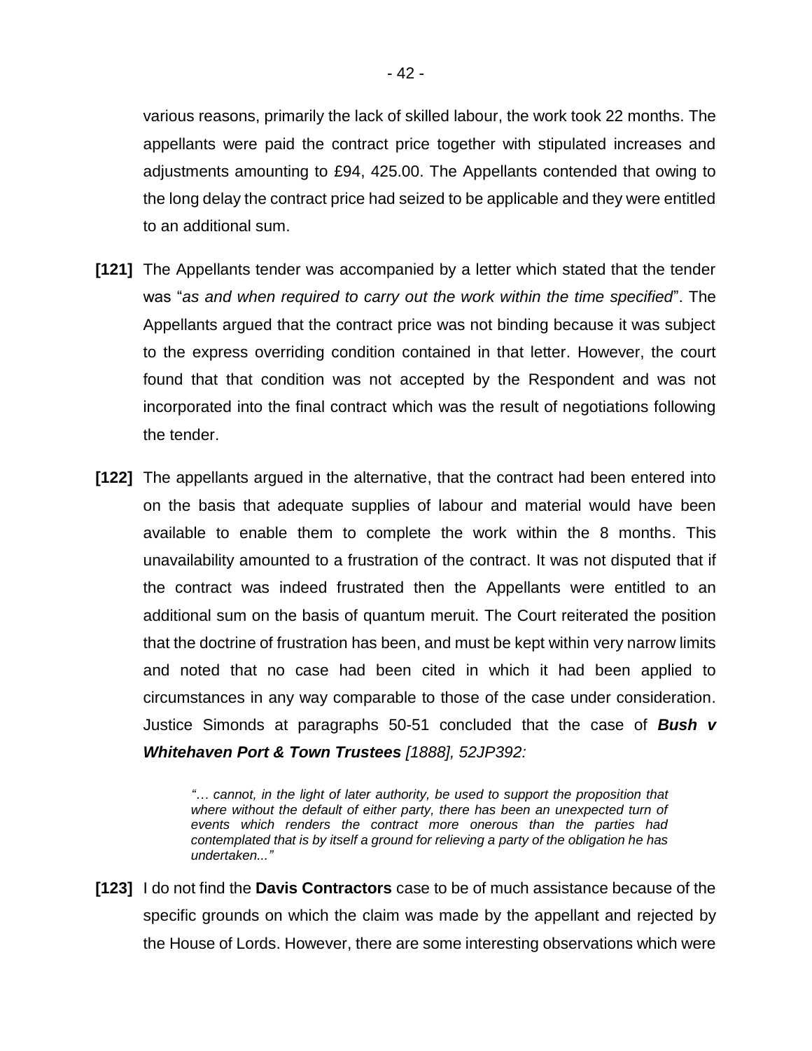various reasons, primarily the lack of skilled labour, the work took 22 months. The appellants were paid the contract price together with stipulated increases and adjustments amounting to £94, 425.00. The Appellants contended that owing to the long delay the contract price had seized to be applicable and they were entitled to an additional sum.

**[121]** The Appellants tender was accompanied by a letter which stated that the tender was "*as and when required to carry out the work within the time specified*". The Appellants argued that the contract price was not binding because it was subject to the express overriding condition contained in that letter. However, the court found that that condition was not accepted by the Respondent and was not incorporated into the final contract which was the result of negotiations following the tender.

**[122]** The appellants argued in the alternative, that the contract had been entered into on the basis that adequate supplies of labour and material would have been available to enable them to complete the work within the 8 months. This unavailability amounted to a frustration of the contract. It was not disputed that if the contract was indeed frustrated then the Appellants were entitled to an additional sum on the basis of quantum meruit. The Court reiterated the position that the doctrine of frustration has been, and must be kept within very narrow limits and noted that no case had been cited in which it had been applied to circumstances in any way comparable to those of the case under consideration. Justice Simonds at paragraphs 50-51 concluded that the case of ***Bush v Whitehaven Port & Town Trustees*** *[1888], 52JP392:*

> *"… cannot, in the light of later authority, be used to support the proposition that where without the default of either party, there has been an unexpected turn of events which renders the contract more onerous than the parties had contemplated that is by itself a ground for relieving a party of the obligation he has undertaken..."*

**[123]** I do not find the **Davis Contractors** case to be of much assistance because of the specific grounds on which the claim was made by the appellant and rejected by the House of Lords. However, there are some interesting observations which were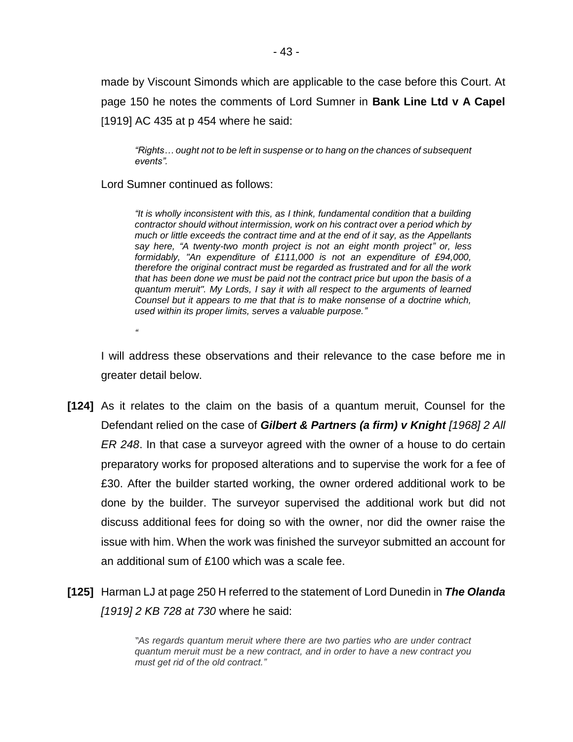made by Viscount Simonds which are applicable to the case before this Court. At page 150 he notes the comments of Lord Sumner in **Bank Line Ltd v A Capel** [1919] AC 435 at p 454 where he said:

> *"Rights… ought not to be left in suspense or to hang on the chances of subsequent events".*

Lord Sumner continued as follows:

> *"It is wholly inconsistent with this, as I think, fundamental condition that a building contractor should without intermission, work on his contract over a period which by much or little exceeds the contract time and at the end of it say, as the Appellants say here, "A twenty-two month project is not an eight month project" or, less formidably, "An expenditure of £111,000 is not an expenditure of £94,000, therefore the original contract must be regarded as frustrated and for all the work that has been done we must be paid not the contract price but upon the basis of a quantum meruit". My Lords, I say it with all respect to the arguments of learned Counsel but it appears to me that that is to make nonsense of a doctrine which, used within its proper limits, serves a valuable purpose."*
>
> *"*

I will address these observations and their relevance to the case before me in greater detail below.

**[124]** As it relates to the claim on the basis of a quantum meruit, Counsel for the Defendant relied on the case of ***Gilbert & Partners (a firm) v Knight*** *[1968] 2 All ER 248*. In that case a surveyor agreed with the owner of a house to do certain preparatory works for proposed alterations and to supervise the work for a fee of £30. After the builder started working, the owner ordered additional work to be done by the builder. The surveyor supervised the additional work but did not discuss additional fees for doing so with the owner, nor did the owner raise the issue with him. When the work was finished the surveyor submitted an account for an additional sum of £100 which was a scale fee.

**[125]** Harman LJ at page 250 H referred to the statement of Lord Dunedin in ***The Olanda*** *[1919] 2 KB 728 at 730* where he said:

> *"As regards quantum meruit where there are two parties who are under contract quantum meruit must be a new contract, and in order to have a new contract you must get rid of the old contract."*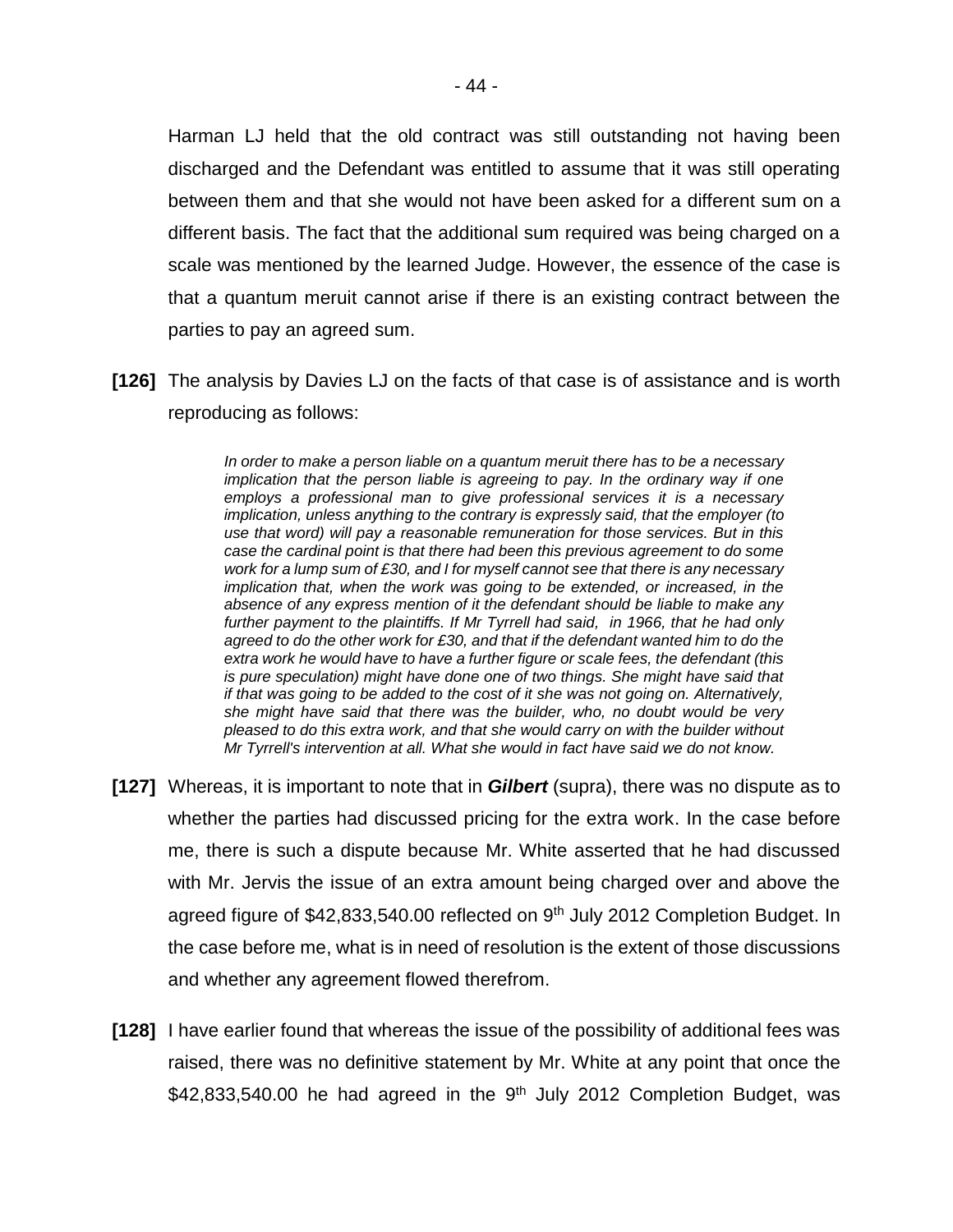Harman LJ held that the old contract was still outstanding not having been discharged and the Defendant was entitled to assume that it was still operating between them and that she would not have been asked for a different sum on a different basis. The fact that the additional sum required was being charged on a scale was mentioned by the learned Judge. However, the essence of the case is that a quantum meruit cannot arise if there is an existing contract between the parties to pay an agreed sum.

**[126]** The analysis by Davies LJ on the facts of that case is of assistance and is worth reproducing as follows:

> *In order to make a person liable on a quantum meruit there has to be a necessary implication that the person liable is agreeing to pay. In the ordinary way if one employs a professional man to give professional services it is a necessary implication, unless anything to the contrary is expressly said, that the employer (to use that word) will pay a reasonable remuneration for those services. But in this case the cardinal point is that there had been this previous agreement to do some work for a lump sum of £30, and I for myself cannot see that there is any necessary implication that, when the work was going to be extended, or increased, in the absence of any express mention of it the defendant should be liable to make any further payment to the plaintiffs. If Mr Tyrrell had said, in 1966, that he had only agreed to do the other work for £30, and that if the defendant wanted him to do the extra work he would have to have a further figure or scale fees, the defendant (this is pure speculation) might have done one of two things. She might have said that if that was going to be added to the cost of it she was not going on. Alternatively, she might have said that there was the builder, who, no doubt would be very pleased to do this extra work, and that she would carry on with the builder without Mr Tyrrell's intervention at all. What she would in fact have said we do not know.*

**[127]** Whereas, it is important to note that in ***Gilbert*** (supra), there was no dispute as to whether the parties had discussed pricing for the extra work. In the case before me, there is such a dispute because Mr. White asserted that he had discussed with Mr. Jervis the issue of an extra amount being charged over and above the agreed figure of $42,833,540.00 reflected on 9th July 2012 Completion Budget. In the case before me, what is in need of resolution is the extent of those discussions and whether any agreement flowed therefrom.

**[128]** I have earlier found that whereas the issue of the possibility of additional fees was raised, there was no definitive statement by Mr. White at any point that once the $42,833,540.00 he had agreed in the 9th July 2012 Completion Budget, was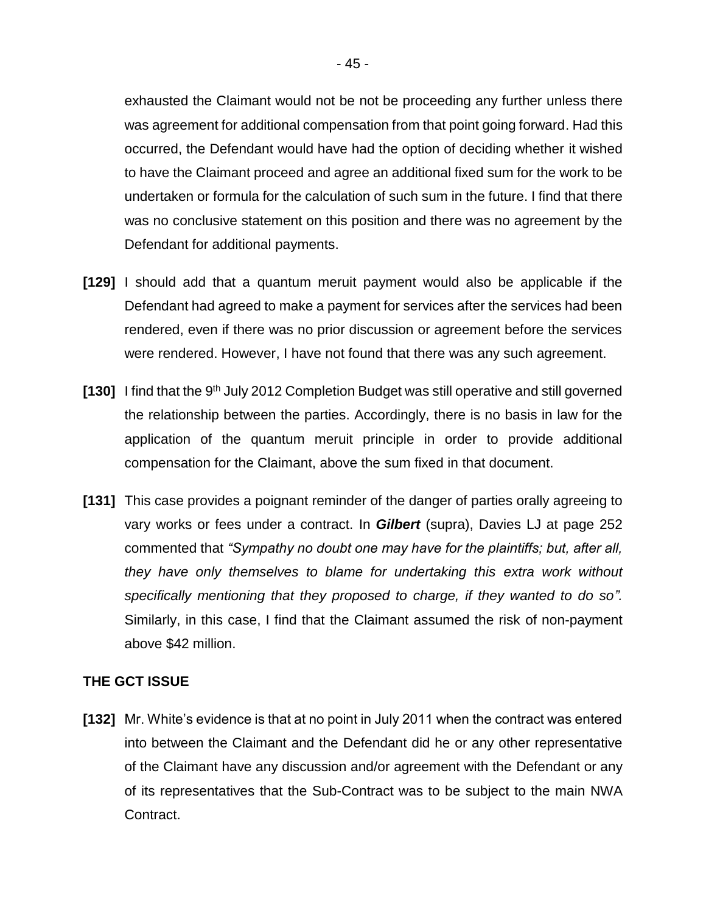exhausted the Claimant would not be not be proceeding any further unless there was agreement for additional compensation from that point going forward. Had this occurred, the Defendant would have had the option of deciding whether it wished to have the Claimant proceed and agree an additional fixed sum for the work to be undertaken or formula for the calculation of such sum in the future. I find that there was no conclusive statement on this position and there was no agreement by the Defendant for additional payments.

**[129]** I should add that a quantum meruit payment would also be applicable if the Defendant had agreed to make a payment for services after the services had been rendered, even if there was no prior discussion or agreement before the services were rendered. However, I have not found that there was any such agreement.

**[130]** I find that the 9th July 2012 Completion Budget was still operative and still governed the relationship between the parties. Accordingly, there is no basis in law for the application of the quantum meruit principle in order to provide additional compensation for the Claimant, above the sum fixed in that document.

**[131]** This case provides a poignant reminder of the danger of parties orally agreeing to vary works or fees under a contract. In ***Gilbert*** (supra), Davies LJ at page 252 commented that *"Sympathy no doubt one may have for the plaintiffs; but, after all, they have only themselves to blame for undertaking this extra work without specifically mentioning that they proposed to charge, if they wanted to do so".* Similarly, in this case, I find that the Claimant assumed the risk of non-payment above $42 million.

**THE GCT ISSUE**

**[132]** Mr. White's evidence is that at no point in July 2011 when the contract was entered into between the Claimant and the Defendant did he or any other representative of the Claimant have any discussion and/or agreement with the Defendant or any of its representatives that the Sub-Contract was to be subject to the main NWA Contract.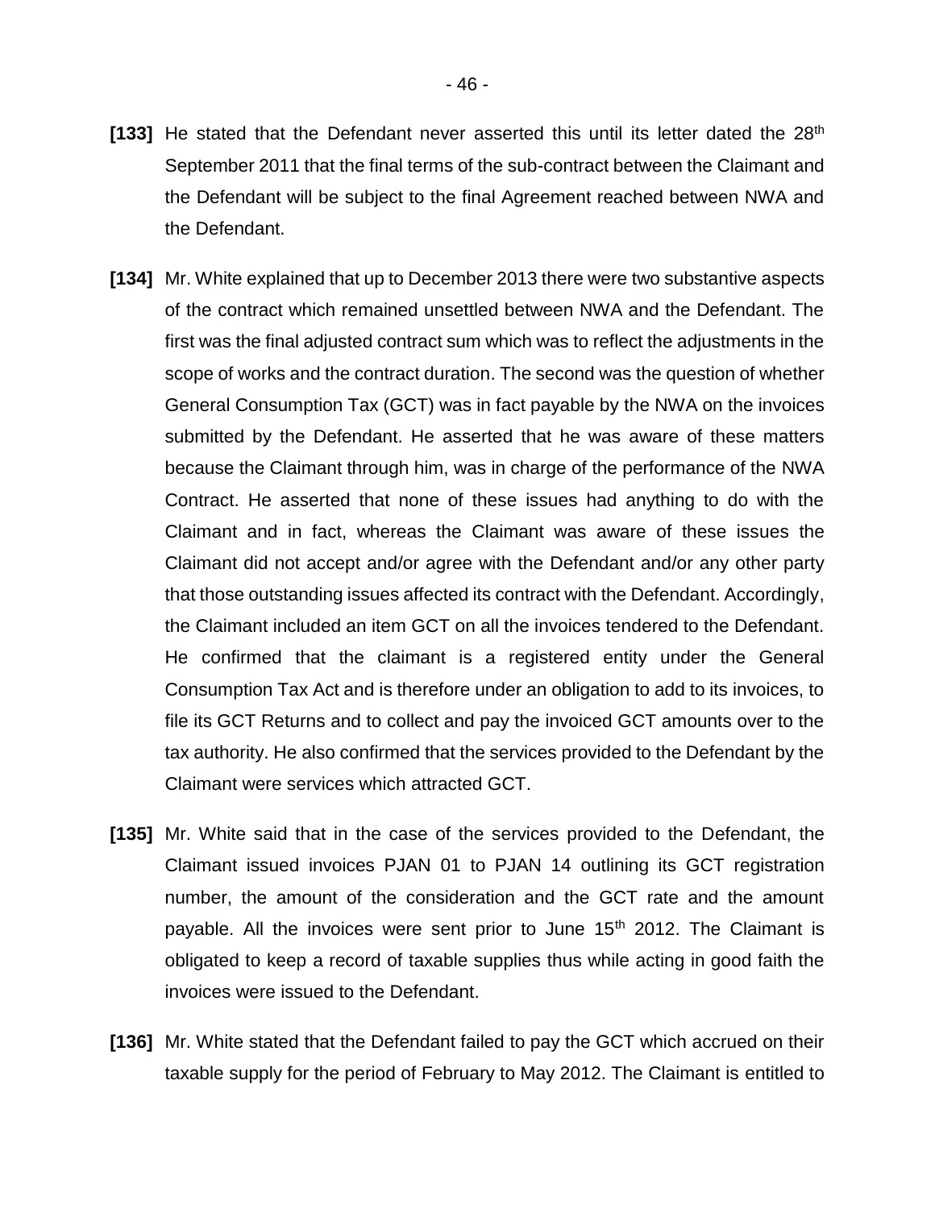**[133]** He stated that the Defendant never asserted this until its letter dated the 28th September 2011 that the final terms of the sub-contract between the Claimant and the Defendant will be subject to the final Agreement reached between NWA and the Defendant.

**[134]** Mr. White explained that up to December 2013 there were two substantive aspects of the contract which remained unsettled between NWA and the Defendant. The first was the final adjusted contract sum which was to reflect the adjustments in the scope of works and the contract duration. The second was the question of whether General Consumption Tax (GCT) was in fact payable by the NWA on the invoices submitted by the Defendant. He asserted that he was aware of these matters because the Claimant through him, was in charge of the performance of the NWA Contract. He asserted that none of these issues had anything to do with the Claimant and in fact, whereas the Claimant was aware of these issues the Claimant did not accept and/or agree with the Defendant and/or any other party that those outstanding issues affected its contract with the Defendant. Accordingly, the Claimant included an item GCT on all the invoices tendered to the Defendant. He confirmed that the claimant is a registered entity under the General Consumption Tax Act and is therefore under an obligation to add to its invoices, to file its GCT Returns and to collect and pay the invoiced GCT amounts over to the tax authority. He also confirmed that the services provided to the Defendant by the Claimant were services which attracted GCT.

**[135]** Mr. White said that in the case of the services provided to the Defendant, the Claimant issued invoices PJAN 01 to PJAN 14 outlining its GCT registration number, the amount of the consideration and the GCT rate and the amount payable. All the invoices were sent prior to June 15th 2012. The Claimant is obligated to keep a record of taxable supplies thus while acting in good faith the invoices were issued to the Defendant.

**[136]** Mr. White stated that the Defendant failed to pay the GCT which accrued on their taxable supply for the period of February to May 2012. The Claimant is entitled to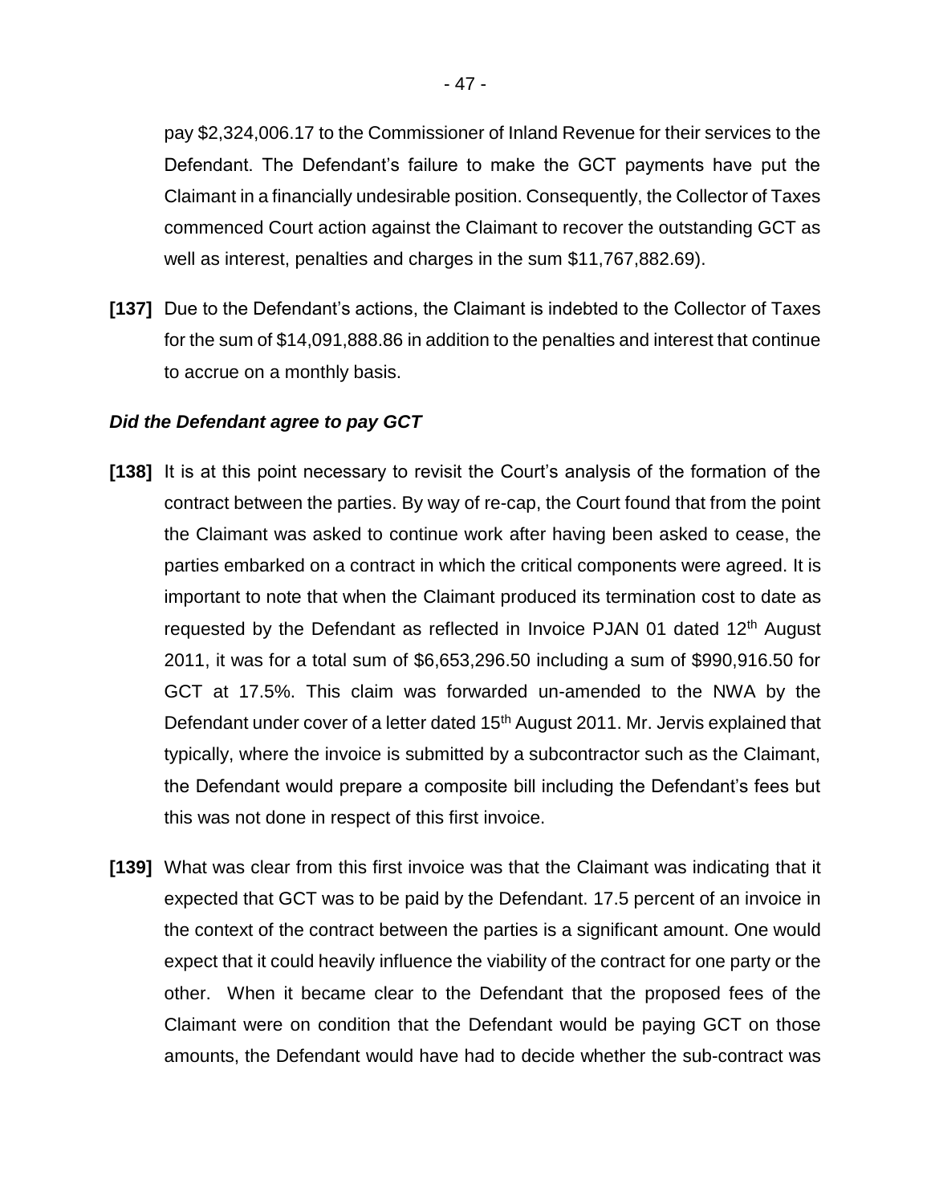pay $2,324,006.17 to the Commissioner of Inland Revenue for their services to the Defendant. The Defendant's failure to make the GCT payments have put the Claimant in a financially undesirable position. Consequently, the Collector of Taxes commenced Court action against the Claimant to recover the outstanding GCT as well as interest, penalties and charges in the sum $11,767,882.69).

**[137]** Due to the Defendant's actions, the Claimant is indebted to the Collector of Taxes for the sum of $14,091,888.86 in addition to the penalties and interest that continue to accrue on a monthly basis.

***Did the Defendant agree to pay GCT***

**[138]** It is at this point necessary to revisit the Court's analysis of the formation of the contract between the parties. By way of re-cap, the Court found that from the point the Claimant was asked to continue work after having been asked to cease, the parties embarked on a contract in which the critical components were agreed. It is important to note that when the Claimant produced its termination cost to date as requested by the Defendant as reflected in Invoice PJAN 01 dated 12th August 2011, it was for a total sum of $6,653,296.50 including a sum of $990,916.50 for GCT at 17.5%. This claim was forwarded un-amended to the NWA by the Defendant under cover of a letter dated 15th August 2011. Mr. Jervis explained that typically, where the invoice is submitted by a subcontractor such as the Claimant, the Defendant would prepare a composite bill including the Defendant's fees but this was not done in respect of this first invoice.

**[139]** What was clear from this first invoice was that the Claimant was indicating that it expected that GCT was to be paid by the Defendant. 17.5 percent of an invoice in the context of the contract between the parties is a significant amount. One would expect that it could heavily influence the viability of the contract for one party or the other. When it became clear to the Defendant that the proposed fees of the Claimant were on condition that the Defendant would be paying GCT on those amounts, the Defendant would have had to decide whether the sub-contract was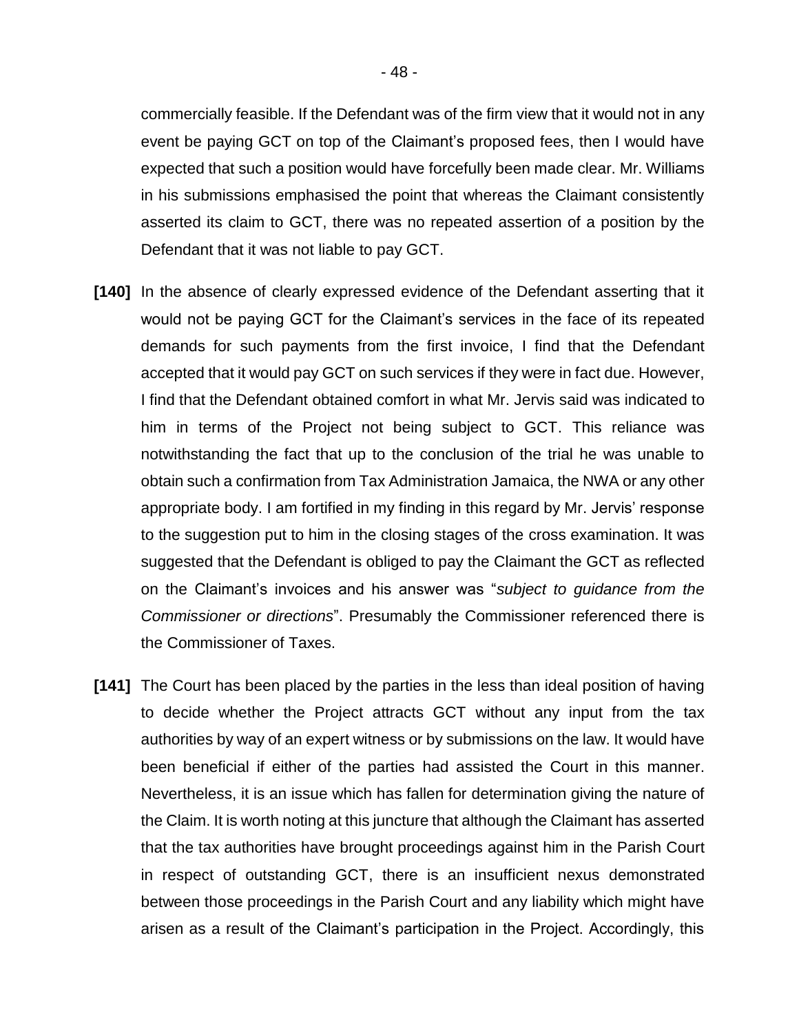commercially feasible. If the Defendant was of the firm view that it would not in any event be paying GCT on top of the Claimant's proposed fees, then I would have expected that such a position would have forcefully been made clear. Mr. Williams in his submissions emphasised the point that whereas the Claimant consistently asserted its claim to GCT, there was no repeated assertion of a position by the Defendant that it was not liable to pay GCT.

**[140]** In the absence of clearly expressed evidence of the Defendant asserting that it would not be paying GCT for the Claimant's services in the face of its repeated demands for such payments from the first invoice, I find that the Defendant accepted that it would pay GCT on such services if they were in fact due. However, I find that the Defendant obtained comfort in what Mr. Jervis said was indicated to him in terms of the Project not being subject to GCT. This reliance was notwithstanding the fact that up to the conclusion of the trial he was unable to obtain such a confirmation from Tax Administration Jamaica, the NWA or any other appropriate body. I am fortified in my finding in this regard by Mr. Jervis' response to the suggestion put to him in the closing stages of the cross examination. It was suggested that the Defendant is obliged to pay the Claimant the GCT as reflected on the Claimant's invoices and his answer was "*subject to guidance from the Commissioner or directions*". Presumably the Commissioner referenced there is the Commissioner of Taxes.

**[141]** The Court has been placed by the parties in the less than ideal position of having to decide whether the Project attracts GCT without any input from the tax authorities by way of an expert witness or by submissions on the law. It would have been beneficial if either of the parties had assisted the Court in this manner. Nevertheless, it is an issue which has fallen for determination giving the nature of the Claim. It is worth noting at this juncture that although the Claimant has asserted that the tax authorities have brought proceedings against him in the Parish Court in respect of outstanding GCT, there is an insufficient nexus demonstrated between those proceedings in the Parish Court and any liability which might have arisen as a result of the Claimant's participation in the Project. Accordingly, this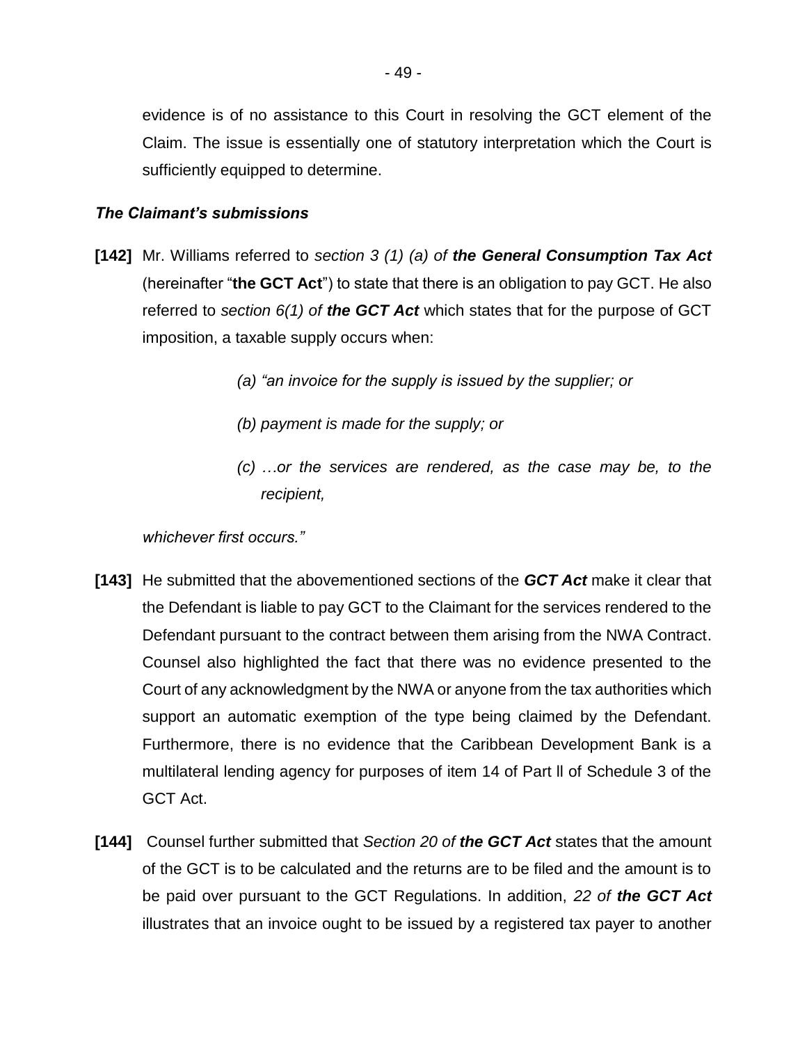evidence is of no assistance to this Court in resolving the GCT element of the Claim. The issue is essentially one of statutory interpretation which the Court is sufficiently equipped to determine.

### *The Claimant's submissions*

**[142]** Mr. Williams referred to *section 3 (1) (a) of **the General Consumption Tax Act*** (hereinafter "**the GCT Act**") to state that there is an obligation to pay GCT. He also referred to *section 6(1) of **the GCT Act*** which states that for the purpose of GCT imposition, a taxable supply occurs when:

> *(a) "an invoice for the supply is issued by the supplier; or*
>
> *(b) payment is made for the supply; or*
>
> *(c) …or the services are rendered, as the case may be, to the recipient,*

*whichever first occurs."*

**[143]** He submitted that the abovementioned sections of the ***GCT Act*** make it clear that the Defendant is liable to pay GCT to the Claimant for the services rendered to the Defendant pursuant to the contract between them arising from the NWA Contract. Counsel also highlighted the fact that there was no evidence presented to the Court of any acknowledgment by the NWA or anyone from the tax authorities which support an automatic exemption of the type being claimed by the Defendant. Furthermore, there is no evidence that the Caribbean Development Bank is a multilateral lending agency for purposes of item 14 of Part ll of Schedule 3 of the GCT Act.

**[144]** Counsel further submitted that *Section 20 of **the GCT Act*** states that the amount of the GCT is to be calculated and the returns are to be filed and the amount is to be paid over pursuant to the GCT Regulations. In addition, *22 of **the GCT Act*** illustrates that an invoice ought to be issued by a registered tax payer to another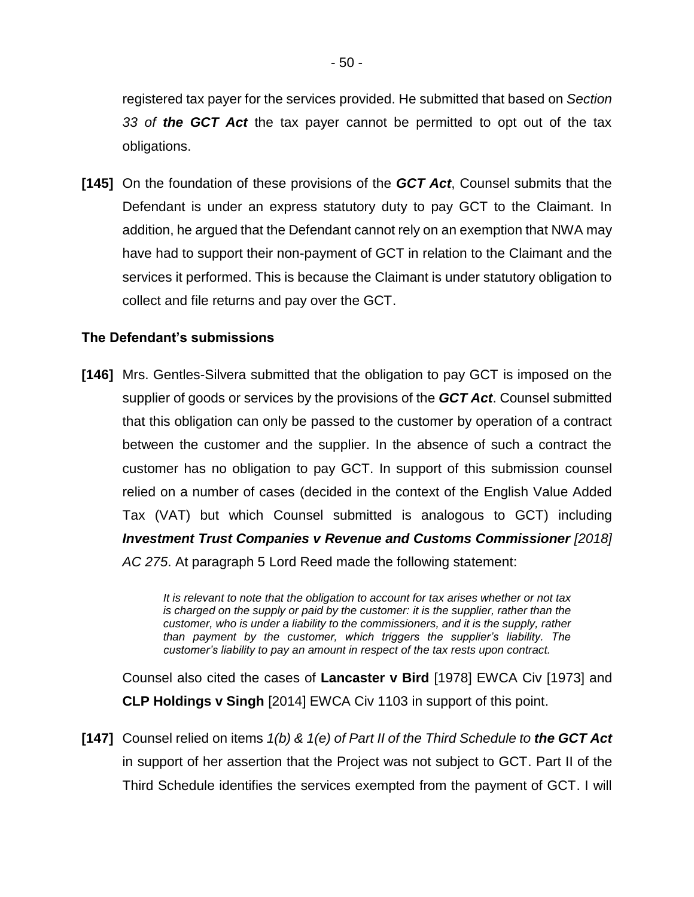registered tax payer for the services provided. He submitted that based on *Section 33 of **the GCT Act*** the tax payer cannot be permitted to opt out of the tax obligations.

**[145]** On the foundation of these provisions of the ***GCT Act***, Counsel submits that the Defendant is under an express statutory duty to pay GCT to the Claimant. In addition, he argued that the Defendant cannot rely on an exemption that NWA may have had to support their non-payment of GCT in relation to the Claimant and the services it performed. This is because the Claimant is under statutory obligation to collect and file returns and pay over the GCT.

**The Defendant's submissions**

**[146]** Mrs. Gentles-Silvera submitted that the obligation to pay GCT is imposed on the supplier of goods or services by the provisions of the ***GCT Act***. Counsel submitted that this obligation can only be passed to the customer by operation of a contract between the customer and the supplier. In the absence of such a contract the customer has no obligation to pay GCT. In support of this submission counsel relied on a number of cases (decided in the context of the English Value Added Tax (VAT) but which Counsel submitted is analogous to GCT) including ***Investment Trust Companies v Revenue and Customs Commissioner** [2018] AC 275*. At paragraph 5 Lord Reed made the following statement:

> *It is relevant to note that the obligation to account for tax arises whether or not tax is charged on the supply or paid by the customer: it is the supplier, rather than the customer, who is under a liability to the commissioners, and it is the supply, rather than payment by the customer, which triggers the supplier's liability. The customer's liability to pay an amount in respect of the tax rests upon contract.*

Counsel also cited the cases of **Lancaster v Bird** [1978] EWCA Civ [1973] and **CLP Holdings v Singh** [2014] EWCA Civ 1103 in support of this point.

**[147]** Counsel relied on items *1(b) & 1(e) of Part II of the Third Schedule to **the GCT Act*** in support of her assertion that the Project was not subject to GCT. Part II of the Third Schedule identifies the services exempted from the payment of GCT. I will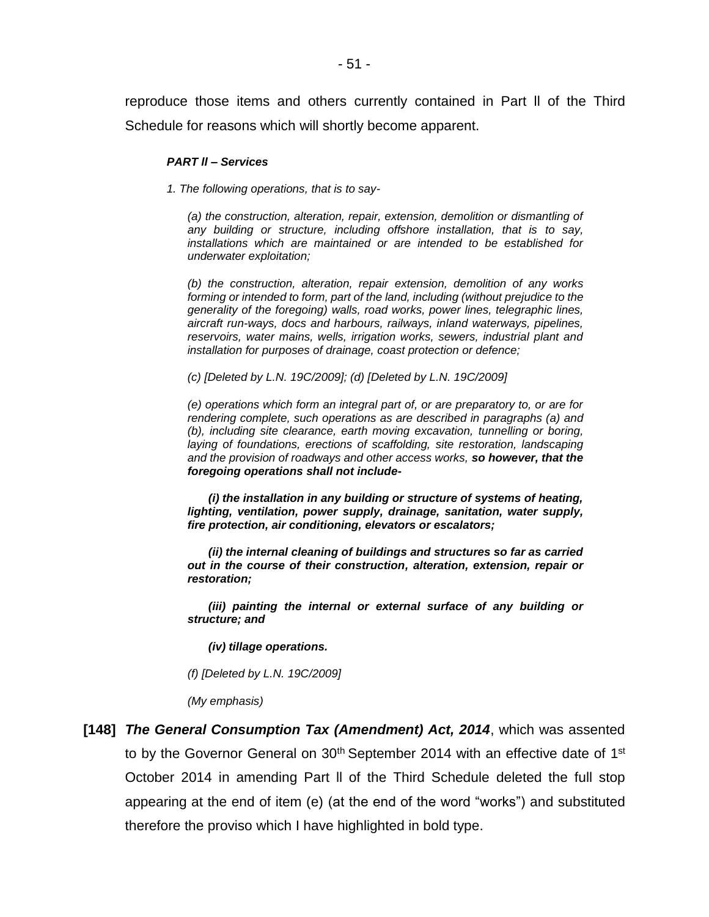reproduce those items and others currently contained in Part ll of the Third Schedule for reasons which will shortly become apparent.

> ***PART ll – Services***
>
> *1. The following operations, that is to say-*
>
> *(a) the construction, alteration, repair, extension, demolition or dismantling of any building or structure, including offshore installation, that is to say, installations which are maintained or are intended to be established for underwater exploitation;*
>
> *(b) the construction, alteration, repair extension, demolition of any works forming or intended to form, part of the land, including (without prejudice to the generality of the foregoing) walls, road works, power lines, telegraphic lines, aircraft run-ways, docs and harbours, railways, inland waterways, pipelines, reservoirs, water mains, wells, irrigation works, sewers, industrial plant and installation for purposes of drainage, coast protection or defence;*
>
> *(c) [Deleted by L.N. 19C/2009]; (d) [Deleted by L.N. 19C/2009]*
>
> *(e) operations which form an integral part of, or are preparatory to, or are for rendering complete, such operations as are described in paragraphs (a) and (b), including site clearance, earth moving excavation, tunnelling or boring, laying of foundations, erections of scaffolding, site restoration, landscaping and the provision of roadways and other access works,* ***so however, that the foregoing operations shall not include-***
>
> ***(i) the installation in any building or structure of systems of heating, lighting, ventilation, power supply, drainage, sanitation, water supply, fire protection, air conditioning, elevators or escalators;***
>
> ***(ii) the internal cleaning of buildings and structures so far as carried out in the course of their construction, alteration, extension, repair or restoration;***
>
> ***(iii) painting the internal or external surface of any building or structure; and***
>
> ***(iv) tillage operations.***
>
> *(f) [Deleted by L.N. 19C/2009]*
>
> *(My emphasis)*

**[148]** ***The General Consumption Tax (Amendment) Act, 2014***, which was assented to by the Governor General on 30th September 2014 with an effective date of 1st October 2014 in amending Part ll of the Third Schedule deleted the full stop appearing at the end of item (e) (at the end of the word "works") and substituted therefore the proviso which I have highlighted in bold type.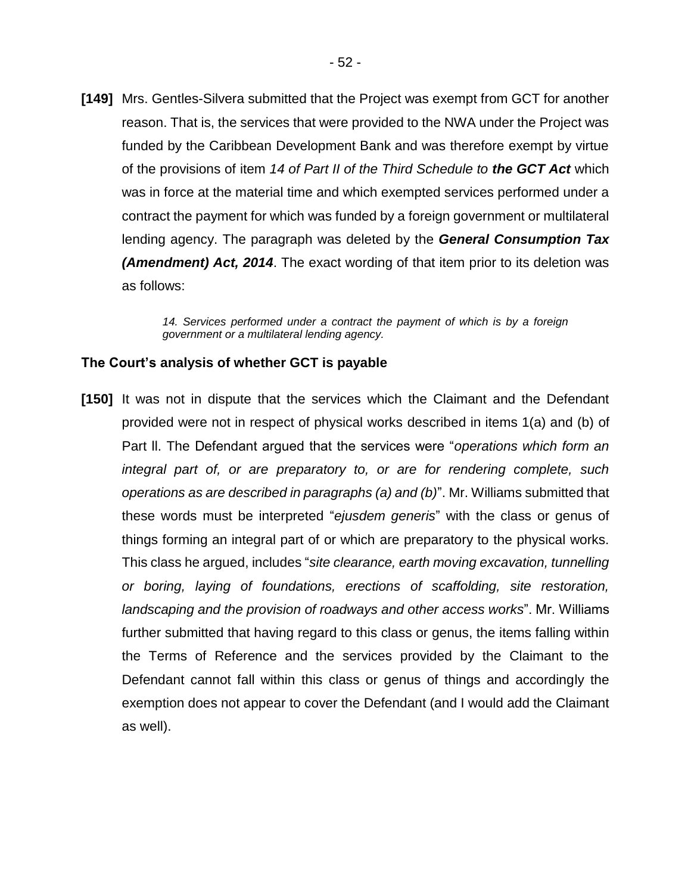**[149]** Mrs. Gentles-Silvera submitted that the Project was exempt from GCT for another reason. That is, the services that were provided to the NWA under the Project was funded by the Caribbean Development Bank and was therefore exempt by virtue of the provisions of item *14 of Part II of the Third Schedule to* ***the GCT Act*** which was in force at the material time and which exempted services performed under a contract the payment for which was funded by a foreign government or multilateral lending agency. The paragraph was deleted by the ***General Consumption Tax (Amendment) Act, 2014***. The exact wording of that item prior to its deletion was as follows:

> *14. Services performed under a contract the payment of which is by a foreign government or a multilateral lending agency.*

**The Court's analysis of whether GCT is payable**

**[150]** It was not in dispute that the services which the Claimant and the Defendant provided were not in respect of physical works described in items 1(a) and (b) of Part ll. The Defendant argued that the services were "*operations which form an integral part of, or are preparatory to, or are for rendering complete, such operations as are described in paragraphs (a) and (b)*". Mr. Williams submitted that these words must be interpreted "*ejusdem generis*" with the class or genus of things forming an integral part of or which are preparatory to the physical works. This class he argued, includes "*site clearance, earth moving excavation, tunnelling or boring, laying of foundations, erections of scaffolding, site restoration, landscaping and the provision of roadways and other access works*". Mr. Williams further submitted that having regard to this class or genus, the items falling within the Terms of Reference and the services provided by the Claimant to the Defendant cannot fall within this class or genus of things and accordingly the exemption does not appear to cover the Defendant (and I would add the Claimant as well).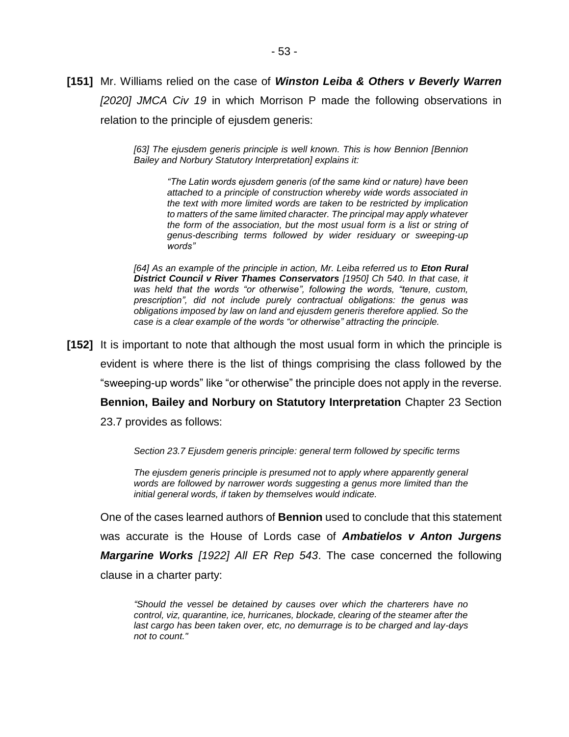**[151]** Mr. Williams relied on the case of ***Winston Leiba & Others v Beverly Warren*** *[2020] JMCA Civ 19* in which Morrison P made the following observations in relation to the principle of ejusdem generis:

> *[63] The ejusdem generis principle is well known. This is how Bennion [Bennion Bailey and Norbury Statutory Interpretation] explains it:*
>
> > *"The Latin words ejusdem generis (of the same kind or nature) have been attached to a principle of construction whereby wide words associated in the text with more limited words are taken to be restricted by implication to matters of the same limited character. The principal may apply whatever the form of the association, but the most usual form is a list or string of genus-describing terms followed by wider residuary or sweeping-up words"*
>
> *[64] As an example of the principle in action, Mr. Leiba referred us to **Eton Rural District Council v River Thames Conservators** [1950] Ch 540. In that case, it was held that the words "or otherwise", following the words, "tenure, custom, prescription", did not include purely contractual obligations: the genus was obligations imposed by law on land and ejusdem generis therefore applied. So the case is a clear example of the words "or otherwise" attracting the principle.*

**[152]** It is important to note that although the most usual form in which the principle is evident is where there is the list of things comprising the class followed by the "sweeping-up words" like "or otherwise" the principle does not apply in the reverse. **Bennion, Bailey and Norbury on Statutory Interpretation** Chapter 23 Section 23.7 provides as follows:

> *Section 23.7 Ejusdem generis principle: general term followed by specific terms*
>
> *The ejusdem generis principle is presumed not to apply where apparently general words are followed by narrower words suggesting a genus more limited than the initial general words, if taken by themselves would indicate.*

One of the cases learned authors of **Bennion** used to conclude that this statement was accurate is the House of Lords case of ***Ambatielos v Anton Jurgens Margarine Works*** *[1922] All ER Rep 543*. The case concerned the following clause in a charter party:

> *"Should the vessel be detained by causes over which the charterers have no control, viz, quarantine, ice, hurricanes, blockade, clearing of the steamer after the last cargo has been taken over, etc, no demurrage is to be charged and lay-days not to count."*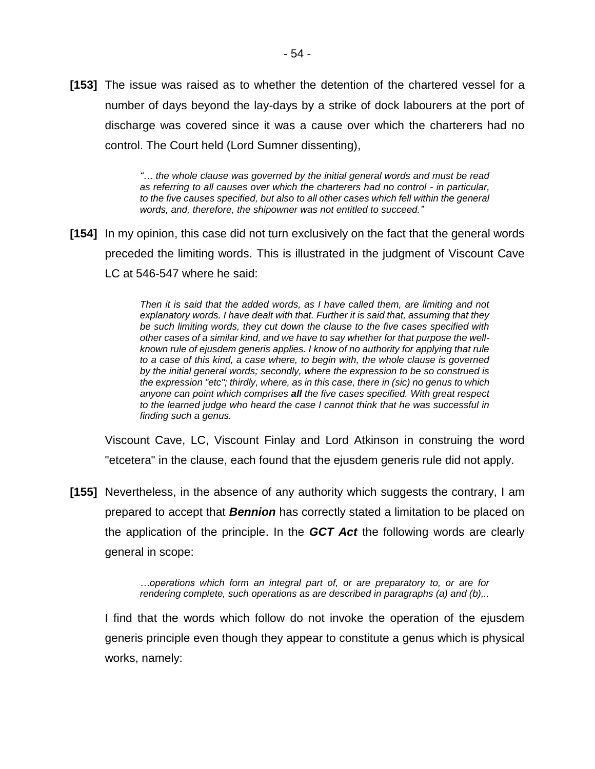**[153]** The issue was raised as to whether the detention of the chartered vessel for a number of days beyond the lay-days by a strike of dock labourers at the port of discharge was covered since it was a cause over which the charterers had no control. The Court held (Lord Sumner dissenting),

> *"… the whole clause was governed by the initial general words and must be read as referring to all causes over which the charterers had no control - in particular, to the five causes specified, but also to all other cases which fell within the general words, and, therefore, the shipowner was not entitled to succeed."*

**[154]** In my opinion, this case did not turn exclusively on the fact that the general words preceded the limiting words. This is illustrated in the judgment of Viscount Cave LC at 546-547 where he said:

> *Then it is said that the added words, as I have called them, are limiting and not explanatory words. I have dealt with that. Further it is said that, assuming that they be such limiting words, they cut down the clause to the five cases specified with other cases of a similar kind, and we have to say whether for that purpose the well-known rule of ejusdem generis applies. I know of no authority for applying that rule to a case of this kind, a case where, to begin with, the whole clause is governed by the initial general words; secondly, where the expression to be so construed is the expression "etc"; thirdly, where, as in this case, there in (sic) no genus to which anyone can point which comprises **all** the five cases specified. With great respect to the learned judge who heard the case I cannot think that he was successful in finding such a genus.*

Viscount Cave, LC, Viscount Finlay and Lord Atkinson in construing the word "etcetera" in the clause, each found that the ejusdem generis rule did not apply.

**[155]** Nevertheless, in the absence of any authority which suggests the contrary, I am prepared to accept that ***Bennion*** has correctly stated a limitation to be placed on the application of the principle. In the ***GCT Act*** the following words are clearly general in scope:

> *…operations which form an integral part of, or are preparatory to, or are for rendering complete, such operations as are described in paragraphs (a) and (b),..*

I find that the words which follow do not invoke the operation of the ejusdem generis principle even though they appear to constitute a genus which is physical works, namely: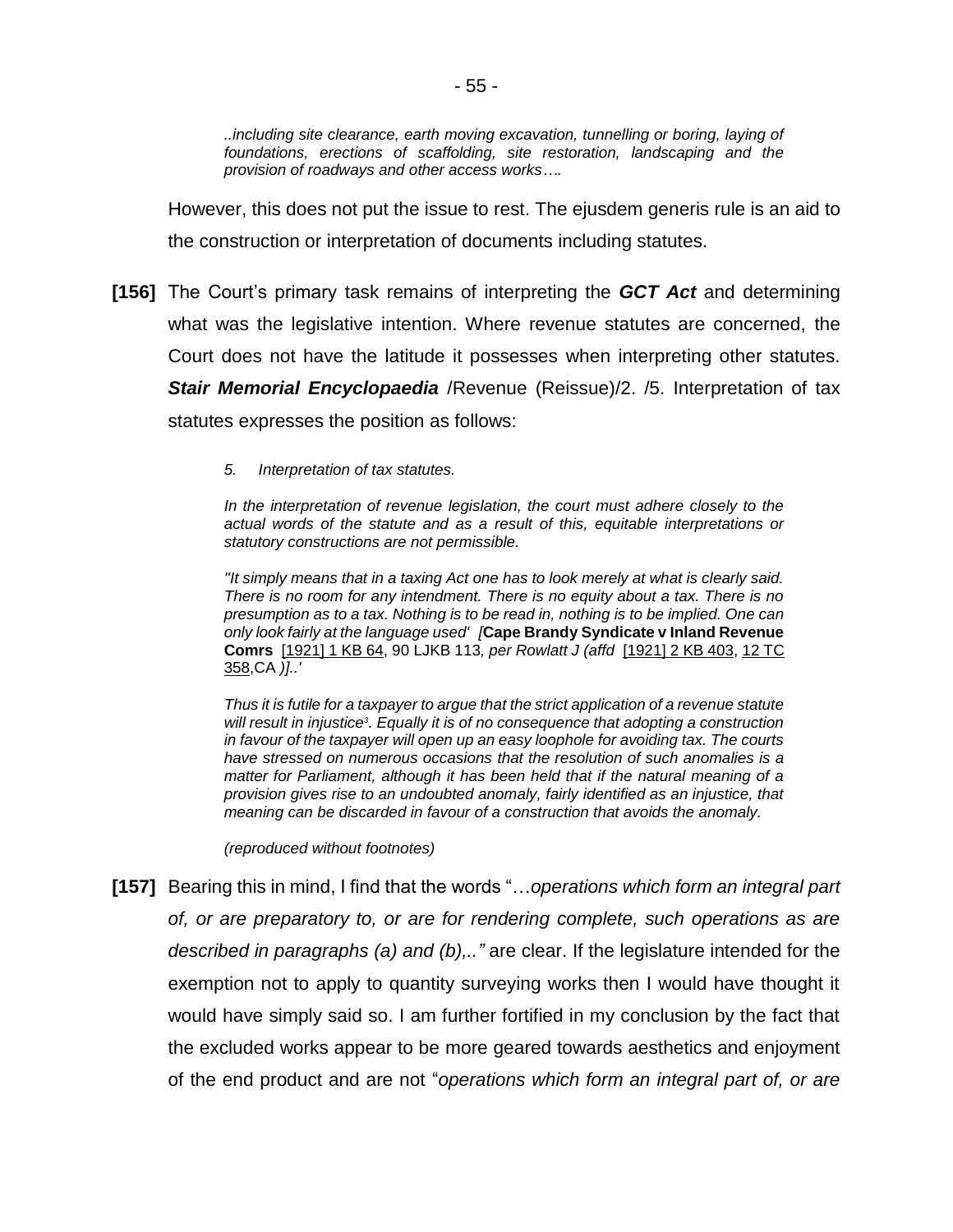*..including site clearance, earth moving excavation, tunnelling or boring, laying of foundations, erections of scaffolding, site restoration, landscaping and the provision of roadways and other access works….*

However, this does not put the issue to rest. The ejusdem generis rule is an aid to the construction or interpretation of documents including statutes.

**[156]** The Court's primary task remains of interpreting the ***GCT Act*** and determining what was the legislative intention. Where revenue statutes are concerned, the Court does not have the latitude it possesses when interpreting other statutes. ***Stair Memorial Encyclopaedia*** /Revenue (Reissue)/2. /5. Interpretation of tax statutes expresses the position as follows:

> *5. Interpretation of tax statutes.*
>
> *In the interpretation of revenue legislation, the court must adhere closely to the actual words of the statute and as a result of this, equitable interpretations or statutory constructions are not permissible.*
>
> *"It simply means that in a taxing Act one has to look merely at what is clearly said. There is no room for any intendment. There is no equity about a tax. There is no presumption as to a tax. Nothing is to be read in, nothing is to be implied. One can only look fairly at the language used' [***Cape Brandy Syndicate v Inland Revenue Comrs*** [1921] 1 KB 64, 90 LJKB 113, per Rowlatt J (affd [1921] 2 KB 403, 12 TC 358,CA )]..'*
>
> *Thus it is futile for a taxpayer to argue that the strict application of a revenue statute will result in injustice[3]. Equally it is of no consequence that adopting a construction in favour of the taxpayer will open up an easy loophole for avoiding tax. The courts have stressed on numerous occasions that the resolution of such anomalies is a matter for Parliament, although it has been held that if the natural meaning of a provision gives rise to an undoubted anomaly, fairly identified as an injustice, that meaning can be discarded in favour of a construction that avoids the anomaly.*
>
> *(reproduced without footnotes)*

**[157]** Bearing this in mind, I find that the words "…*operations which form an integral part of, or are preparatory to, or are for rendering complete, such operations as are described in paragraphs (a) and (b),.."* are clear. If the legislature intended for the exemption not to apply to quantity surveying works then I would have thought it would have simply said so. I am further fortified in my conclusion by the fact that the excluded works appear to be more geared towards aesthetics and enjoyment of the end product and are not "*operations which form an integral part of, or are*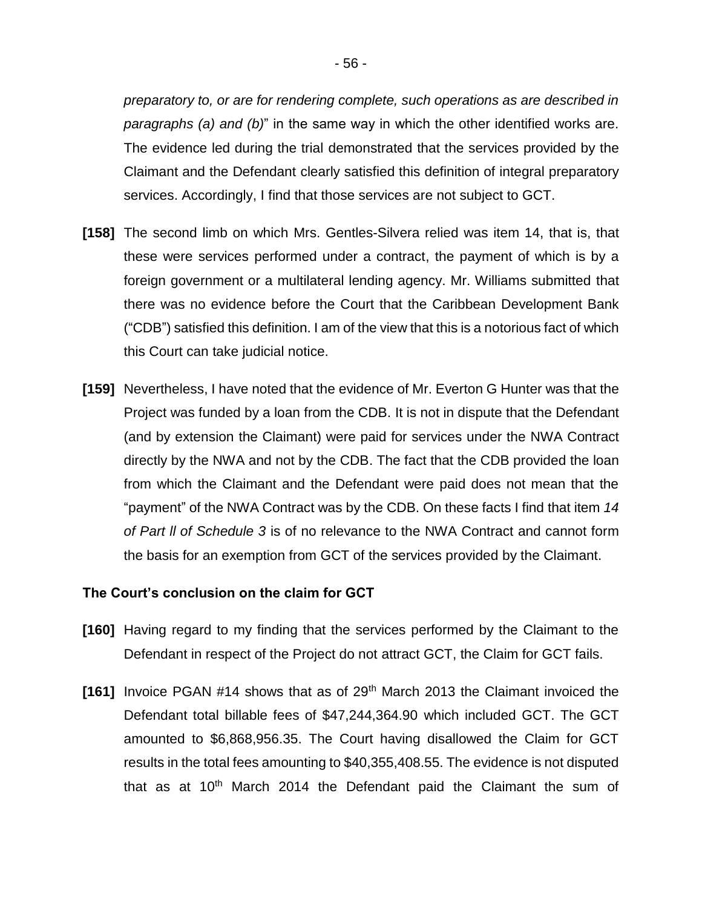*preparatory to, or are for rendering complete, such operations as are described in paragraphs (a) and (b)*" in the same way in which the other identified works are. The evidence led during the trial demonstrated that the services provided by the Claimant and the Defendant clearly satisfied this definition of integral preparatory services. Accordingly, I find that those services are not subject to GCT.

**[158]** The second limb on which Mrs. Gentles-Silvera relied was item 14, that is, that these were services performed under a contract, the payment of which is by a foreign government or a multilateral lending agency. Mr. Williams submitted that there was no evidence before the Court that the Caribbean Development Bank ("CDB") satisfied this definition. I am of the view that this is a notorious fact of which this Court can take judicial notice.

**[159]** Nevertheless, I have noted that the evidence of Mr. Everton G Hunter was that the Project was funded by a loan from the CDB. It is not in dispute that the Defendant (and by extension the Claimant) were paid for services under the NWA Contract directly by the NWA and not by the CDB. The fact that the CDB provided the loan from which the Claimant and the Defendant were paid does not mean that the "payment" of the NWA Contract was by the CDB. On these facts I find that item *14 of Part ll of Schedule 3* is of no relevance to the NWA Contract and cannot form the basis for an exemption from GCT of the services provided by the Claimant.

**The Court's conclusion on the claim for GCT**

**[160]** Having regard to my finding that the services performed by the Claimant to the Defendant in respect of the Project do not attract GCT, the Claim for GCT fails.

**[161]** Invoice PGAN #14 shows that as of 29th March 2013 the Claimant invoiced the Defendant total billable fees of $47,244,364.90 which included GCT. The GCT amounted to $6,868,956.35. The Court having disallowed the Claim for GCT results in the total fees amounting to $40,355,408.55. The evidence is not disputed that as at 10th March 2014 the Defendant paid the Claimant the sum of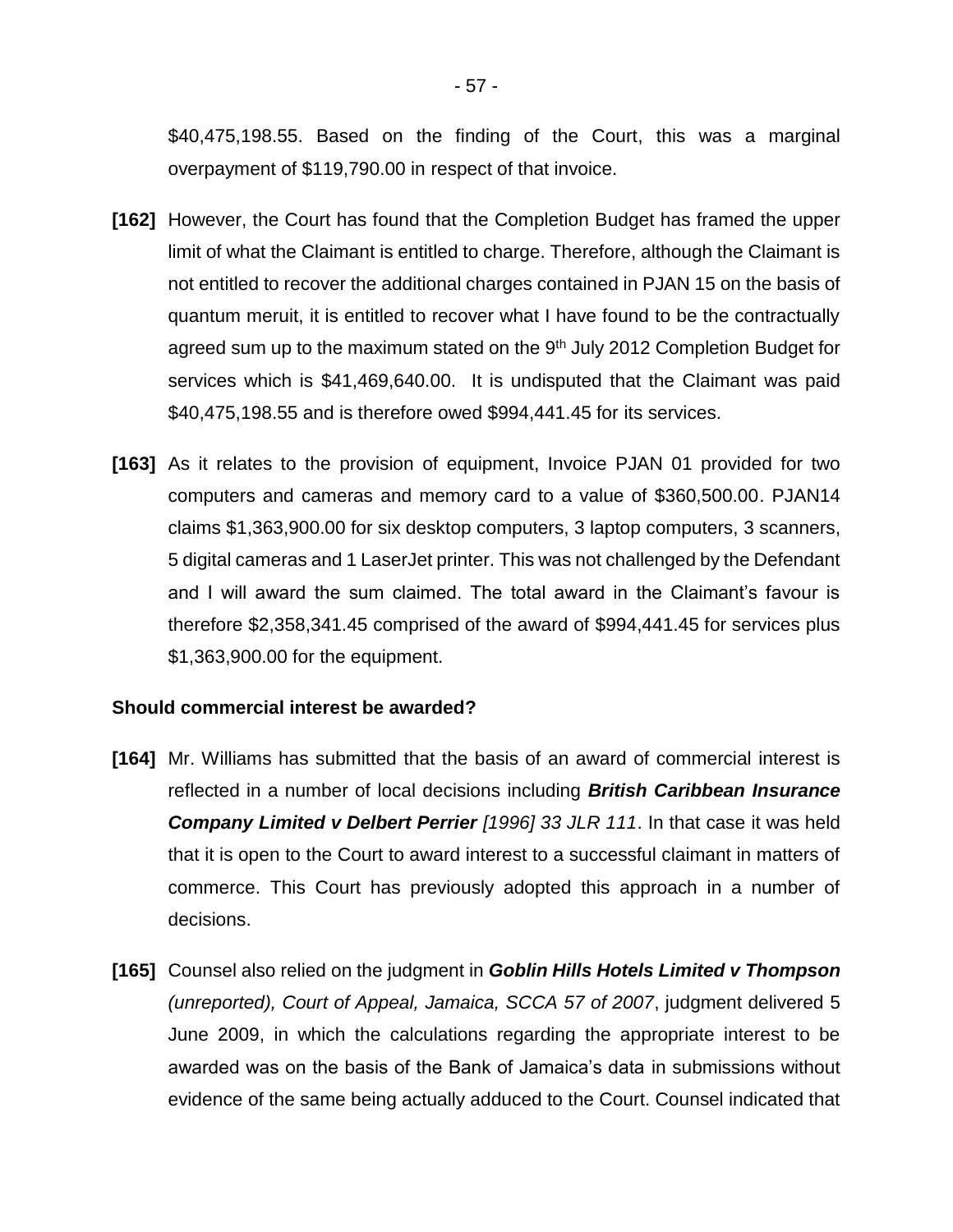$40,475,198.55. Based on the finding of the Court, this was a marginal overpayment of $119,790.00 in respect of that invoice.

**[162]** However, the Court has found that the Completion Budget has framed the upper limit of what the Claimant is entitled to charge. Therefore, although the Claimant is not entitled to recover the additional charges contained in PJAN 15 on the basis of quantum meruit, it is entitled to recover what I have found to be the contractually agreed sum up to the maximum stated on the 9th July 2012 Completion Budget for services which is $41,469,640.00. It is undisputed that the Claimant was paid $40,475,198.55 and is therefore owed $994,441.45 for its services.

**[163]** As it relates to the provision of equipment, Invoice PJAN 01 provided for two computers and cameras and memory card to a value of $360,500.00. PJAN14 claims $1,363,900.00 for six desktop computers, 3 laptop computers, 3 scanners, 5 digital cameras and 1 LaserJet printer. This was not challenged by the Defendant and I will award the sum claimed. The total award in the Claimant's favour is therefore $2,358,341.45 comprised of the award of $994,441.45 for services plus $1,363,900.00 for the equipment.

**Should commercial interest be awarded?**

**[164]** Mr. Williams has submitted that the basis of an award of commercial interest is reflected in a number of local decisions including ***British Caribbean Insurance Company Limited v Delbert Perrier*** *[1996] 33 JLR 111*. In that case it was held that it is open to the Court to award interest to a successful claimant in matters of commerce. This Court has previously adopted this approach in a number of decisions.

**[165]** Counsel also relied on the judgment in ***Goblin Hills Hotels Limited v Thompson*** *(unreported), Court of Appeal, Jamaica, SCCA 57 of 2007*, judgment delivered 5 June 2009, in which the calculations regarding the appropriate interest to be awarded was on the basis of the Bank of Jamaica's data in submissions without evidence of the same being actually adduced to the Court. Counsel indicated that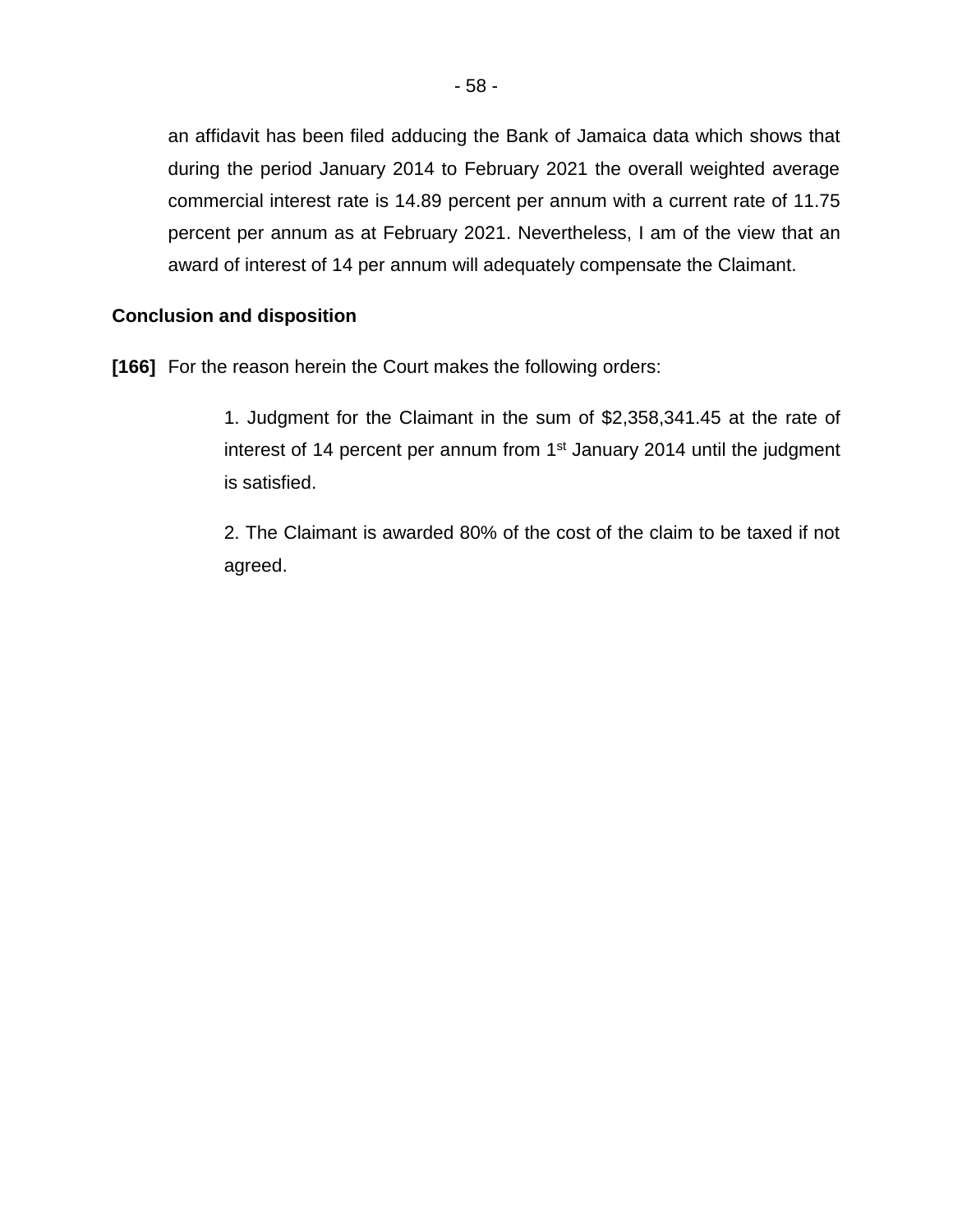an affidavit has been filed adducing the Bank of Jamaica data which shows that during the period January 2014 to February 2021 the overall weighted average commercial interest rate is 14.89 percent per annum with a current rate of 11.75 percent per annum as at February 2021. Nevertheless, I am of the view that an award of interest of 14 per annum will adequately compensate the Claimant.

**Conclusion and disposition**

**[166]** For the reason herein the Court makes the following orders:

1. Judgment for the Claimant in the sum of $2,358,341.45 at the rate of interest of 14 percent per annum from 1st January 2014 until the judgment is satisfied.

2. The Claimant is awarded 80% of the cost of the claim to be taxed if not agreed.